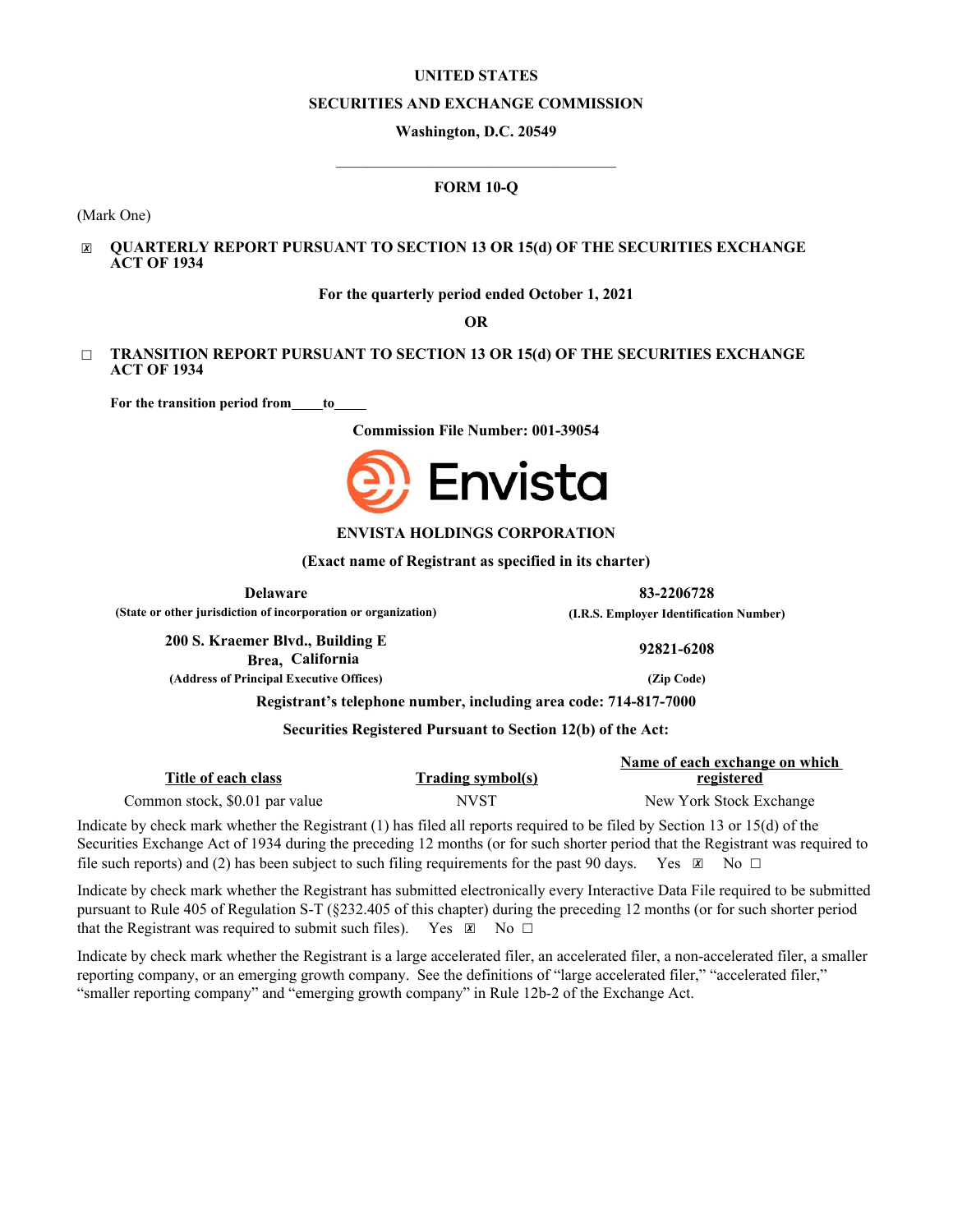**UNITED STATES**

**SECURITIES AND EXCHANGE COMMISSION**

**Washington, D.C. 20549**

---

**FORM 10-Q**

(Mark One)

☒ **QUARTERLY REPORT PURSUANT TO SECTION 13 OR 15(d) OF THE SECURITIES EXCHANGE ACT OF 1934**

**For the quarterly period ended October 1, 2021**

**OR**

☐ **TRANSITION REPORT PURSUANT TO SECTION 13 OR 15(d) OF THE SECURITIES EXCHANGE ACT OF 1934**

**For the transition period from\_\_\_\_to\_\_\_\_**

**Commission File Number: 001-39054**

Envista

**ENVISTA HOLDINGS CORPORATION**

**(Exact name of Registrant as specified in its charter)**

| **Delaware** | **83-2206728** |
|---|---|
| **(State or other jurisdiction of incorporation or organization)** | **(I.R.S. Employer Identification Number)** |
| **200 S. Kraemer Blvd., Building E Brea, California** | **92821-6208** |
| **(Address of Principal Executive Offices)** | **(Zip Code)** |

**Registrant's telephone number, including area code: 714-817-7000**

**Securities Registered Pursuant to Section 12(b) of the Act:**

| Title of each class | Trading symbol(s) | Name of each exchange on which registered |
|---|---|---|
| Common stock, $0.01 par value | NVST | New York Stock Exchange |

Indicate by check mark whether the Registrant (1) has filed all reports required to be filed by Section 13 or 15(d) of the Securities Exchange Act of 1934 during the preceding 12 months (or for such shorter period that the Registrant was required to file such reports) and (2) has been subject to such filing requirements for the past 90 days. Yes ☒ No ☐

Indicate by check mark whether the Registrant has submitted electronically every Interactive Data File required to be submitted pursuant to Rule 405 of Regulation S-T (§232.405 of this chapter) during the preceding 12 months (or for such shorter period that the Registrant was required to submit such files). Yes ☒ No ☐

Indicate by check mark whether the Registrant is a large accelerated filer, an accelerated filer, a non-accelerated filer, a smaller reporting company, or an emerging growth company. See the definitions of "large accelerated filer," "accelerated filer," "smaller reporting company" and "emerging growth company" in Rule 12b-2 of the Exchange Act.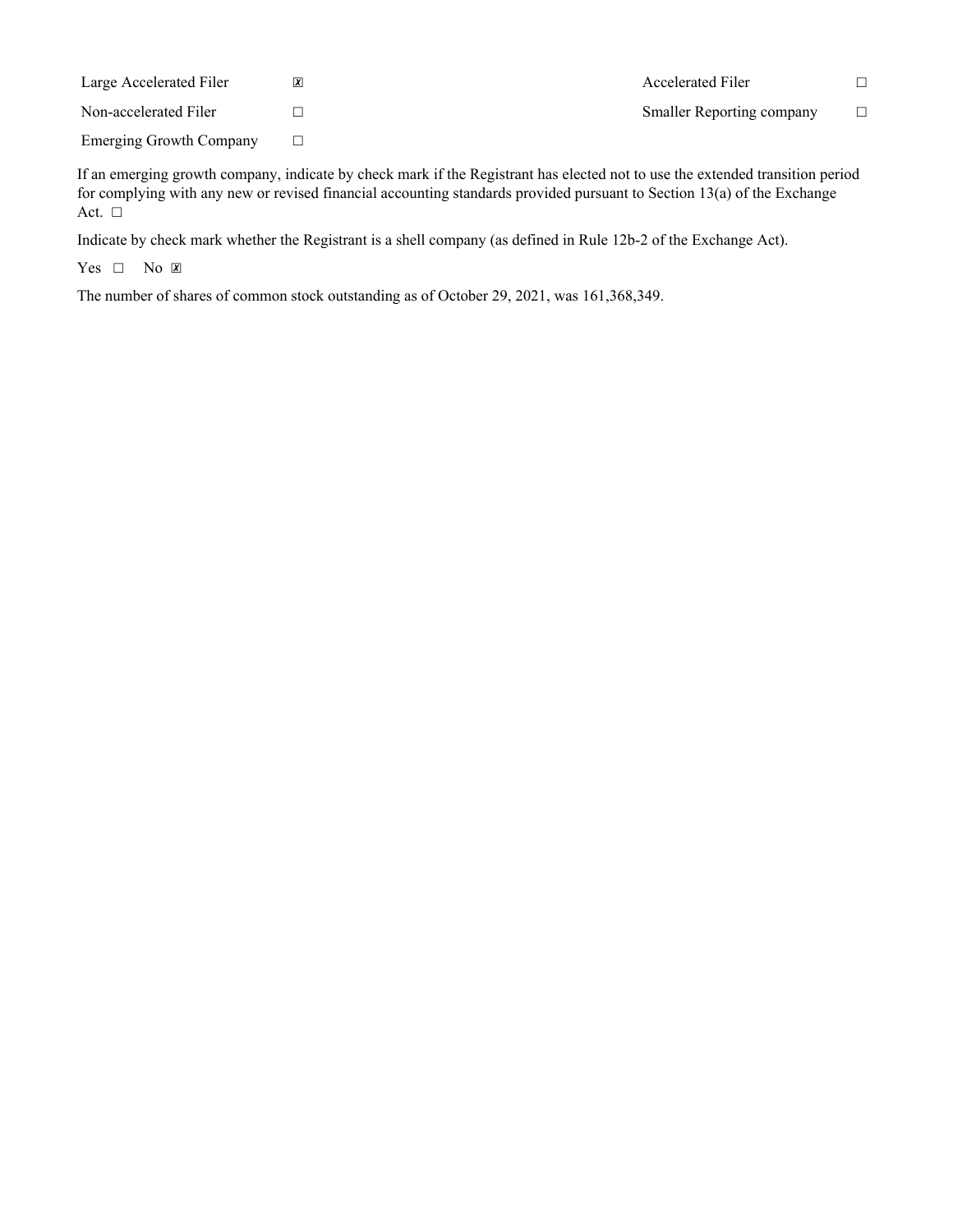| | | | |
|---|---|---|---|
| Large Accelerated Filer | ☒ | Accelerated Filer | ☐ |
| Non-accelerated Filer | ☐ | Smaller Reporting company | ☐ |
| Emerging Growth Company | ☐ | | |

If an emerging growth company, indicate by check mark if the Registrant has elected not to use the extended transition period for complying with any new or revised financial accounting standards provided pursuant to Section 13(a) of the Exchange Act. ☐

Indicate by check mark whether the Registrant is a shell company (as defined in Rule 12b-2 of the Exchange Act).

Yes ☐ No ☒

The number of shares of common stock outstanding as of October 29, 2021, was 161,368,349.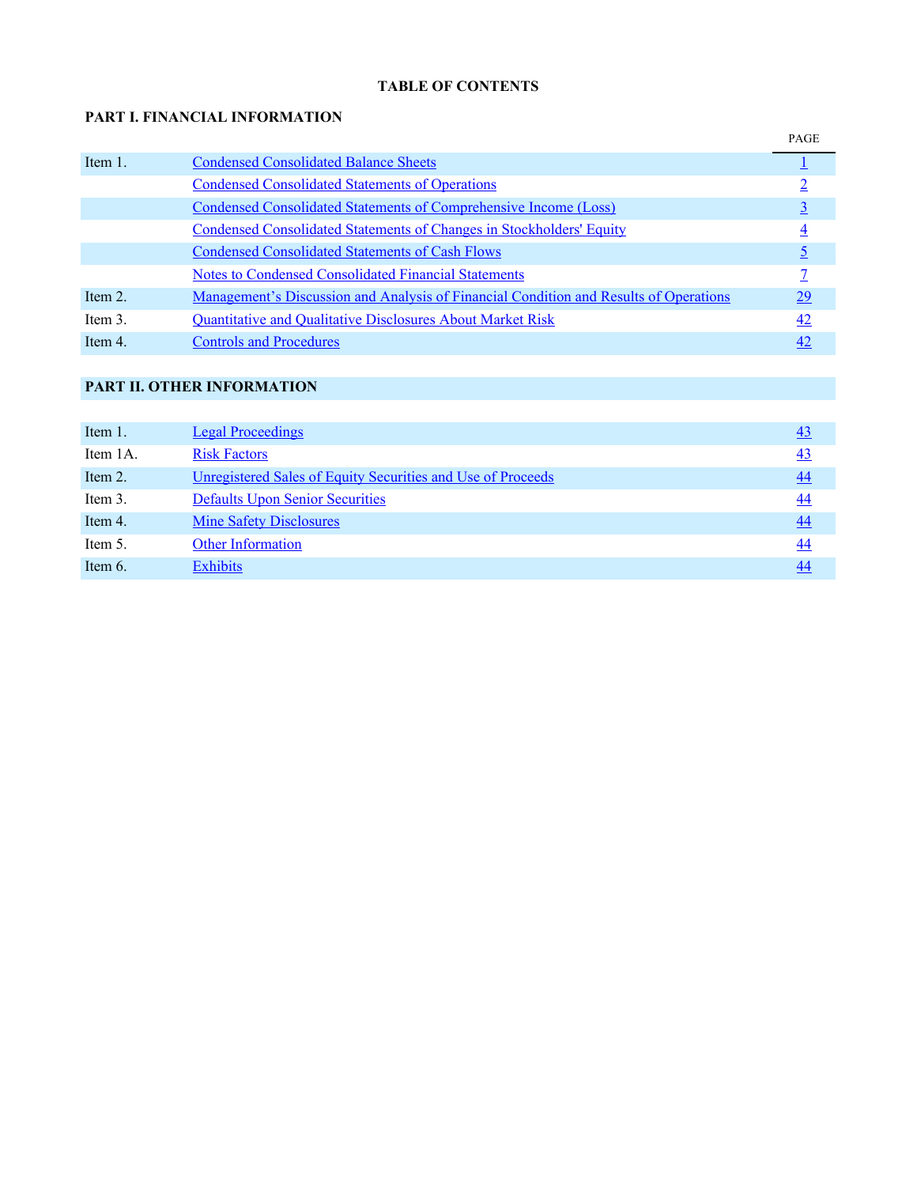# TABLE OF CONTENTS

## PART I. FINANCIAL INFORMATION

| | | PAGE |
|---|---|---|
| Item 1. | Condensed Consolidated Balance Sheets | 1 |
| | Condensed Consolidated Statements of Operations | 2 |
| | Condensed Consolidated Statements of Comprehensive Income (Loss) | 3 |
| | Condensed Consolidated Statements of Changes in Stockholders' Equity | 4 |
| | Condensed Consolidated Statements of Cash Flows | 5 |
| | Notes to Condensed Consolidated Financial Statements | 7 |
| Item 2. | Management's Discussion and Analysis of Financial Condition and Results of Operations | 29 |
| Item 3. | Quantitative and Qualitative Disclosures About Market Risk | 42 |
| Item 4. | Controls and Procedures | 42 |

## PART II. OTHER INFORMATION

| | | |
|---|---|---|
| Item 1. | Legal Proceedings | 43 |
| Item 1A. | Risk Factors | 43 |
| Item 2. | Unregistered Sales of Equity Securities and Use of Proceeds | 44 |
| Item 3. | Defaults Upon Senior Securities | 44 |
| Item 4. | Mine Safety Disclosures | 44 |
| Item 5. | Other Information | 44 |
| Item 6. | Exhibits | 44 |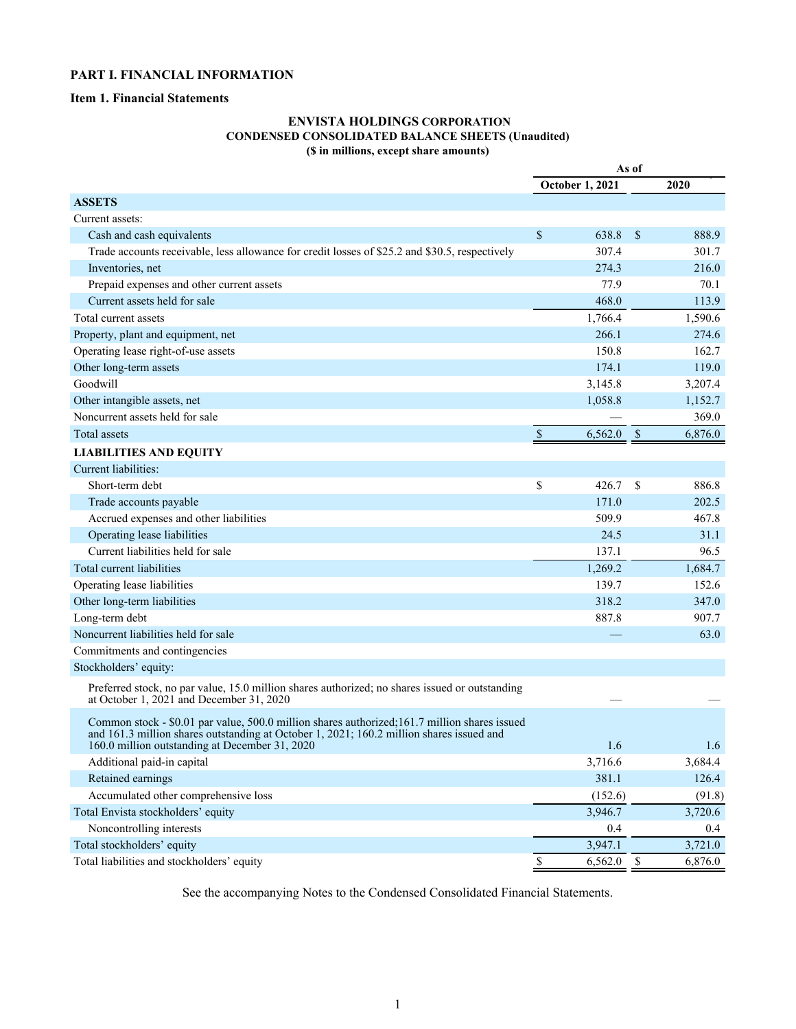# PART I. FINANCIAL INFORMATION

## Item 1. Financial Statements

**ENVISTA HOLDINGS CORPORATION**
**CONDENSED CONSOLIDATED BALANCE SHEETS (Unaudited)**
**($ in millions, except share amounts)**

| | As of | |
|---|---|---|
| | October 1, 2021 | 2020 |
| **ASSETS** | | |
| Current assets: | | |
| Cash and cash equivalents | $ 638.8 | $ 888.9 |
| Trade accounts receivable, less allowance for credit losses of $25.2 and $30.5, respectively | 307.4 | 301.7 |
| Inventories, net | 274.3 | 216.0 |
| Prepaid expenses and other current assets | 77.9 | 70.1 |
| Current assets held for sale | 468.0 | 113.9 |
| Total current assets | 1,766.4 | 1,590.6 |
| Property, plant and equipment, net | 266.1 | 274.6 |
| Operating lease right-of-use assets | 150.8 | 162.7 |
| Other long-term assets | 174.1 | 119.0 |
| Goodwill | 3,145.8 | 3,207.4 |
| Other intangible assets, net | 1,058.8 | 1,152.7 |
| Noncurrent assets held for sale | — | 369.0 |
| Total assets | $ 6,562.0 | $ 6,876.0 |
| **LIABILITIES AND EQUITY** | | |
| Current liabilities: | | |
| Short-term debt | $ 426.7 | $ 886.8 |
| Trade accounts payable | 171.0 | 202.5 |
| Accrued expenses and other liabilities | 509.9 | 467.8 |
| Operating lease liabilities | 24.5 | 31.1 |
| Current liabilities held for sale | 137.1 | 96.5 |
| Total current liabilities | 1,269.2 | 1,684.7 |
| Operating lease liabilities | 139.7 | 152.6 |
| Other long-term liabilities | 318.2 | 347.0 |
| Long-term debt | 887.8 | 907.7 |
| Noncurrent liabilities held for sale | — | 63.0 |
| Commitments and contingencies | | |
| Stockholders' equity: | | |
| Preferred stock, no par value, 15.0 million shares authorized; no shares issued or outstanding at October 1, 2021 and December 31, 2020 | — | — |
| Common stock - $0.01 par value, 500.0 million shares authorized;161.7 million shares issued and 161.3 million shares outstanding at October 1, 2021; 160.2 million shares issued and 160.0 million outstanding at December 31, 2020 | 1.6 | 1.6 |
| Additional paid-in capital | 3,716.6 | 3,684.4 |
| Retained earnings | 381.1 | 126.4 |
| Accumulated other comprehensive loss | (152.6) | (91.8) |
| Total Envista stockholders' equity | 3,946.7 | 3,720.6 |
| Noncontrolling interests | 0.4 | 0.4 |
| Total stockholders' equity | 3,947.1 | 3,721.0 |
| Total liabilities and stockholders' equity | $ 6,562.0 | $ 6,876.0 |

See the accompanying Notes to the Condensed Consolidated Financial Statements.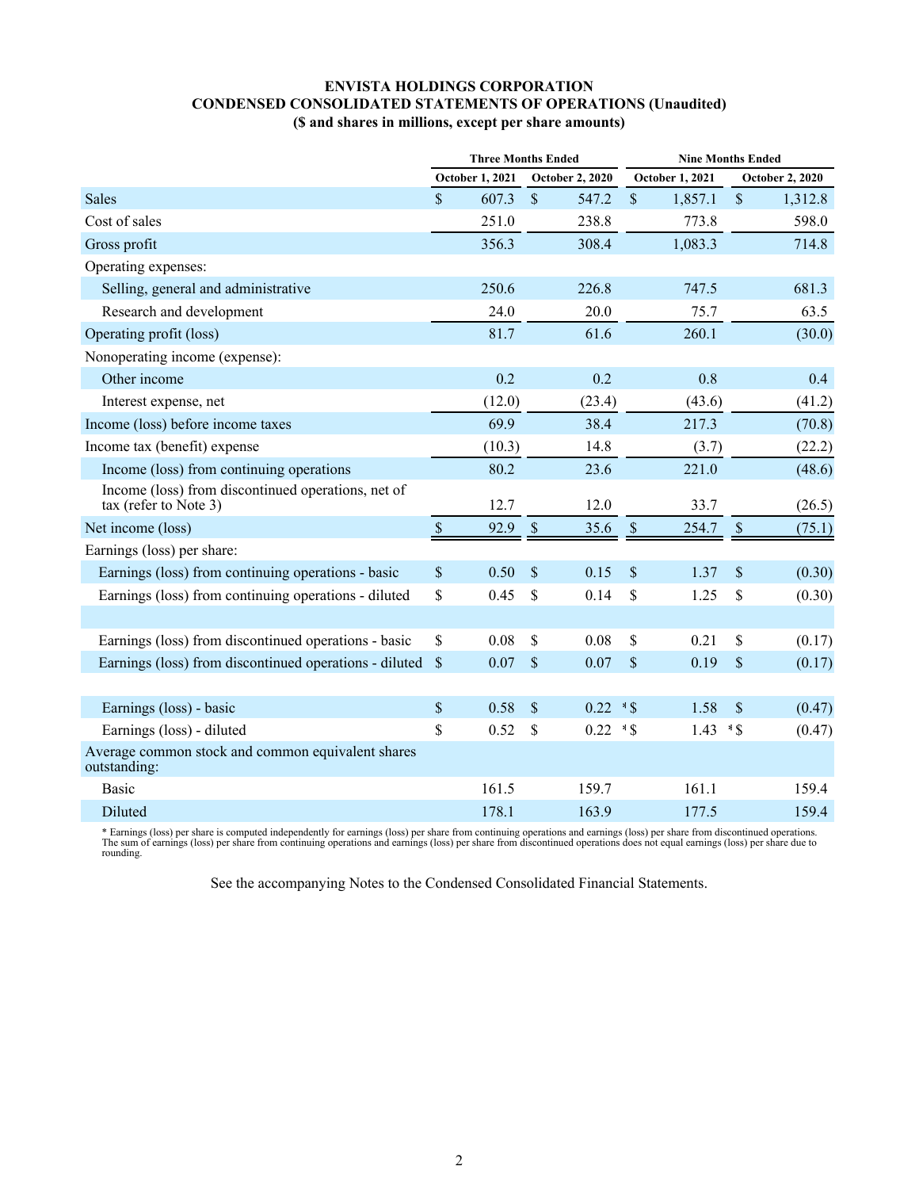# ENVISTA HOLDINGS CORPORATION
## CONDENSED CONSOLIDATED STATEMENTS OF OPERATIONS (Unaudited)
### ($ and shares in millions, except per share amounts)

| | Three Months Ended | | Nine Months Ended | |
|---|---|---|---|---|
| | October 1, 2021 | October 2, 2020 | October 1, 2021 | October 2, 2020 |
| Sales | $ 607.3 | $ 547.2 | $ 1,857.1 | $ 1,312.8 |
| Cost of sales | 251.0 | 238.8 | 773.8 | 598.0 |
| Gross profit | 356.3 | 308.4 | 1,083.3 | 714.8 |
| Operating expenses: | | | | |
| Selling, general and administrative | 250.6 | 226.8 | 747.5 | 681.3 |
| Research and development | 24.0 | 20.0 | 75.7 | 63.5 |
| Operating profit (loss) | 81.7 | 61.6 | 260.1 | (30.0) |
| Nonoperating income (expense): | | | | |
| Other income | 0.2 | 0.2 | 0.8 | 0.4 |
| Interest expense, net | (12.0) | (23.4) | (43.6) | (41.2) |
| Income (loss) before income taxes | 69.9 | 38.4 | 217.3 | (70.8) |
| Income tax (benefit) expense | (10.3) | 14.8 | (3.7) | (22.2) |
| Income (loss) from continuing operations | 80.2 | 23.6 | 221.0 | (48.6) |
| Income (loss) from discontinued operations, net of tax (refer to Note 3) | 12.7 | 12.0 | 33.7 | (26.5) |
| Net income (loss) | $ 92.9 | $ 35.6 | $ 254.7 | $ (75.1) |
| Earnings (loss) per share: | | | | |
| Earnings (loss) from continuing operations - basic | $ 0.50 | $ 0.15 | $ 1.37 | $ (0.30) |
| Earnings (loss) from continuing operations - diluted | $ 0.45 | $ 0.14 | $ 1.25 | $ (0.30) |
| | | | | |
| Earnings (loss) from discontinued operations - basic | $ 0.08 | $ 0.08 | $ 0.21 | $ (0.17) |
| Earnings (loss) from discontinued operations - diluted | $ 0.07 | $ 0.07 | $ 0.19 | $ (0.17) |
| | | | | |
| Earnings (loss) - basic | $ 0.58 | $ 0.22 * | $ 1.58 | $ (0.47) |
| Earnings (loss) - diluted | $ 0.52 | $ 0.22 * | $ 1.43 * | $ (0.47) |
| Average common stock and common equivalent shares outstanding: | | | | |
| Basic | 161.5 | 159.7 | 161.1 | 159.4 |
| Diluted | 178.1 | 163.9 | 177.5 | 159.4 |

* Earnings (loss) per share is computed independently for earnings (loss) per share from continuing operations and earnings (loss) per share from discontinued operations. The sum of earnings (loss) per share from continuing operations and earnings (loss) per share from discontinued operations does not equal earnings (loss) per share due to rounding.

See the accompanying Notes to the Condensed Consolidated Financial Statements.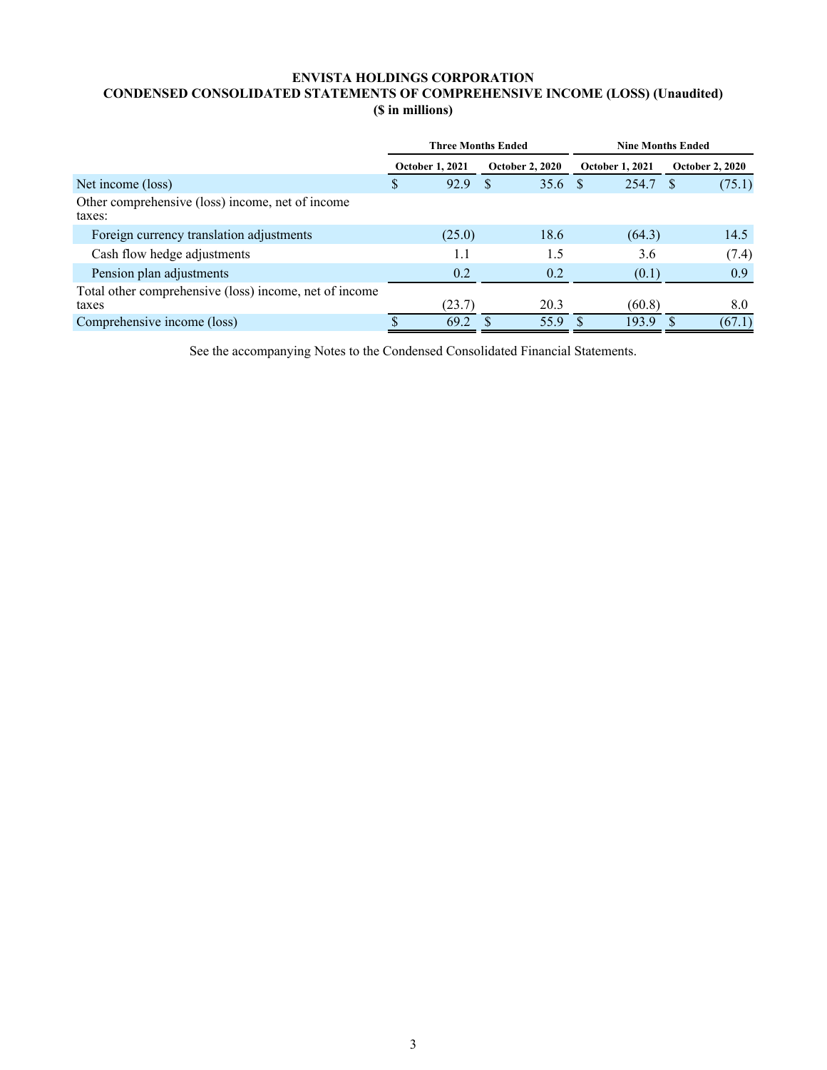# ENVISTA HOLDINGS CORPORATION
## CONDENSED CONSOLIDATED STATEMENTS OF COMPREHENSIVE INCOME (LOSS) (Unaudited)
### ($ in millions)

| | Three Months Ended | | Nine Months Ended | |
|---|---|---|---|---|
| | October 1, 2021 | October 2, 2020 | October 1, 2021 | October 2, 2020 |
| Net income (loss) | $ 92.9 | $ 35.6 | $ 254.7 | $ (75.1) |
| Other comprehensive (loss) income, net of income taxes: | | | | |
| Foreign currency translation adjustments | (25.0) | 18.6 | (64.3) | 14.5 |
| Cash flow hedge adjustments | 1.1 | 1.5 | 3.6 | (7.4) |
| Pension plan adjustments | 0.2 | 0.2 | (0.1) | 0.9 |
| Total other comprehensive (loss) income, net of income taxes | (23.7) | 20.3 | (60.8) | 8.0 |
| Comprehensive income (loss) | $ 69.2 | $ 55.9 | $ 193.9 | $ (67.1) |

See the accompanying Notes to the Condensed Consolidated Financial Statements.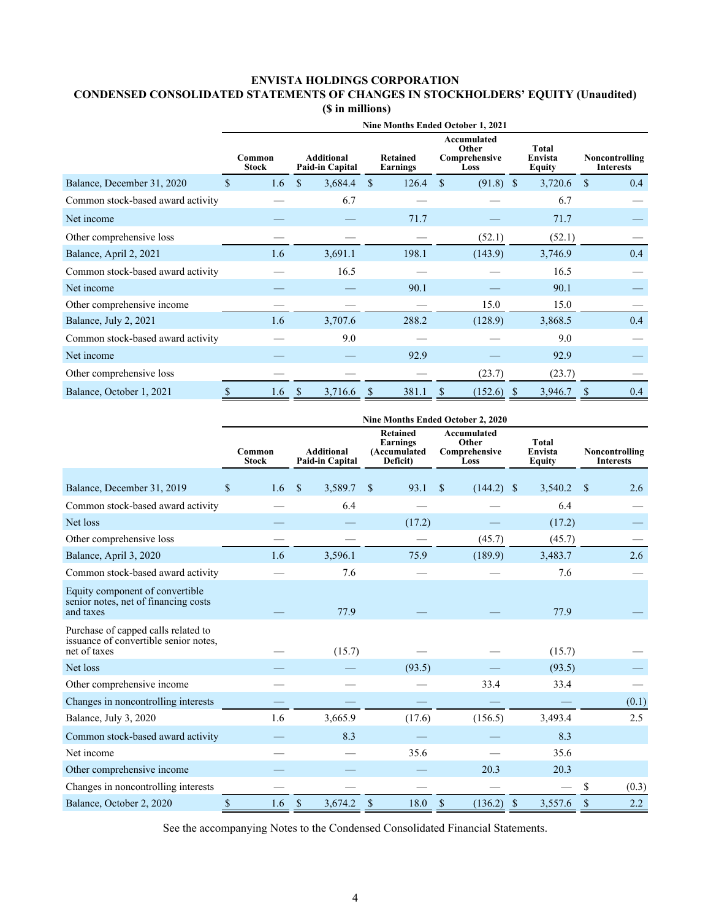# ENVISTA HOLDINGS CORPORATION
## CONDENSED CONSOLIDATED STATEMENTS OF CHANGES IN STOCKHOLDERS' EQUITY (Unaudited)
### ($ in millions)

| | Nine Months Ended October 1, 2021 | | | | | |
|---|---|---|---|---|---|---|
| | Common Stock | Additional Paid-in Capital | Retained Earnings | Accumulated Other Comprehensive Loss | Total Envista Equity | Noncontrolling Interests |
| Balance, December 31, 2020 | $ 1.6 | $ 3,684.4 | $ 126.4 | $ (91.8) | $ 3,720.6 | $ 0.4 |
| Common stock-based award activity | — | 6.7 | — | — | 6.7 | — |
| Net income | — | — | 71.7 | — | 71.7 | — |
| Other comprehensive loss | — | — | — | (52.1) | (52.1) | — |
| Balance, April 2, 2021 | 1.6 | 3,691.1 | 198.1 | (143.9) | 3,746.9 | 0.4 |
| Common stock-based award activity | — | 16.5 | — | — | 16.5 | — |
| Net income | — | — | 90.1 | — | 90.1 | — |
| Other comprehensive income | — | — | — | 15.0 | 15.0 | — |
| Balance, July 2, 2021 | 1.6 | 3,707.6 | 288.2 | (128.9) | 3,868.5 | 0.4 |
| Common stock-based award activity | — | 9.0 | — | — | 9.0 | — |
| Net income | — | — | 92.9 | — | 92.9 | — |
| Other comprehensive loss | — | — | — | (23.7) | (23.7) | — |
| Balance, October 1, 2021 | $ 1.6 | $ 3,716.6 | $ 381.1 | $ (152.6) | $ 3,946.7 | $ 0.4 |

| | Nine Months Ended October 2, 2020 | | | | | |
|---|---|---|---|---|---|---|
| | Common Stock | Additional Paid-in Capital | Retained Earnings (Accumulated Deficit) | Accumulated Other Comprehensive Loss | Total Envista Equity | Noncontrolling Interests |
| Balance, December 31, 2019 | $ 1.6 | $ 3,589.7 | $ 93.1 | $ (144.2) | $ 3,540.2 | $ 2.6 |
| Common stock-based award activity | — | 6.4 | — | — | 6.4 | — |
| Net loss | — | — | (17.2) | — | (17.2) | — |
| Other comprehensive loss | — | — | — | (45.7) | (45.7) | — |
| Balance, April 3, 2020 | 1.6 | 3,596.1 | 75.9 | (189.9) | 3,483.7 | 2.6 |
| Common stock-based award activity | — | 7.6 | — | — | 7.6 | — |
| Equity component of convertible senior notes, net of financing costs and taxes | — | 77.9 | — | — | 77.9 | — |
| Purchase of capped calls related to issuance of convertible senior notes, net of taxes | — | (15.7) | — | — | (15.7) | — |
| Net loss | — | — | (93.5) | — | (93.5) | — |
| Other comprehensive income | — | — | — | 33.4 | 33.4 | — |
| Changes in noncontrolling interests | — | — | — | — | — | (0.1) |
| Balance, July 3, 2020 | 1.6 | 3,665.9 | (17.6) | (156.5) | 3,493.4 | 2.5 |
| Common stock-based award activity | — | 8.3 | — | — | 8.3 | |
| Net income | — | — | 35.6 | — | 35.6 | |
| Other comprehensive income | — | — | — | 20.3 | 20.3 | |
| Changes in noncontrolling interests | — | — | — | — | — | $ (0.3) |
| Balance, October 2, 2020 | $ 1.6 | $ 3,674.2 | $ 18.0 | $ (136.2) | $ 3,557.6 | $ 2.2 |

See the accompanying Notes to the Condensed Consolidated Financial Statements.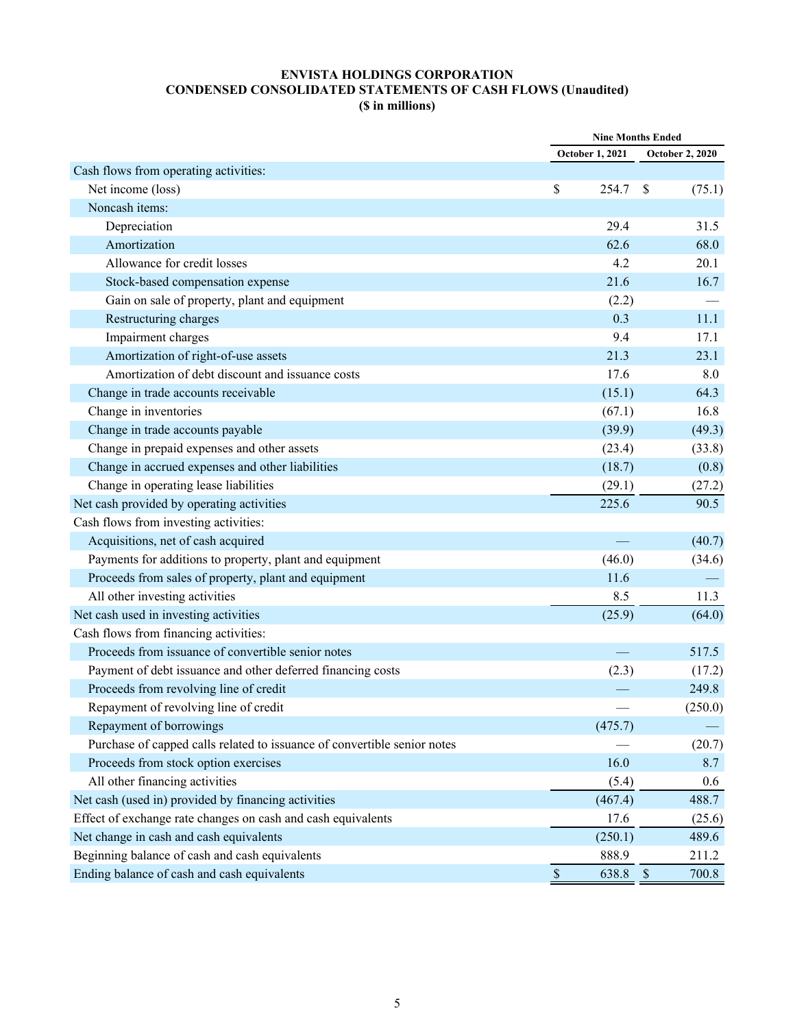# ENVISTA HOLDINGS CORPORATION
## CONDENSED CONSOLIDATED STATEMENTS OF CASH FLOWS (Unaudited)
### ($ in millions)

| | Nine Months Ended | |
|---|---|---|
| | October 1, 2021 | October 2, 2020 |
| Cash flows from operating activities: | | |
| Net income (loss) | $ 254.7 | $ (75.1) |
| Noncash items: | | |
| Depreciation | 29.4 | 31.5 |
| Amortization | 62.6 | 68.0 |
| Allowance for credit losses | 4.2 | 20.1 |
| Stock-based compensation expense | 21.6 | 16.7 |
| Gain on sale of property, plant and equipment | (2.2) | — |
| Restructuring charges | 0.3 | 11.1 |
| Impairment charges | 9.4 | 17.1 |
| Amortization of right-of-use assets | 21.3 | 23.1 |
| Amortization of debt discount and issuance costs | 17.6 | 8.0 |
| Change in trade accounts receivable | (15.1) | 64.3 |
| Change in inventories | (67.1) | 16.8 |
| Change in trade accounts payable | (39.9) | (49.3) |
| Change in prepaid expenses and other assets | (23.4) | (33.8) |
| Change in accrued expenses and other liabilities | (18.7) | (0.8) |
| Change in operating lease liabilities | (29.1) | (27.2) |
| Net cash provided by operating activities | 225.6 | 90.5 |
| Cash flows from investing activities: | | |
| Acquisitions, net of cash acquired | — | (40.7) |
| Payments for additions to property, plant and equipment | (46.0) | (34.6) |
| Proceeds from sales of property, plant and equipment | 11.6 | — |
| All other investing activities | 8.5 | 11.3 |
| Net cash used in investing activities | (25.9) | (64.0) |
| Cash flows from financing activities: | | |
| Proceeds from issuance of convertible senior notes | — | 517.5 |
| Payment of debt issuance and other deferred financing costs | (2.3) | (17.2) |
| Proceeds from revolving line of credit | — | 249.8 |
| Repayment of revolving line of credit | — | (250.0) |
| Repayment of borrowings | (475.7) | — |
| Purchase of capped calls related to issuance of convertible senior notes | — | (20.7) |
| Proceeds from stock option exercises | 16.0 | 8.7 |
| All other financing activities | (5.4) | 0.6 |
| Net cash (used in) provided by financing activities | (467.4) | 488.7 |
| Effect of exchange rate changes on cash and cash equivalents | 17.6 | (25.6) |
| Net change in cash and cash equivalents | (250.1) | 489.6 |
| Beginning balance of cash and cash equivalents | 888.9 | 211.2 |
| Ending balance of cash and cash equivalents | $ 638.8 | $ 700.8 |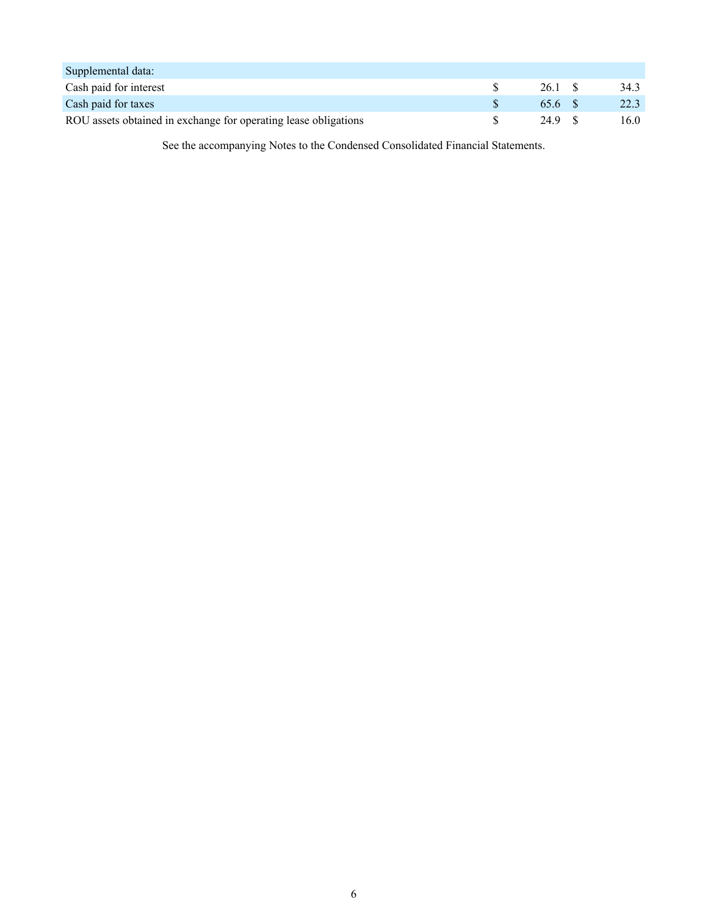| Supplemental data: | | |
|---|---|---|
| Cash paid for interest | $ 26.1 | $ 34.3 |
| Cash paid for taxes | $ 65.6 | $ 22.3 |
| ROU assets obtained in exchange for operating lease obligations | $ 24.9 | $ 16.0 |

See the accompanying Notes to the Condensed Consolidated Financial Statements.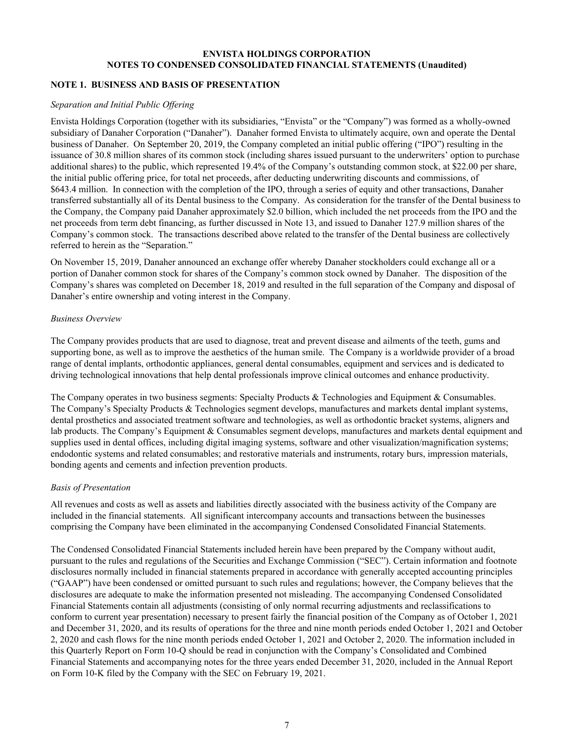**ENVISTA HOLDINGS CORPORATION**
**NOTES TO CONDENSED CONSOLIDATED FINANCIAL STATEMENTS (Unaudited)**

## NOTE 1. BUSINESS AND BASIS OF PRESENTATION

*Separation and Initial Public Offering*

Envista Holdings Corporation (together with its subsidiaries, "Envista" or the "Company") was formed as a wholly-owned subsidiary of Danaher Corporation ("Danaher"). Danaher formed Envista to ultimately acquire, own and operate the Dental business of Danaher. On September 20, 2019, the Company completed an initial public offering ("IPO") resulting in the issuance of 30.8 million shares of its common stock (including shares issued pursuant to the underwriters' option to purchase additional shares) to the public, which represented 19.4% of the Company's outstanding common stock, at $22.00 per share, the initial public offering price, for total net proceeds, after deducting underwriting discounts and commissions, of $643.4 million. In connection with the completion of the IPO, through a series of equity and other transactions, Danaher transferred substantially all of its Dental business to the Company. As consideration for the transfer of the Dental business to the Company, the Company paid Danaher approximately $2.0 billion, which included the net proceeds from the IPO and the net proceeds from term debt financing, as further discussed in Note 13, and issued to Danaher 127.9 million shares of the Company's common stock. The transactions described above related to the transfer of the Dental business are collectively referred to herein as the "Separation."

On November 15, 2019, Danaher announced an exchange offer whereby Danaher stockholders could exchange all or a portion of Danaher common stock for shares of the Company's common stock owned by Danaher. The disposition of the Company's shares was completed on December 18, 2019 and resulted in the full separation of the Company and disposal of Danaher's entire ownership and voting interest in the Company.

*Business Overview*

The Company provides products that are used to diagnose, treat and prevent disease and ailments of the teeth, gums and supporting bone, as well as to improve the aesthetics of the human smile. The Company is a worldwide provider of a broad range of dental implants, orthodontic appliances, general dental consumables, equipment and services and is dedicated to driving technological innovations that help dental professionals improve clinical outcomes and enhance productivity.

The Company operates in two business segments: Specialty Products & Technologies and Equipment & Consumables. The Company's Specialty Products & Technologies segment develops, manufactures and markets dental implant systems, dental prosthetics and associated treatment software and technologies, as well as orthodontic bracket systems, aligners and lab products. The Company's Equipment & Consumables segment develops, manufactures and markets dental equipment and supplies used in dental offices, including digital imaging systems, software and other visualization/magnification systems; endodontic systems and related consumables; and restorative materials and instruments, rotary burs, impression materials, bonding agents and cements and infection prevention products.

*Basis of Presentation*

All revenues and costs as well as assets and liabilities directly associated with the business activity of the Company are included in the financial statements. All significant intercompany accounts and transactions between the businesses comprising the Company have been eliminated in the accompanying Condensed Consolidated Financial Statements.

The Condensed Consolidated Financial Statements included herein have been prepared by the Company without audit, pursuant to the rules and regulations of the Securities and Exchange Commission ("SEC"). Certain information and footnote disclosures normally included in financial statements prepared in accordance with generally accepted accounting principles ("GAAP") have been condensed or omitted pursuant to such rules and regulations; however, the Company believes that the disclosures are adequate to make the information presented not misleading. The accompanying Condensed Consolidated Financial Statements contain all adjustments (consisting of only normal recurring adjustments and reclassifications to conform to current year presentation) necessary to present fairly the financial position of the Company as of October 1, 2021 and December 31, 2020, and its results of operations for the three and nine month periods ended October 1, 2021 and October 2, 2020 and cash flows for the nine month periods ended October 1, 2021 and October 2, 2020. The information included in this Quarterly Report on Form 10-Q should be read in conjunction with the Company's Consolidated and Combined Financial Statements and accompanying notes for the three years ended December 31, 2020, included in the Annual Report on Form 10-K filed by the Company with the SEC on February 19, 2021.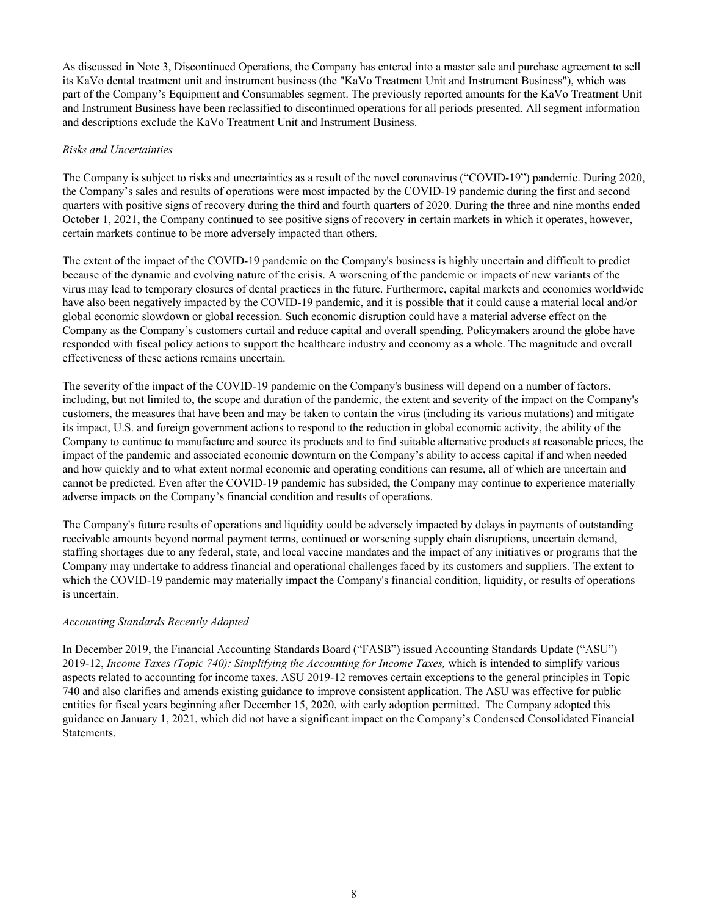As discussed in Note 3, Discontinued Operations, the Company has entered into a master sale and purchase agreement to sell its KaVo dental treatment unit and instrument business (the "KaVo Treatment Unit and Instrument Business"), which was part of the Company's Equipment and Consumables segment. The previously reported amounts for the KaVo Treatment Unit and Instrument Business have been reclassified to discontinued operations for all periods presented. All segment information and descriptions exclude the KaVo Treatment Unit and Instrument Business.

*Risks and Uncertainties*

The Company is subject to risks and uncertainties as a result of the novel coronavirus ("COVID-19") pandemic. During 2020, the Company's sales and results of operations were most impacted by the COVID-19 pandemic during the first and second quarters with positive signs of recovery during the third and fourth quarters of 2020. During the three and nine months ended October 1, 2021, the Company continued to see positive signs of recovery in certain markets in which it operates, however, certain markets continue to be more adversely impacted than others.

The extent of the impact of the COVID-19 pandemic on the Company's business is highly uncertain and difficult to predict because of the dynamic and evolving nature of the crisis. A worsening of the pandemic or impacts of new variants of the virus may lead to temporary closures of dental practices in the future. Furthermore, capital markets and economies worldwide have also been negatively impacted by the COVID-19 pandemic, and it is possible that it could cause a material local and/or global economic slowdown or global recession. Such economic disruption could have a material adverse effect on the Company as the Company's customers curtail and reduce capital and overall spending. Policymakers around the globe have responded with fiscal policy actions to support the healthcare industry and economy as a whole. The magnitude and overall effectiveness of these actions remains uncertain.

The severity of the impact of the COVID-19 pandemic on the Company's business will depend on a number of factors, including, but not limited to, the scope and duration of the pandemic, the extent and severity of the impact on the Company's customers, the measures that have been and may be taken to contain the virus (including its various mutations) and mitigate its impact, U.S. and foreign government actions to respond to the reduction in global economic activity, the ability of the Company to continue to manufacture and source its products and to find suitable alternative products at reasonable prices, the impact of the pandemic and associated economic downturn on the Company's ability to access capital if and when needed and how quickly and to what extent normal economic and operating conditions can resume, all of which are uncertain and cannot be predicted. Even after the COVID-19 pandemic has subsided, the Company may continue to experience materially adverse impacts on the Company's financial condition and results of operations.

The Company's future results of operations and liquidity could be adversely impacted by delays in payments of outstanding receivable amounts beyond normal payment terms, continued or worsening supply chain disruptions, uncertain demand, staffing shortages due to any federal, state, and local vaccine mandates and the impact of any initiatives or programs that the Company may undertake to address financial and operational challenges faced by its customers and suppliers. The extent to which the COVID-19 pandemic may materially impact the Company's financial condition, liquidity, or results of operations is uncertain.

*Accounting Standards Recently Adopted*

In December 2019, the Financial Accounting Standards Board ("FASB") issued Accounting Standards Update ("ASU") 2019-12, *Income Taxes (Topic 740): Simplifying the Accounting for Income Taxes,* which is intended to simplify various aspects related to accounting for income taxes. ASU 2019-12 removes certain exceptions to the general principles in Topic 740 and also clarifies and amends existing guidance to improve consistent application. The ASU was effective for public entities for fiscal years beginning after December 15, 2020, with early adoption permitted. The Company adopted this guidance on January 1, 2021, which did not have a significant impact on the Company's Condensed Consolidated Financial Statements.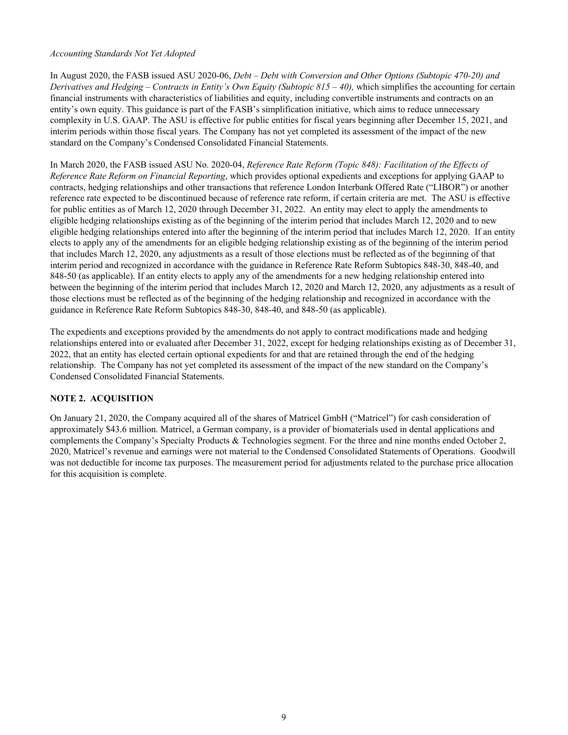*Accounting Standards Not Yet Adopted*

In August 2020, the FASB issued ASU 2020-06, *Debt – Debt with Conversion and Other Options (Subtopic 470-20) and Derivatives and Hedging – Contracts in Entity's Own Equity (Subtopic 815 – 40),* which simplifies the accounting for certain financial instruments with characteristics of liabilities and equity, including convertible instruments and contracts on an entity's own equity. This guidance is part of the FASB's simplification initiative, which aims to reduce unnecessary complexity in U.S. GAAP. The ASU is effective for public entities for fiscal years beginning after December 15, 2021, and interim periods within those fiscal years. The Company has not yet completed its assessment of the impact of the new standard on the Company's Condensed Consolidated Financial Statements.

In March 2020, the FASB issued ASU No. 2020-04, *Reference Rate Reform (Topic 848): Facilitation of the Effects of Reference Rate Reform on Financial Reporting*, which provides optional expedients and exceptions for applying GAAP to contracts, hedging relationships and other transactions that reference London Interbank Offered Rate ("LIBOR") or another reference rate expected to be discontinued because of reference rate reform, if certain criteria are met. The ASU is effective for public entities as of March 12, 2020 through December 31, 2022. An entity may elect to apply the amendments to eligible hedging relationships existing as of the beginning of the interim period that includes March 12, 2020 and to new eligible hedging relationships entered into after the beginning of the interim period that includes March 12, 2020. If an entity elects to apply any of the amendments for an eligible hedging relationship existing as of the beginning of the interim period that includes March 12, 2020, any adjustments as a result of those elections must be reflected as of the beginning of that interim period and recognized in accordance with the guidance in Reference Rate Reform Subtopics 848-30, 848-40, and 848-50 (as applicable). If an entity elects to apply any of the amendments for a new hedging relationship entered into between the beginning of the interim period that includes March 12, 2020 and March 12, 2020, any adjustments as a result of those elections must be reflected as of the beginning of the hedging relationship and recognized in accordance with the guidance in Reference Rate Reform Subtopics 848-30, 848-40, and 848-50 (as applicable).

The expedients and exceptions provided by the amendments do not apply to contract modifications made and hedging relationships entered into or evaluated after December 31, 2022, except for hedging relationships existing as of December 31, 2022, that an entity has elected certain optional expedients for and that are retained through the end of the hedging relationship. The Company has not yet completed its assessment of the impact of the new standard on the Company's Condensed Consolidated Financial Statements.

## NOTE 2. ACQUISITION

On January 21, 2020, the Company acquired all of the shares of Matricel GmbH ("Matricel") for cash consideration of approximately $43.6 million. Matricel, a German company, is a provider of biomaterials used in dental applications and complements the Company's Specialty Products & Technologies segment. For the three and nine months ended October 2, 2020, Matricel's revenue and earnings were not material to the Condensed Consolidated Statements of Operations. Goodwill was not deductible for income tax purposes. The measurement period for adjustments related to the purchase price allocation for this acquisition is complete.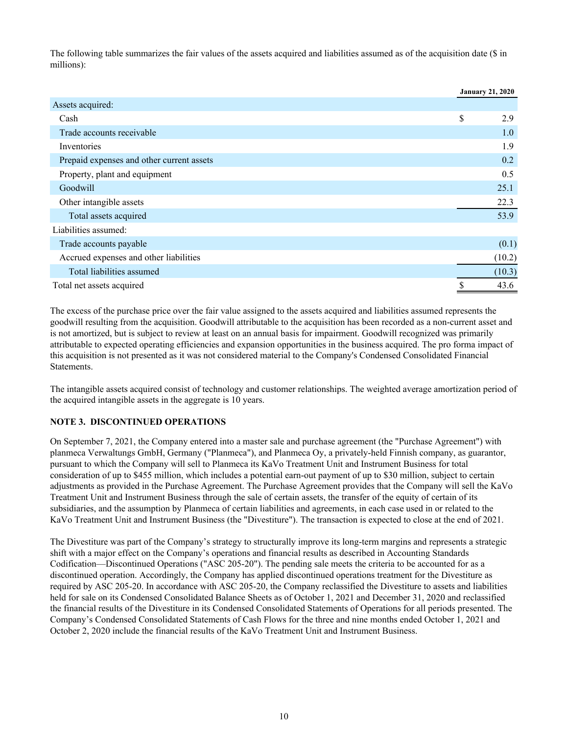The following table summarizes the fair values of the assets acquired and liabilities assumed as of the acquisition date ($ in millions):

| | January 21, 2020 |
|---|---|
| Assets acquired: | |
| Cash | $ 2.9 |
| Trade accounts receivable | 1.0 |
| Inventories | 1.9 |
| Prepaid expenses and other current assets | 0.2 |
| Property, plant and equipment | 0.5 |
| Goodwill | 25.1 |
| Other intangible assets | 22.3 |
| Total assets acquired | 53.9 |
| Liabilities assumed: | |
| Trade accounts payable | (0.1) |
| Accrued expenses and other liabilities | (10.2) |
| Total liabilities assumed | (10.3) |
| Total net assets acquired | $ 43.6 |

The excess of the purchase price over the fair value assigned to the assets acquired and liabilities assumed represents the goodwill resulting from the acquisition. Goodwill attributable to the acquisition has been recorded as a non-current asset and is not amortized, but is subject to review at least on an annual basis for impairment. Goodwill recognized was primarily attributable to expected operating efficiencies and expansion opportunities in the business acquired. The pro forma impact of this acquisition is not presented as it was not considered material to the Company's Condensed Consolidated Financial Statements.

The intangible assets acquired consist of technology and customer relationships. The weighted average amortization period of the acquired intangible assets in the aggregate is 10 years.

**NOTE 3. DISCONTINUED OPERATIONS**

On September 7, 2021, the Company entered into a master sale and purchase agreement (the "Purchase Agreement") with planmeca Verwaltungs GmbH, Germany ("Planmeca"), and Planmeca Oy, a privately-held Finnish company, as guarantor, pursuant to which the Company will sell to Planmeca its KaVo Treatment Unit and Instrument Business for total consideration of up to $455 million, which includes a potential earn-out payment of up to $30 million, subject to certain adjustments as provided in the Purchase Agreement. The Purchase Agreement provides that the Company will sell the KaVo Treatment Unit and Instrument Business through the sale of certain assets, the transfer of the equity of certain of its subsidiaries, and the assumption by Planmeca of certain liabilities and agreements, in each case used in or related to the KaVo Treatment Unit and Instrument Business (the "Divestiture"). The transaction is expected to close at the end of 2021.

The Divestiture was part of the Company's strategy to structurally improve its long-term margins and represents a strategic shift with a major effect on the Company's operations and financial results as described in Accounting Standards Codification—Discontinued Operations ("ASC 205-20"). The pending sale meets the criteria to be accounted for as a discontinued operation. Accordingly, the Company has applied discontinued operations treatment for the Divestiture as required by ASC 205-20. In accordance with ASC 205-20, the Company reclassified the Divestiture to assets and liabilities held for sale on its Condensed Consolidated Balance Sheets as of October 1, 2021 and December 31, 2020 and reclassified the financial results of the Divestiture in its Condensed Consolidated Statements of Operations for all periods presented. The Company's Condensed Consolidated Statements of Cash Flows for the three and nine months ended October 1, 2021 and October 2, 2020 include the financial results of the KaVo Treatment Unit and Instrument Business.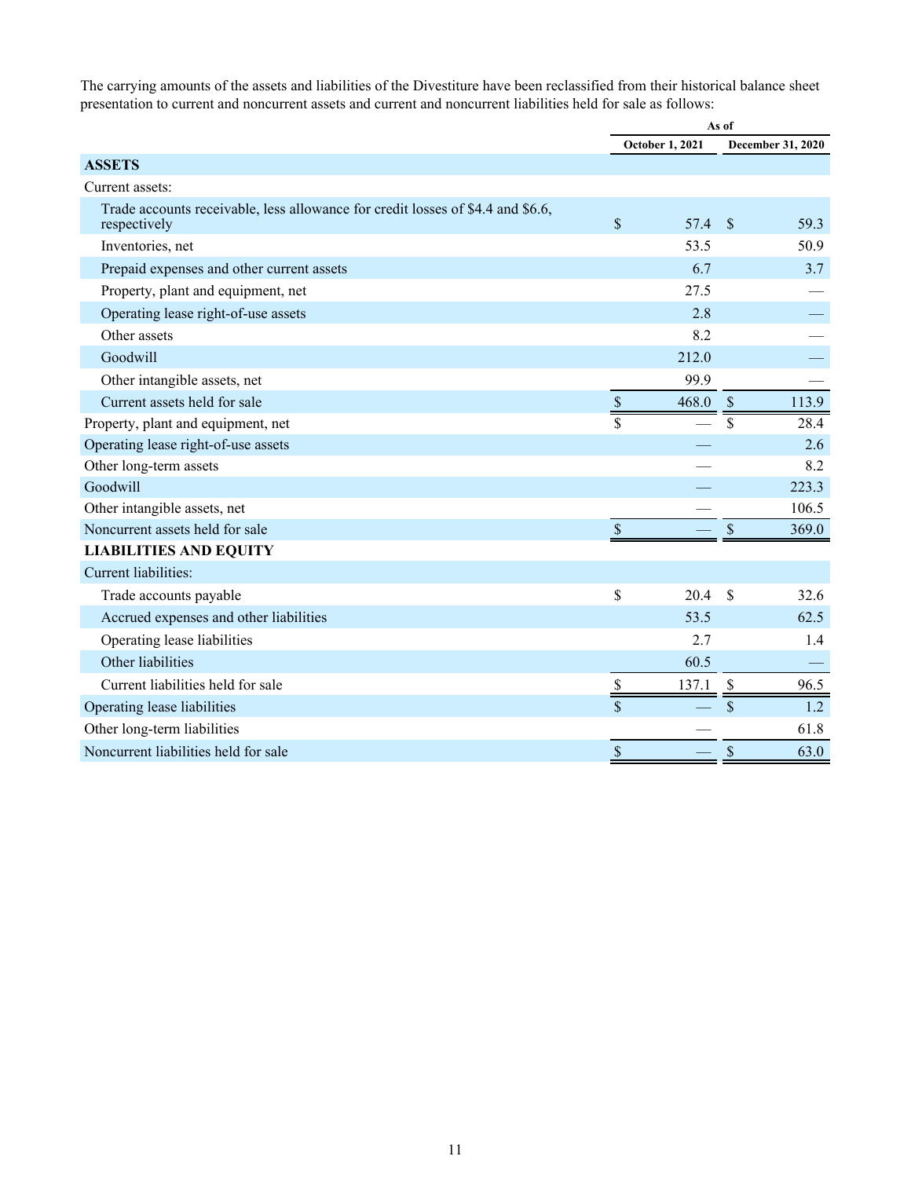The carrying amounts of the assets and liabilities of the Divestiture have been reclassified from their historical balance sheet presentation to current and noncurrent assets and current and noncurrent liabilities held for sale as follows:

| | As of | |
|---|---|---|
| | October 1, 2021 | December 31, 2020 |
| **ASSETS** | | |
| Current assets: | | |
| Trade accounts receivable, less allowance for credit losses of $4.4 and $6.6, respectively | $ 57.4 | $ 59.3 |
| Inventories, net | 53.5 | 50.9 |
| Prepaid expenses and other current assets | 6.7 | 3.7 |
| Property, plant and equipment, net | 27.5 | — |
| Operating lease right-of-use assets | 2.8 | — |
| Other assets | 8.2 | — |
| Goodwill | 212.0 | — |
| Other intangible assets, net | 99.9 | — |
| Current assets held for sale | $ 468.0 | $ 113.9 |
| Property, plant and equipment, net | $ — | $ 28.4 |
| Operating lease right-of-use assets | — | 2.6 |
| Other long-term assets | — | 8.2 |
| Goodwill | — | 223.3 |
| Other intangible assets, net | — | 106.5 |
| Noncurrent assets held for sale | $ — | $ 369.0 |
| **LIABILITIES AND EQUITY** | | |
| Current liabilities: | | |
| Trade accounts payable | $ 20.4 | $ 32.6 |
| Accrued expenses and other liabilities | 53.5 | 62.5 |
| Operating lease liabilities | 2.7 | 1.4 |
| Other liabilities | 60.5 | — |
| Current liabilities held for sale | $ 137.1 | $ 96.5 |
| Operating lease liabilities | $ — | $ 1.2 |
| Other long-term liabilities | — | 61.8 |
| Noncurrent liabilities held for sale | $ — | $ 63.0 |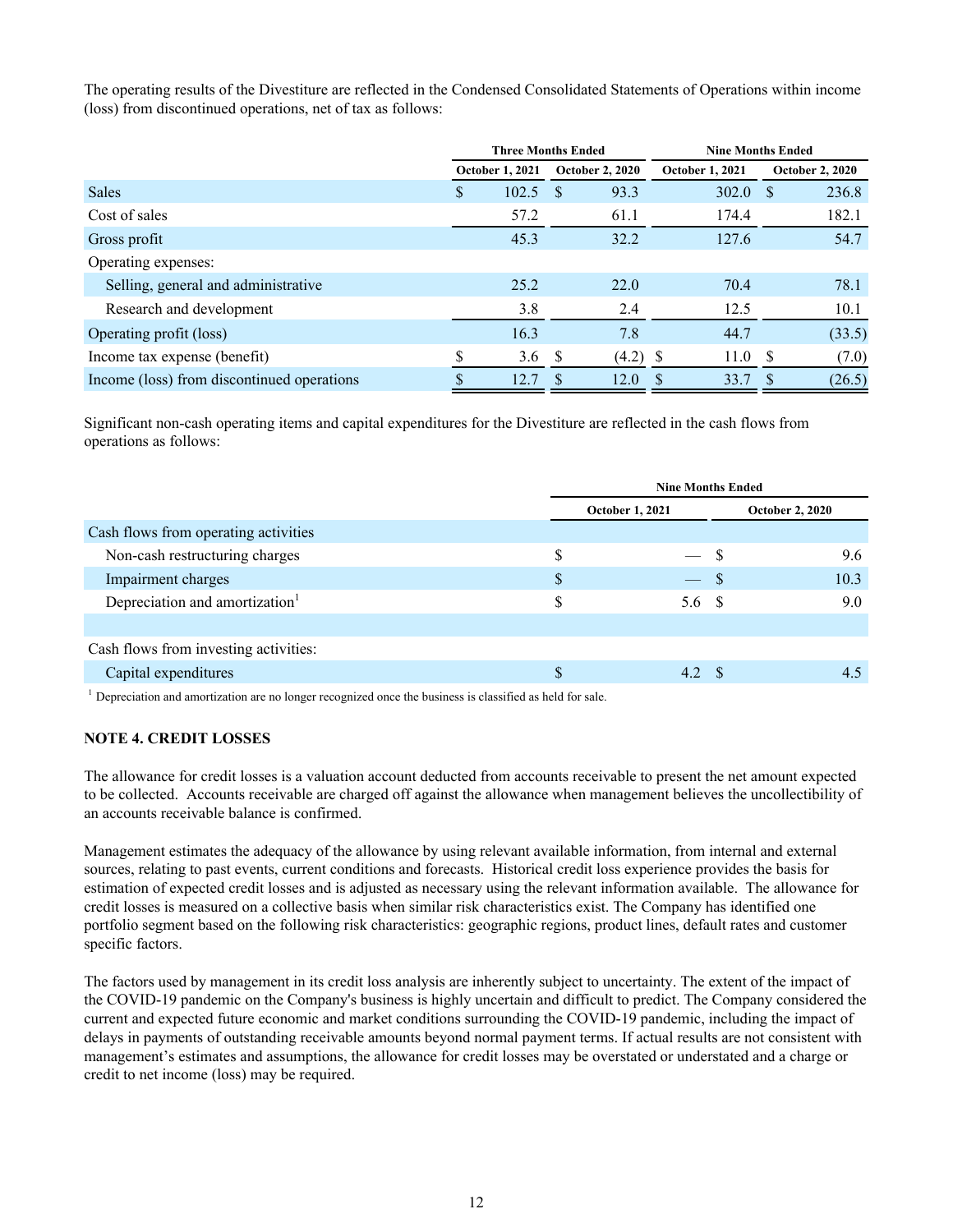The operating results of the Divestiture are reflected in the Condensed Consolidated Statements of Operations within income (loss) from discontinued operations, net of tax as follows:

| | Three Months Ended | | Nine Months Ended | |
|---|---|---|---|---|
| | October 1, 2021 | October 2, 2020 | October 1, 2021 | October 2, 2020 |
| Sales | $ 102.5 | $ 93.3 | 302.0 | $ 236.8 |
| Cost of sales | 57.2 | 61.1 | 174.4 | 182.1 |
| Gross profit | 45.3 | 32.2 | 127.6 | 54.7 |
| Operating expenses: | | | | |
| Selling, general and administrative | 25.2 | 22.0 | 70.4 | 78.1 |
| Research and development | 3.8 | 2.4 | 12.5 | 10.1 |
| Operating profit (loss) | 16.3 | 7.8 | 44.7 | (33.5) |
| Income tax expense (benefit) | $ 3.6 | $ (4.2) | $ 11.0 | $ (7.0) |
| Income (loss) from discontinued operations | $ 12.7 | $ 12.0 | $ 33.7 | $ (26.5) |

Significant non-cash operating items and capital expenditures for the Divestiture are reflected in the cash flows from operations as follows:

| | Nine Months Ended | |
|---|---|---|
| | October 1, 2021 | October 2, 2020 |
| Cash flows from operating activities | | |
| Non-cash restructuring charges | $ — | $ 9.6 |
| Impairment charges | $ — | $ 10.3 |
| Depreciation and amortization[1] | $ 5.6 | $ 9.0 |
| | | |
| Cash flows from investing activities: | | |
| Capital expenditures | $ 4.2 | $ 4.5 |

[1] Depreciation and amortization are no longer recognized once the business is classified as held for sale.

## NOTE 4. CREDIT LOSSES

The allowance for credit losses is a valuation account deducted from accounts receivable to present the net amount expected to be collected. Accounts receivable are charged off against the allowance when management believes the uncollectibility of an accounts receivable balance is confirmed.

Management estimates the adequacy of the allowance by using relevant available information, from internal and external sources, relating to past events, current conditions and forecasts. Historical credit loss experience provides the basis for estimation of expected credit losses and is adjusted as necessary using the relevant information available. The allowance for credit losses is measured on a collective basis when similar risk characteristics exist. The Company has identified one portfolio segment based on the following risk characteristics: geographic regions, product lines, default rates and customer specific factors.

The factors used by management in its credit loss analysis are inherently subject to uncertainty. The extent of the impact of the COVID-19 pandemic on the Company's business is highly uncertain and difficult to predict. The Company considered the current and expected future economic and market conditions surrounding the COVID-19 pandemic, including the impact of delays in payments of outstanding receivable amounts beyond normal payment terms. If actual results are not consistent with management's estimates and assumptions, the allowance for credit losses may be overstated or understated and a charge or credit to net income (loss) may be required.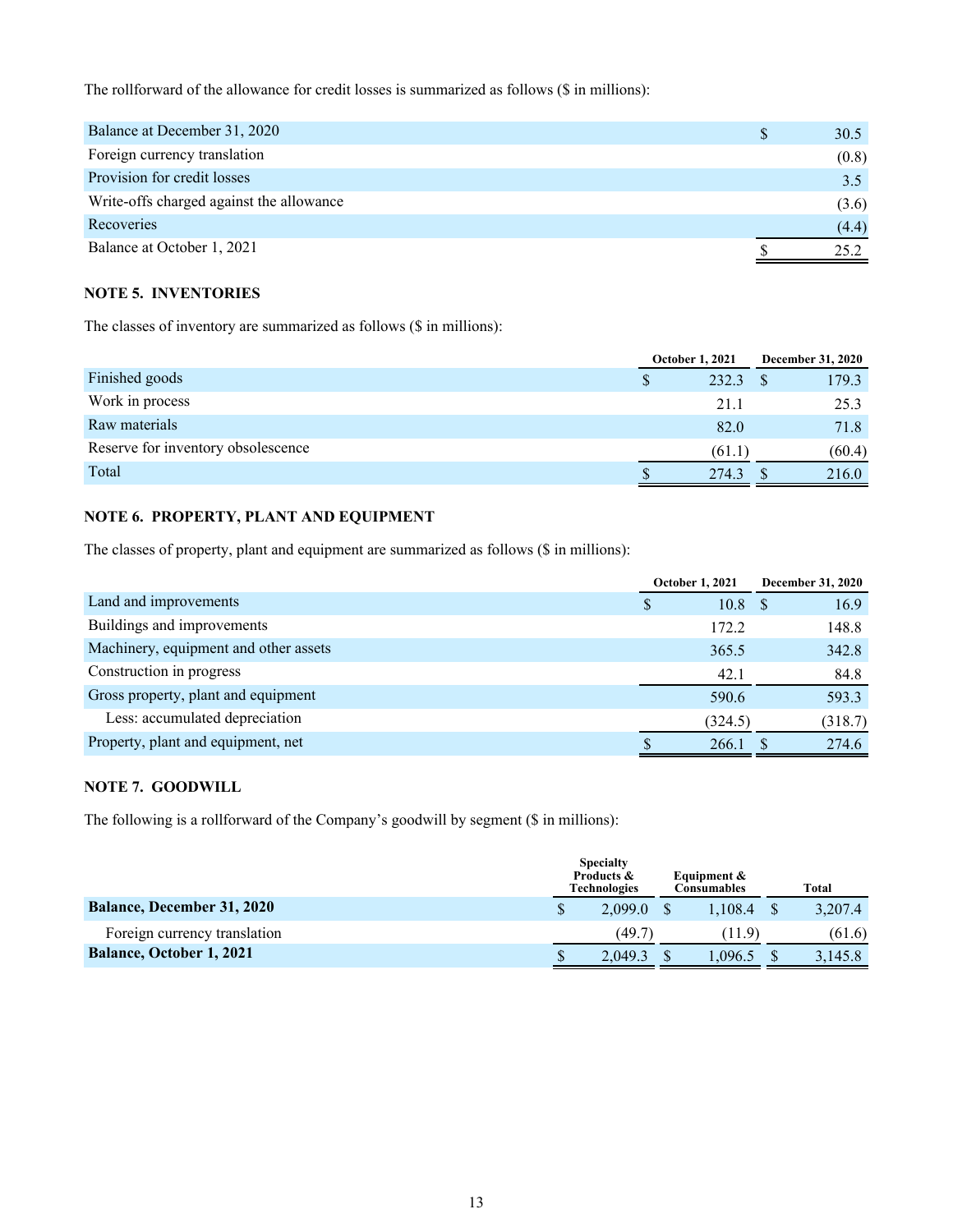The rollforward of the allowance for credit losses is summarized as follows ($ in millions):

| | |
|---|---|
| Balance at December 31, 2020 | $ 30.5 |
| Foreign currency translation | (0.8) |
| Provision for credit losses | 3.5 |
| Write-offs charged against the allowance | (3.6) |
| Recoveries | (4.4) |
| Balance at October 1, 2021 | $ 25.2 |

## NOTE 5. INVENTORIES

The classes of inventory are summarized as follows ($ in millions):

| | October 1, 2021 | December 31, 2020 |
|---|---|---|
| Finished goods | $ 232.3 | $ 179.3 |
| Work in process | 21.1 | 25.3 |
| Raw materials | 82.0 | 71.8 |
| Reserve for inventory obsolescence | (61.1) | (60.4) |
| Total | $ 274.3 | $ 216.0 |

## NOTE 6. PROPERTY, PLANT AND EQUIPMENT

The classes of property, plant and equipment are summarized as follows ($ in millions):

| | October 1, 2021 | December 31, 2020 |
|---|---|---|
| Land and improvements | $ 10.8 | $ 16.9 |
| Buildings and improvements | 172.2 | 148.8 |
| Machinery, equipment and other assets | 365.5 | 342.8 |
| Construction in progress | 42.1 | 84.8 |
| Gross property, plant and equipment | 590.6 | 593.3 |
| Less: accumulated depreciation | (324.5) | (318.7) |
| Property, plant and equipment, net | $ 266.1 | $ 274.6 |

## NOTE 7. GOODWILL

The following is a rollforward of the Company's goodwill by segment ($ in millions):

| | Specialty Products & Technologies | Equipment & Consumables | Total |
|---|---|---|---|
| **Balance, December 31, 2020** | $ 2,099.0 | $ 1,108.4 | $ 3,207.4 |
| Foreign currency translation | (49.7) | (11.9) | (61.6) |
| **Balance, October 1, 2021** | $ 2,049.3 | $ 1,096.5 | $ 3,145.8 |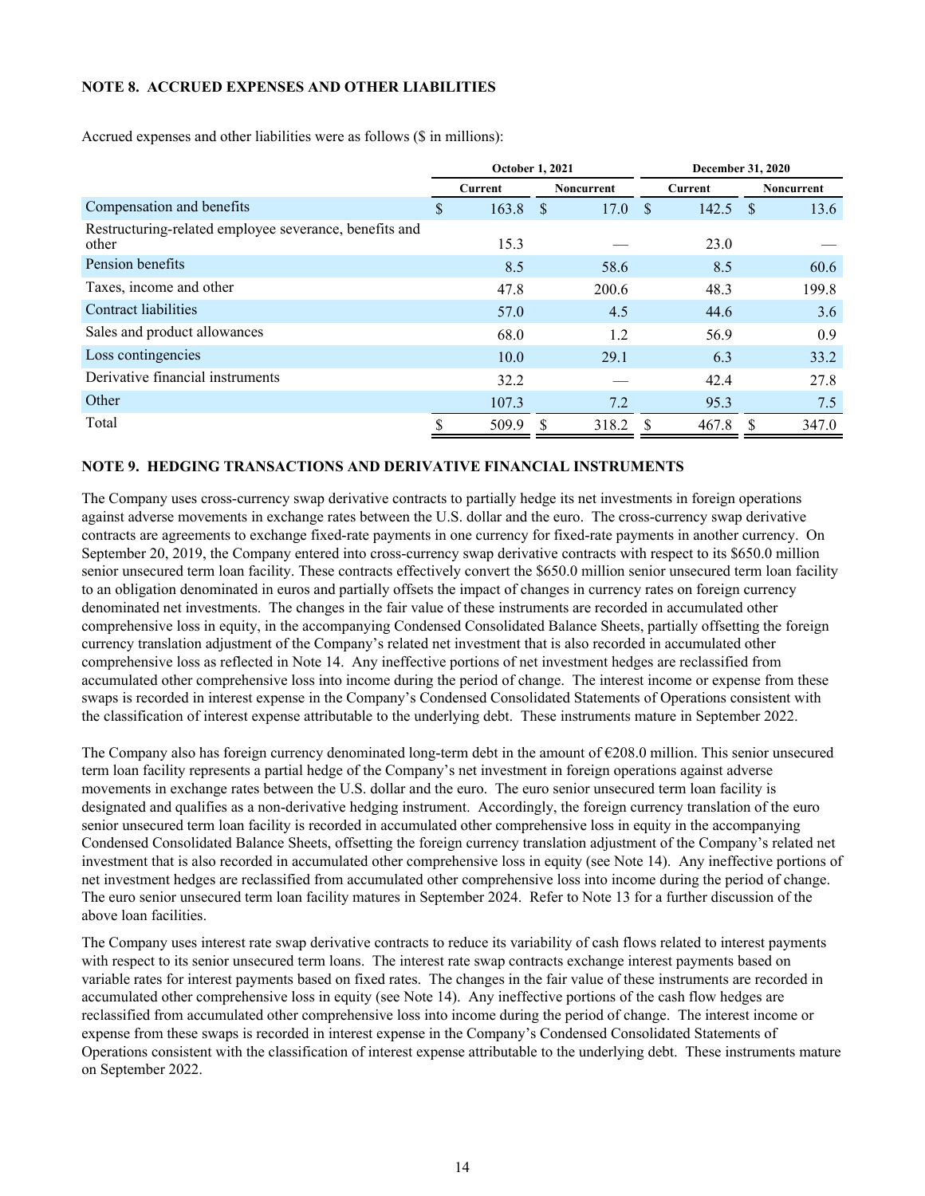## NOTE 8. ACCRUED EXPENSES AND OTHER LIABILITIES

Accrued expenses and other liabilities were as follows ($ in millions):

| | October 1, 2021 | | December 31, 2020 | |
|---|---|---|---|---|
| | Current | Noncurrent | Current | Noncurrent |
| Compensation and benefits | $ 163.8 | $ 17.0 | $ 142.5 | $ 13.6 |
| Restructuring-related employee severance, benefits and other | 15.3 | — | 23.0 | — |
| Pension benefits | 8.5 | 58.6 | 8.5 | 60.6 |
| Taxes, income and other | 47.8 | 200.6 | 48.3 | 199.8 |
| Contract liabilities | 57.0 | 4.5 | 44.6 | 3.6 |
| Sales and product allowances | 68.0 | 1.2 | 56.9 | 0.9 |
| Loss contingencies | 10.0 | 29.1 | 6.3 | 33.2 |
| Derivative financial instruments | 32.2 | — | 42.4 | 27.8 |
| Other | 107.3 | 7.2 | 95.3 | 7.5 |
| Total | $ 509.9 | $ 318.2 | $ 467.8 | $ 347.0 |

## NOTE 9. HEDGING TRANSACTIONS AND DERIVATIVE FINANCIAL INSTRUMENTS

The Company uses cross-currency swap derivative contracts to partially hedge its net investments in foreign operations against adverse movements in exchange rates between the U.S. dollar and the euro. The cross-currency swap derivative contracts are agreements to exchange fixed-rate payments in one currency for fixed-rate payments in another currency. On September 20, 2019, the Company entered into cross-currency swap derivative contracts with respect to its $650.0 million senior unsecured term loan facility. These contracts effectively convert the $650.0 million senior unsecured term loan facility to an obligation denominated in euros and partially offsets the impact of changes in currency rates on foreign currency denominated net investments. The changes in the fair value of these instruments are recorded in accumulated other comprehensive loss in equity, in the accompanying Condensed Consolidated Balance Sheets, partially offsetting the foreign currency translation adjustment of the Company's related net investment that is also recorded in accumulated other comprehensive loss as reflected in Note 14. Any ineffective portions of net investment hedges are reclassified from accumulated other comprehensive loss into income during the period of change. The interest income or expense from these swaps is recorded in interest expense in the Company's Condensed Consolidated Statements of Operations consistent with the classification of interest expense attributable to the underlying debt. These instruments mature in September 2022.

The Company also has foreign currency denominated long-term debt in the amount of €208.0 million. This senior unsecured term loan facility represents a partial hedge of the Company's net investment in foreign operations against adverse movements in exchange rates between the U.S. dollar and the euro. The euro senior unsecured term loan facility is designated and qualifies as a non-derivative hedging instrument. Accordingly, the foreign currency translation of the euro senior unsecured term loan facility is recorded in accumulated other comprehensive loss in equity in the accompanying Condensed Consolidated Balance Sheets, offsetting the foreign currency translation adjustment of the Company's related net investment that is also recorded in accumulated other comprehensive loss in equity (see Note 14). Any ineffective portions of net investment hedges are reclassified from accumulated other comprehensive loss into income during the period of change. The euro senior unsecured term loan facility matures in September 2024. Refer to Note 13 for a further discussion of the above loan facilities.

The Company uses interest rate swap derivative contracts to reduce its variability of cash flows related to interest payments with respect to its senior unsecured term loans. The interest rate swap contracts exchange interest payments based on variable rates for interest payments based on fixed rates. The changes in the fair value of these instruments are recorded in accumulated other comprehensive loss in equity (see Note 14). Any ineffective portions of the cash flow hedges are reclassified from accumulated other comprehensive loss into income during the period of change. The interest income or expense from these swaps is recorded in interest expense in the Company's Condensed Consolidated Statements of Operations consistent with the classification of interest expense attributable to the underlying debt. These instruments mature on September 2022.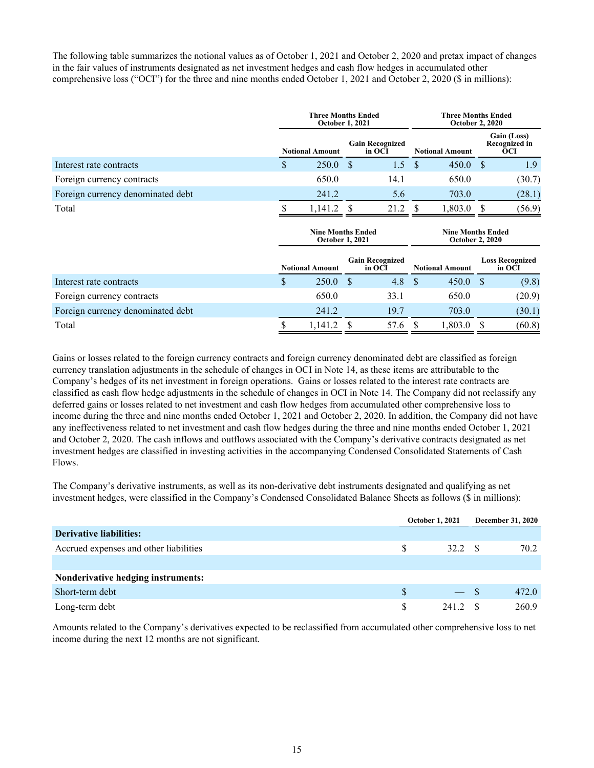The following table summarizes the notional values as of October 1, 2021 and October 2, 2020 and pretax impact of changes in the fair values of instruments designated as net investment hedges and cash flow hedges in accumulated other comprehensive loss ("OCI") for the three and nine months ended October 1, 2021 and October 2, 2020 ($ in millions):

| | Three Months Ended October 1, 2021 | | Three Months Ended October 2, 2020 | |
|---|---|---|---|---|
| | Notional Amount | Gain Recognized in OCI | Notional Amount | Gain (Loss) Recognized in OCI |
| Interest rate contracts | $ 250.0 | $ 1.5 | $ 450.0 | $ 1.9 |
| Foreign currency contracts | 650.0 | 14.1 | 650.0 | (30.7) |
| Foreign currency denominated debt | 241.2 | 5.6 | 703.0 | (28.1) |
| Total | $ 1,141.2 | $ 21.2 | $ 1,803.0 | $ (56.9) |

| | Nine Months Ended October 1, 2021 | | Nine Months Ended October 2, 2020 | |
|---|---|---|---|---|
| | Notional Amount | Gain Recognized in OCI | Notional Amount | Loss Recognized in OCI |
| Interest rate contracts | $ 250.0 | $ 4.8 | $ 450.0 | $ (9.8) |
| Foreign currency contracts | 650.0 | 33.1 | 650.0 | (20.9) |
| Foreign currency denominated debt | 241.2 | 19.7 | 703.0 | (30.1) |
| Total | $ 1,141.2 | $ 57.6 | $ 1,803.0 | $ (60.8) |

Gains or losses related to the foreign currency contracts and foreign currency denominated debt are classified as foreign currency translation adjustments in the schedule of changes in OCI in Note 14, as these items are attributable to the Company's hedges of its net investment in foreign operations. Gains or losses related to the interest rate contracts are classified as cash flow hedge adjustments in the schedule of changes in OCI in Note 14. The Company did not reclassify any deferred gains or losses related to net investment and cash flow hedges from accumulated other comprehensive loss to income during the three and nine months ended October 1, 2021 and October 2, 2020. In addition, the Company did not have any ineffectiveness related to net investment and cash flow hedges during the three and nine months ended October 1, 2021 and October 2, 2020. The cash inflows and outflows associated with the Company's derivative contracts designated as net investment hedges are classified in investing activities in the accompanying Condensed Consolidated Statements of Cash Flows.

The Company's derivative instruments, as well as its non-derivative debt instruments designated and qualifying as net investment hedges, were classified in the Company's Condensed Consolidated Balance Sheets as follows ($ in millions):

| | October 1, 2021 | December 31, 2020 |
|---|---|---|
| **Derivative liabilities:** | | |
| Accrued expenses and other liabilities | $ 32.2 | $ 70.2 |
| | | |
| **Nonderivative hedging instruments:** | | |
| Short-term debt | $ — | $ 472.0 |
| Long-term debt | $ 241.2 | $ 260.9 |

Amounts related to the Company's derivatives expected to be reclassified from accumulated other comprehensive loss to net income during the next 12 months are not significant.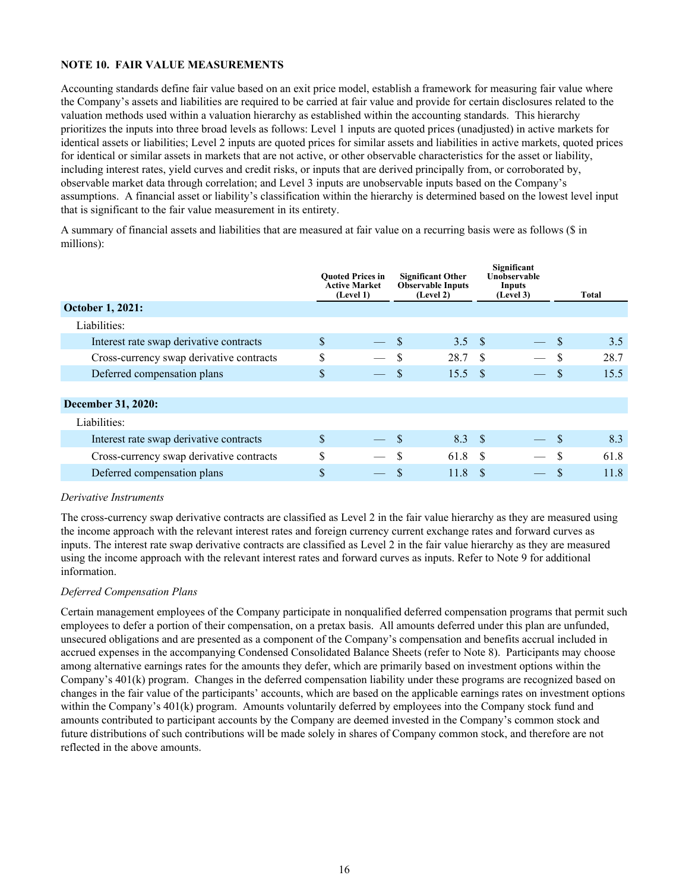**NOTE 10. FAIR VALUE MEASUREMENTS**

Accounting standards define fair value based on an exit price model, establish a framework for measuring fair value where the Company's assets and liabilities are required to be carried at fair value and provide for certain disclosures related to the valuation methods used within a valuation hierarchy as established within the accounting standards. This hierarchy prioritizes the inputs into three broad levels as follows: Level 1 inputs are quoted prices (unadjusted) in active markets for identical assets or liabilities; Level 2 inputs are quoted prices for similar assets and liabilities in active markets, quoted prices for identical or similar assets in markets that are not active, or other observable characteristics for the asset or liability, including interest rates, yield curves and credit risks, or inputs that are derived principally from, or corroborated by, observable market data through correlation; and Level 3 inputs are unobservable inputs based on the Company's assumptions. A financial asset or liability's classification within the hierarchy is determined based on the lowest level input that is significant to the fair value measurement in its entirety.

A summary of financial assets and liabilities that are measured at fair value on a recurring basis were as follows ($ in millions):

| | Quoted Prices in Active Market (Level 1) | Significant Other Observable Inputs (Level 2) | Significant Unobservable Inputs (Level 3) | Total |
|---|---|---|---|---|
| **October 1, 2021:** | | | | |
| Liabilities: | | | | |
| Interest rate swap derivative contracts | $ — | $ 3.5 | $ — | $ 3.5 |
| Cross-currency swap derivative contracts | $ — | $ 28.7 | $ — | $ 28.7 |
| Deferred compensation plans | $ — | $ 15.5 | $ — | $ 15.5 |
| | | | | |
| **December 31, 2020:** | | | | |
| Liabilities: | | | | |
| Interest rate swap derivative contracts | $ — | $ 8.3 | $ — | $ 8.3 |
| Cross-currency swap derivative contracts | $ — | $ 61.8 | $ — | $ 61.8 |
| Deferred compensation plans | $ — | $ 11.8 | $ — | $ 11.8 |

*Derivative Instruments*

The cross-currency swap derivative contracts are classified as Level 2 in the fair value hierarchy as they are measured using the income approach with the relevant interest rates and foreign currency current exchange rates and forward curves as inputs. The interest rate swap derivative contracts are classified as Level 2 in the fair value hierarchy as they are measured using the income approach with the relevant interest rates and forward curves as inputs. Refer to Note 9 for additional information.

*Deferred Compensation Plans*

Certain management employees of the Company participate in nonqualified deferred compensation programs that permit such employees to defer a portion of their compensation, on a pretax basis. All amounts deferred under this plan are unfunded, unsecured obligations and are presented as a component of the Company's compensation and benefits accrual included in accrued expenses in the accompanying Condensed Consolidated Balance Sheets (refer to Note 8). Participants may choose among alternative earnings rates for the amounts they defer, which are primarily based on investment options within the Company's 401(k) program. Changes in the deferred compensation liability under these programs are recognized based on changes in the fair value of the participants' accounts, which are based on the applicable earnings rates on investment options within the Company's 401(k) program. Amounts voluntarily deferred by employees into the Company stock fund and amounts contributed to participant accounts by the Company are deemed invested in the Company's common stock and future distributions of such contributions will be made solely in shares of Company common stock, and therefore are not reflected in the above amounts.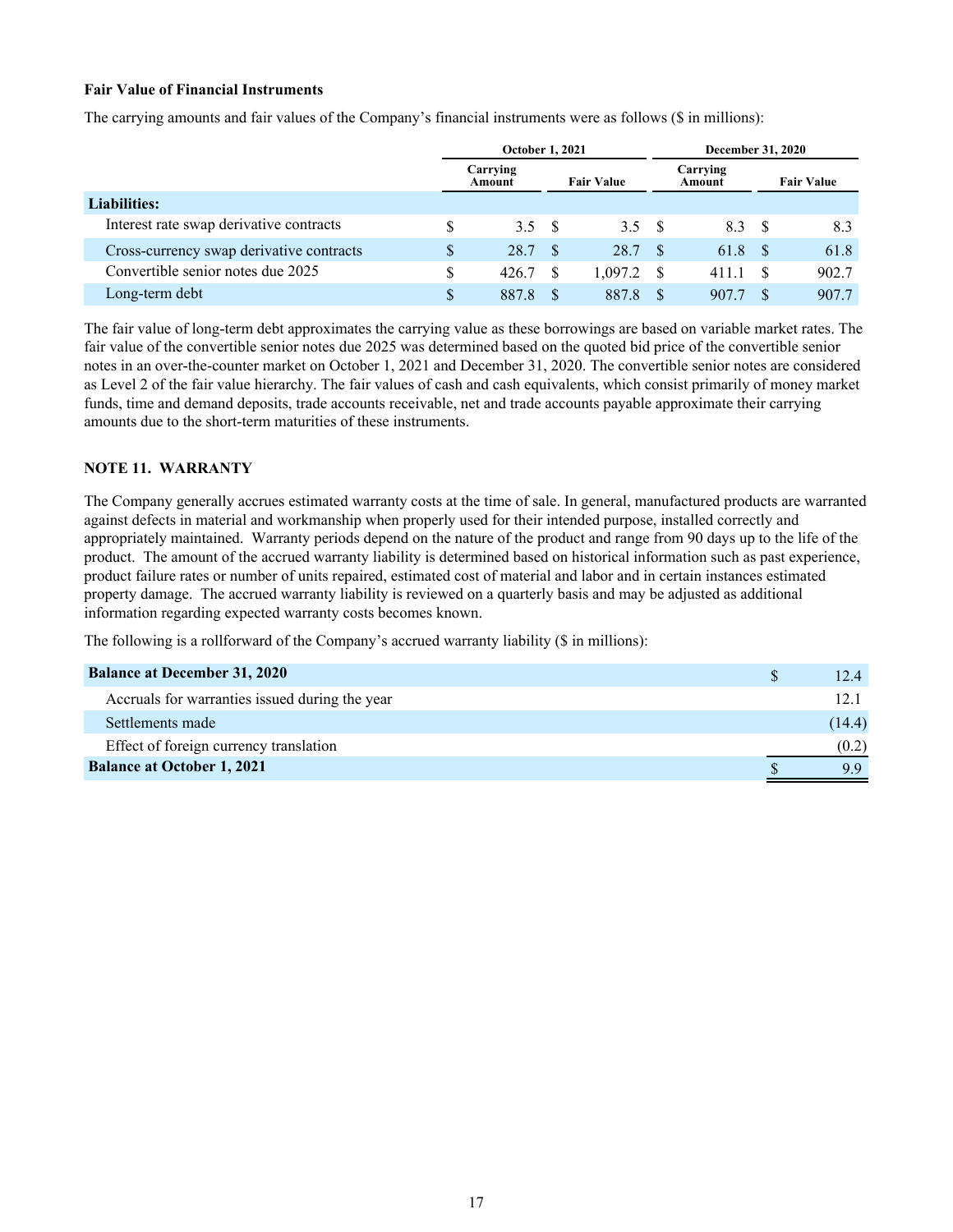**Fair Value of Financial Instruments**

The carrying amounts and fair values of the Company's financial instruments were as follows ($ in millions):

| | October 1, 2021 | | December 31, 2020 | |
|---|---|---|---|---|
| | Carrying Amount | Fair Value | Carrying Amount | Fair Value |
| **Liabilities:** | | | | |
| Interest rate swap derivative contracts | $ 3.5 | $ 3.5 | $ 8.3 | $ 8.3 |
| Cross-currency swap derivative contracts | $ 28.7 | $ 28.7 | $ 61.8 | $ 61.8 |
| Convertible senior notes due 2025 | $ 426.7 | $ 1,097.2 | $ 411.1 | $ 902.7 |
| Long-term debt | $ 887.8 | $ 887.8 | $ 907.7 | $ 907.7 |

The fair value of long-term debt approximates the carrying value as these borrowings are based on variable market rates. The fair value of the convertible senior notes due 2025 was determined based on the quoted bid price of the convertible senior notes in an over-the-counter market on October 1, 2021 and December 31, 2020. The convertible senior notes are considered as Level 2 of the fair value hierarchy. The fair values of cash and cash equivalents, which consist primarily of money market funds, time and demand deposits, trade accounts receivable, net and trade accounts payable approximate their carrying amounts due to the short-term maturities of these instruments.

## NOTE 11. WARRANTY

The Company generally accrues estimated warranty costs at the time of sale. In general, manufactured products are warranted against defects in material and workmanship when properly used for their intended purpose, installed correctly and appropriately maintained. Warranty periods depend on the nature of the product and range from 90 days up to the life of the product. The amount of the accrued warranty liability is determined based on historical information such as past experience, product failure rates or number of units repaired, estimated cost of material and labor and in certain instances estimated property damage. The accrued warranty liability is reviewed on a quarterly basis and may be adjusted as additional information regarding expected warranty costs becomes known.

The following is a rollforward of the Company's accrued warranty liability ($ in millions):

| | |
|---|---|
| **Balance at December 31, 2020** | $ 12.4 |
| Accruals for warranties issued during the year | 12.1 |
| Settlements made | (14.4) |
| Effect of foreign currency translation | (0.2) |
| **Balance at October 1, 2021** | $ 9.9 |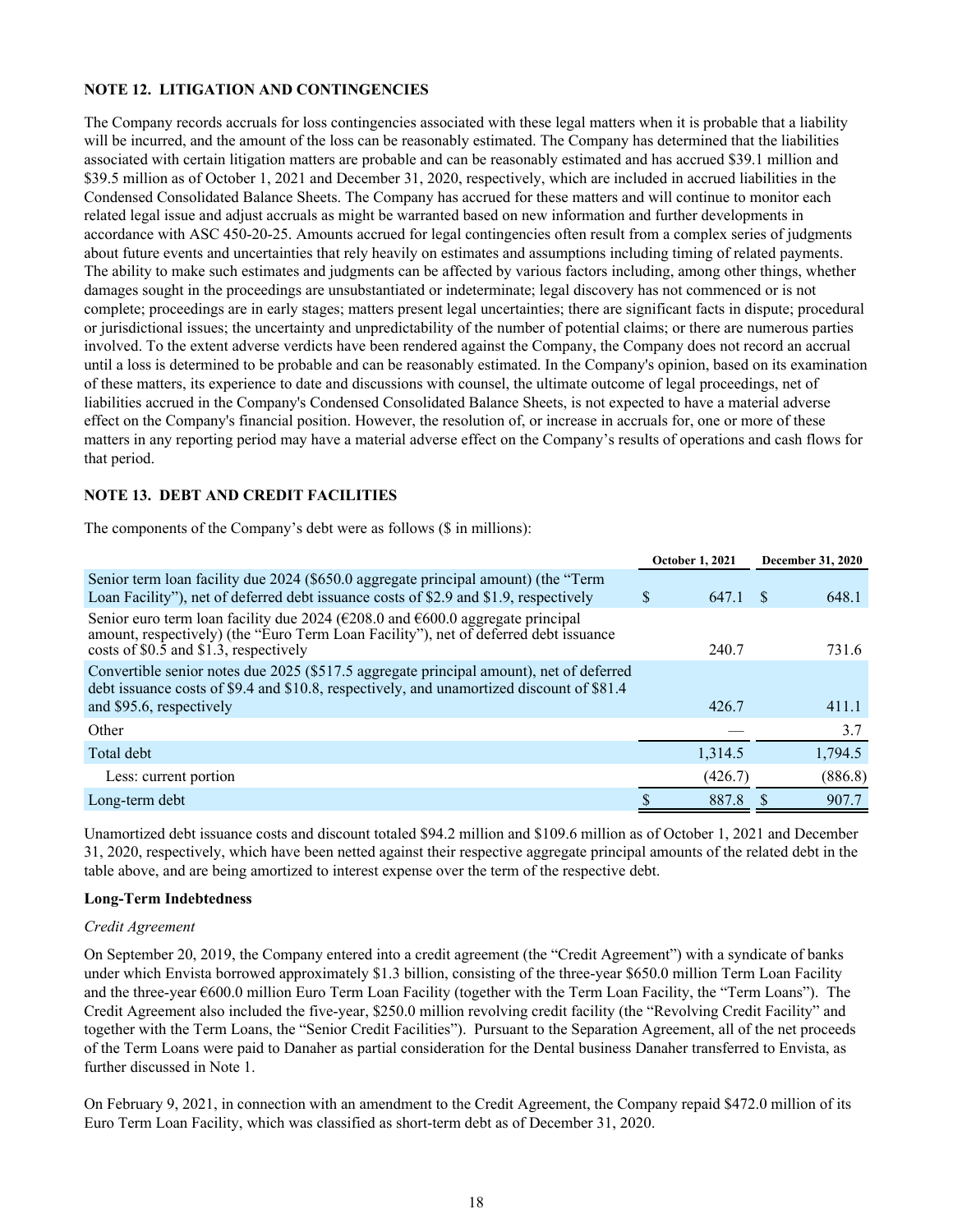### NOTE 12. LITIGATION AND CONTINGENCIES

The Company records accruals for loss contingencies associated with these legal matters when it is probable that a liability will be incurred, and the amount of the loss can be reasonably estimated. The Company has determined that the liabilities associated with certain litigation matters are probable and can be reasonably estimated and has accrued $39.1 million and $39.5 million as of October 1, 2021 and December 31, 2020, respectively, which are included in accrued liabilities in the Condensed Consolidated Balance Sheets. The Company has accrued for these matters and will continue to monitor each related legal issue and adjust accruals as might be warranted based on new information and further developments in accordance with ASC 450-20-25. Amounts accrued for legal contingencies often result from a complex series of judgments about future events and uncertainties that rely heavily on estimates and assumptions including timing of related payments. The ability to make such estimates and judgments can be affected by various factors including, among other things, whether damages sought in the proceedings are unsubstantiated or indeterminate; legal discovery has not commenced or is not complete; proceedings are in early stages; matters present legal uncertainties; there are significant facts in dispute; procedural or jurisdictional issues; the uncertainty and unpredictability of the number of potential claims; or there are numerous parties involved. To the extent adverse verdicts have been rendered against the Company, the Company does not record an accrual until a loss is determined to be probable and can be reasonably estimated. In the Company's opinion, based on its examination of these matters, its experience to date and discussions with counsel, the ultimate outcome of legal proceedings, net of liabilities accrued in the Company's Condensed Consolidated Balance Sheets, is not expected to have a material adverse effect on the Company's financial position. However, the resolution of, or increase in accruals for, one or more of these matters in any reporting period may have a material adverse effect on the Company's results of operations and cash flows for that period.

### NOTE 13. DEBT AND CREDIT FACILITIES

The components of the Company's debt were as follows ($ in millions):

| | October 1, 2021 | December 31, 2020 |
|---|---|---|
| Senior term loan facility due 2024 ($650.0 aggregate principal amount) (the "Term Loan Facility"), net of deferred debt issuance costs of $2.9 and $1.9, respectively | $ 647.1 | $ 648.1 |
| Senior euro term loan facility due 2024 (€208.0 and €600.0 aggregate principal amount, respectively) (the "Euro Term Loan Facility"), net of deferred debt issuance costs of $0.5 and $1.3, respectively | 240.7 | 731.6 |
| Convertible senior notes due 2025 ($517.5 aggregate principal amount), net of deferred debt issuance costs of $9.4 and $10.8, respectively, and unamortized discount of $81.4 and $95.6, respectively | 426.7 | 411.1 |
| Other | — | 3.7 |
| Total debt | 1,314.5 | 1,794.5 |
| Less: current portion | (426.7) | (886.8) |
| Long-term debt | $ 887.8 | $ 907.7 |

Unamortized debt issuance costs and discount totaled $94.2 million and $109.6 million as of October 1, 2021 and December 31, 2020, respectively, which have been netted against their respective aggregate principal amounts of the related debt in the table above, and are being amortized to interest expense over the term of the respective debt.

**Long-Term Indebtedness**

*Credit Agreement*

On September 20, 2019, the Company entered into a credit agreement (the "Credit Agreement") with a syndicate of banks under which Envista borrowed approximately $1.3 billion, consisting of the three-year $650.0 million Term Loan Facility and the three-year €600.0 million Euro Term Loan Facility (together with the Term Loan Facility, the "Term Loans"). The Credit Agreement also included the five-year, $250.0 million revolving credit facility (the "Revolving Credit Facility" and together with the Term Loans, the "Senior Credit Facilities"). Pursuant to the Separation Agreement, all of the net proceeds of the Term Loans were paid to Danaher as partial consideration for the Dental business Danaher transferred to Envista, as further discussed in Note 1.

On February 9, 2021, in connection with an amendment to the Credit Agreement, the Company repaid $472.0 million of its Euro Term Loan Facility, which was classified as short-term debt as of December 31, 2020.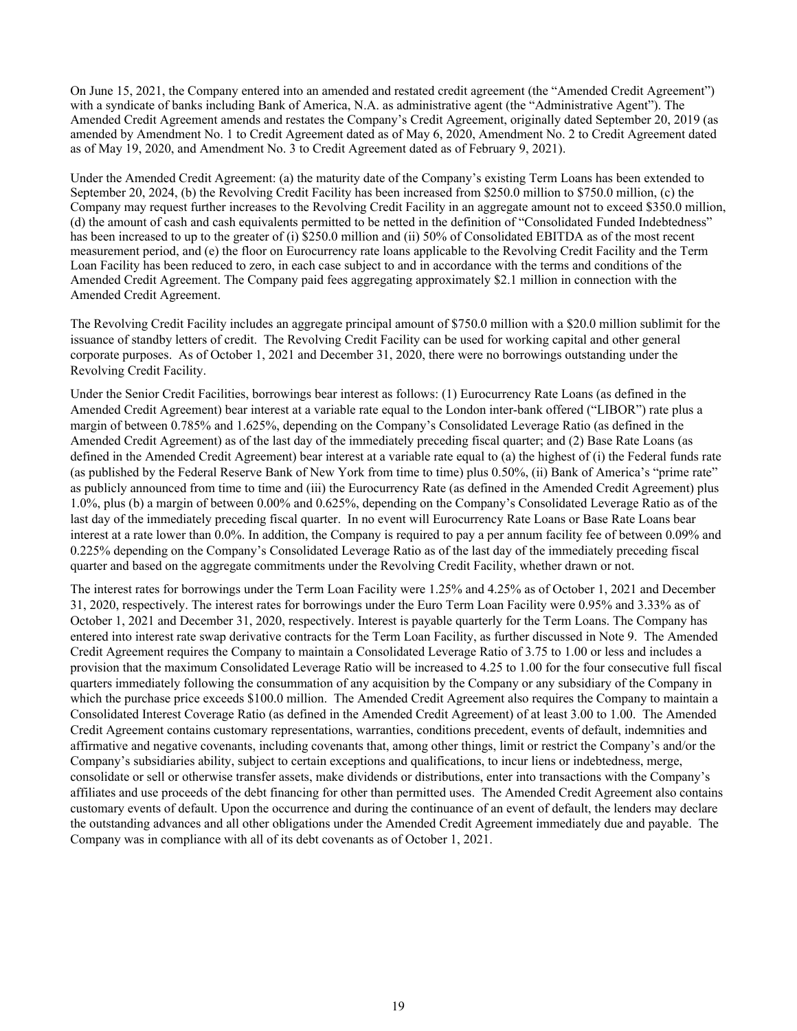On June 15, 2021, the Company entered into an amended and restated credit agreement (the "Amended Credit Agreement") with a syndicate of banks including Bank of America, N.A. as administrative agent (the "Administrative Agent"). The Amended Credit Agreement amends and restates the Company's Credit Agreement, originally dated September 20, 2019 (as amended by Amendment No. 1 to Credit Agreement dated as of May 6, 2020, Amendment No. 2 to Credit Agreement dated as of May 19, 2020, and Amendment No. 3 to Credit Agreement dated as of February 9, 2021).

Under the Amended Credit Agreement: (a) the maturity date of the Company's existing Term Loans has been extended to September 20, 2024, (b) the Revolving Credit Facility has been increased from $250.0 million to $750.0 million, (c) the Company may request further increases to the Revolving Credit Facility in an aggregate amount not to exceed $350.0 million, (d) the amount of cash and cash equivalents permitted to be netted in the definition of "Consolidated Funded Indebtedness" has been increased to up to the greater of (i) $250.0 million and (ii) 50% of Consolidated EBITDA as of the most recent measurement period, and (e) the floor on Eurocurrency rate loans applicable to the Revolving Credit Facility and the Term Loan Facility has been reduced to zero, in each case subject to and in accordance with the terms and conditions of the Amended Credit Agreement. The Company paid fees aggregating approximately $2.1 million in connection with the Amended Credit Agreement.

The Revolving Credit Facility includes an aggregate principal amount of $750.0 million with a $20.0 million sublimit for the issuance of standby letters of credit. The Revolving Credit Facility can be used for working capital and other general corporate purposes. As of October 1, 2021 and December 31, 2020, there were no borrowings outstanding under the Revolving Credit Facility.

Under the Senior Credit Facilities, borrowings bear interest as follows: (1) Eurocurrency Rate Loans (as defined in the Amended Credit Agreement) bear interest at a variable rate equal to the London inter-bank offered ("LIBOR") rate plus a margin of between 0.785% and 1.625%, depending on the Company's Consolidated Leverage Ratio (as defined in the Amended Credit Agreement) as of the last day of the immediately preceding fiscal quarter; and (2) Base Rate Loans (as defined in the Amended Credit Agreement) bear interest at a variable rate equal to (a) the highest of (i) the Federal funds rate (as published by the Federal Reserve Bank of New York from time to time) plus 0.50%, (ii) Bank of America's "prime rate" as publicly announced from time to time and (iii) the Eurocurrency Rate (as defined in the Amended Credit Agreement) plus 1.0%, plus (b) a margin of between 0.00% and 0.625%, depending on the Company's Consolidated Leverage Ratio as of the last day of the immediately preceding fiscal quarter. In no event will Eurocurrency Rate Loans or Base Rate Loans bear interest at a rate lower than 0.0%. In addition, the Company is required to pay a per annum facility fee of between 0.09% and 0.225% depending on the Company's Consolidated Leverage Ratio as of the last day of the immediately preceding fiscal quarter and based on the aggregate commitments under the Revolving Credit Facility, whether drawn or not.

The interest rates for borrowings under the Term Loan Facility were 1.25% and 4.25% as of October 1, 2021 and December 31, 2020, respectively. The interest rates for borrowings under the Euro Term Loan Facility were 0.95% and 3.33% as of October 1, 2021 and December 31, 2020, respectively. Interest is payable quarterly for the Term Loans. The Company has entered into interest rate swap derivative contracts for the Term Loan Facility, as further discussed in Note 9. The Amended Credit Agreement requires the Company to maintain a Consolidated Leverage Ratio of 3.75 to 1.00 or less and includes a provision that the maximum Consolidated Leverage Ratio will be increased to 4.25 to 1.00 for the four consecutive full fiscal quarters immediately following the consummation of any acquisition by the Company or any subsidiary of the Company in which the purchase price exceeds $100.0 million. The Amended Credit Agreement also requires the Company to maintain a Consolidated Interest Coverage Ratio (as defined in the Amended Credit Agreement) of at least 3.00 to 1.00. The Amended Credit Agreement contains customary representations, warranties, conditions precedent, events of default, indemnities and affirmative and negative covenants, including covenants that, among other things, limit or restrict the Company's and/or the Company's subsidiaries ability, subject to certain exceptions and qualifications, to incur liens or indebtedness, merge, consolidate or sell or otherwise transfer assets, make dividends or distributions, enter into transactions with the Company's affiliates and use proceeds of the debt financing for other than permitted uses. The Amended Credit Agreement also contains customary events of default. Upon the occurrence and during the continuance of an event of default, the lenders may declare the outstanding advances and all other obligations under the Amended Credit Agreement immediately due and payable. The Company was in compliance with all of its debt covenants as of October 1, 2021.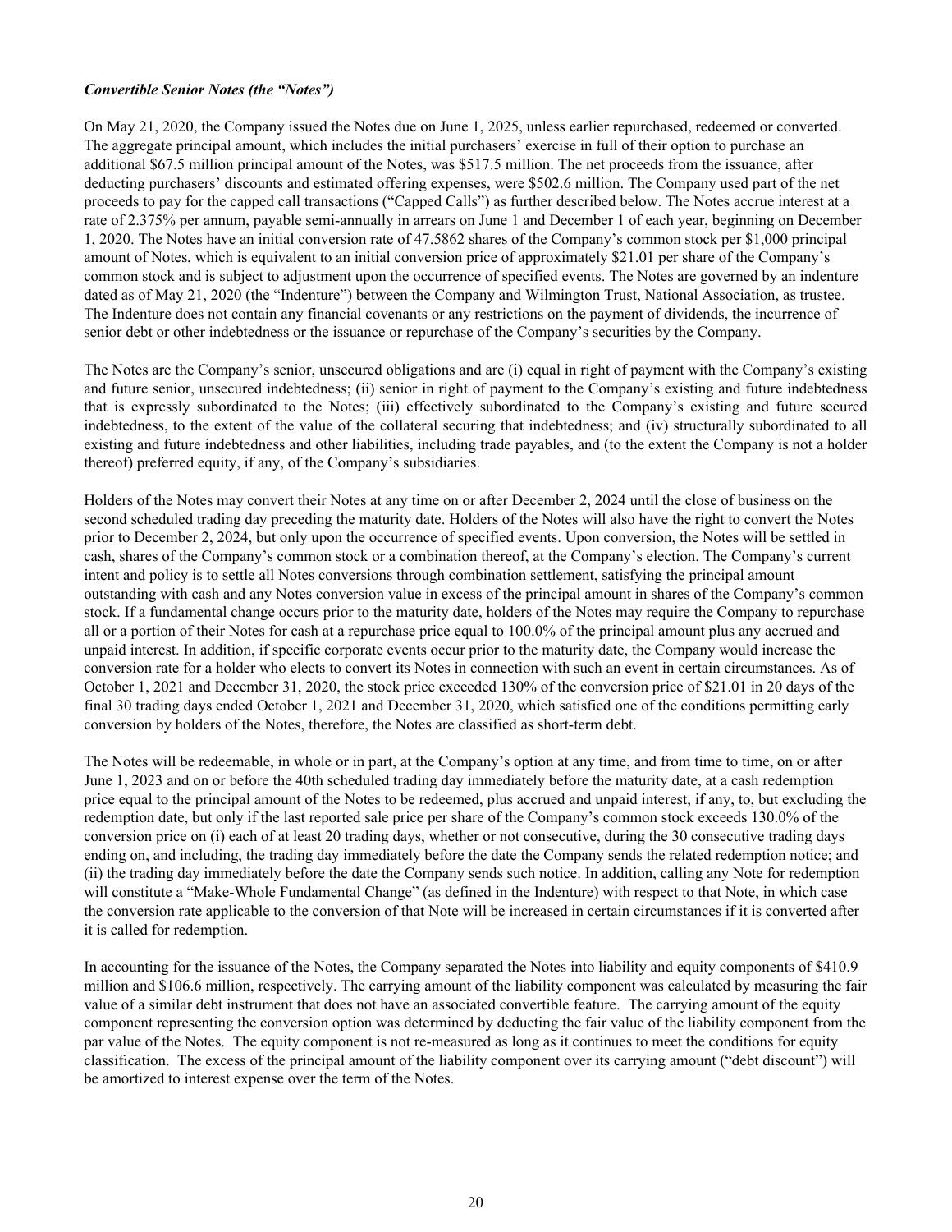***Convertible Senior Notes (the "Notes")***

On May 21, 2020, the Company issued the Notes due on June 1, 2025, unless earlier repurchased, redeemed or converted. The aggregate principal amount, which includes the initial purchasers' exercise in full of their option to purchase an additional $67.5 million principal amount of the Notes, was $517.5 million. The net proceeds from the issuance, after deducting purchasers' discounts and estimated offering expenses, were $502.6 million. The Company used part of the net proceeds to pay for the capped call transactions ("Capped Calls") as further described below. The Notes accrue interest at a rate of 2.375% per annum, payable semi-annually in arrears on June 1 and December 1 of each year, beginning on December 1, 2020. The Notes have an initial conversion rate of 47.5862 shares of the Company's common stock per $1,000 principal amount of Notes, which is equivalent to an initial conversion price of approximately $21.01 per share of the Company's common stock and is subject to adjustment upon the occurrence of specified events. The Notes are governed by an indenture dated as of May 21, 2020 (the "Indenture") between the Company and Wilmington Trust, National Association, as trustee. The Indenture does not contain any financial covenants or any restrictions on the payment of dividends, the incurrence of senior debt or other indebtedness or the issuance or repurchase of the Company's securities by the Company.

The Notes are the Company's senior, unsecured obligations and are (i) equal in right of payment with the Company's existing and future senior, unsecured indebtedness; (ii) senior in right of payment to the Company's existing and future indebtedness that is expressly subordinated to the Notes; (iii) effectively subordinated to the Company's existing and future secured indebtedness, to the extent of the value of the collateral securing that indebtedness; and (iv) structurally subordinated to all existing and future indebtedness and other liabilities, including trade payables, and (to the extent the Company is not a holder thereof) preferred equity, if any, of the Company's subsidiaries.

Holders of the Notes may convert their Notes at any time on or after December 2, 2024 until the close of business on the second scheduled trading day preceding the maturity date. Holders of the Notes will also have the right to convert the Notes prior to December 2, 2024, but only upon the occurrence of specified events. Upon conversion, the Notes will be settled in cash, shares of the Company's common stock or a combination thereof, at the Company's election. The Company's current intent and policy is to settle all Notes conversions through combination settlement, satisfying the principal amount outstanding with cash and any Notes conversion value in excess of the principal amount in shares of the Company's common stock. If a fundamental change occurs prior to the maturity date, holders of the Notes may require the Company to repurchase all or a portion of their Notes for cash at a repurchase price equal to 100.0% of the principal amount plus any accrued and unpaid interest. In addition, if specific corporate events occur prior to the maturity date, the Company would increase the conversion rate for a holder who elects to convert its Notes in connection with such an event in certain circumstances. As of October 1, 2021 and December 31, 2020, the stock price exceeded 130% of the conversion price of $21.01 in 20 days of the final 30 trading days ended October 1, 2021 and December 31, 2020, which satisfied one of the conditions permitting early conversion by holders of the Notes, therefore, the Notes are classified as short-term debt.

The Notes will be redeemable, in whole or in part, at the Company's option at any time, and from time to time, on or after June 1, 2023 and on or before the 40th scheduled trading day immediately before the maturity date, at a cash redemption price equal to the principal amount of the Notes to be redeemed, plus accrued and unpaid interest, if any, to, but excluding the redemption date, but only if the last reported sale price per share of the Company's common stock exceeds 130.0% of the conversion price on (i) each of at least 20 trading days, whether or not consecutive, during the 30 consecutive trading days ending on, and including, the trading day immediately before the date the Company sends the related redemption notice; and (ii) the trading day immediately before the date the Company sends such notice. In addition, calling any Note for redemption will constitute a "Make-Whole Fundamental Change" (as defined in the Indenture) with respect to that Note, in which case the conversion rate applicable to the conversion of that Note will be increased in certain circumstances if it is converted after it is called for redemption.

In accounting for the issuance of the Notes, the Company separated the Notes into liability and equity components of $410.9 million and $106.6 million, respectively. The carrying amount of the liability component was calculated by measuring the fair value of a similar debt instrument that does not have an associated convertible feature. The carrying amount of the equity component representing the conversion option was determined by deducting the fair value of the liability component from the par value of the Notes. The equity component is not re-measured as long as it continues to meet the conditions for equity classification. The excess of the principal amount of the liability component over its carrying amount ("debt discount") will be amortized to interest expense over the term of the Notes.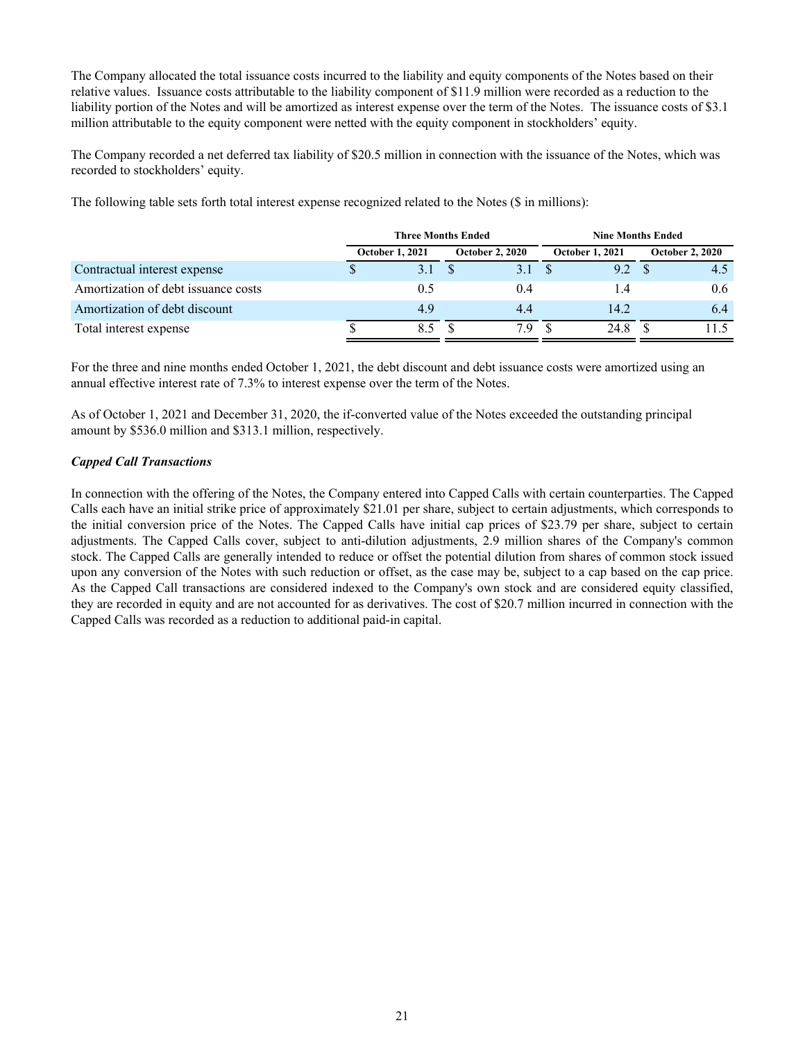The Company allocated the total issuance costs incurred to the liability and equity components of the Notes based on their relative values. Issuance costs attributable to the liability component of $11.9 million were recorded as a reduction to the liability portion of the Notes and will be amortized as interest expense over the term of the Notes. The issuance costs of $3.1 million attributable to the equity component were netted with the equity component in stockholders' equity.

The Company recorded a net deferred tax liability of $20.5 million in connection with the issuance of the Notes, which was recorded to stockholders' equity.

The following table sets forth total interest expense recognized related to the Notes ($ in millions):

| | Three Months Ended | | Nine Months Ended | |
|---|---|---|---|---|
| | October 1, 2021 | October 2, 2020 | October 1, 2021 | October 2, 2020 |
| Contractual interest expense | $ 3.1 | $ 3.1 | $ 9.2 | $ 4.5 |
| Amortization of debt issuance costs | 0.5 | 0.4 | 1.4 | 0.6 |
| Amortization of debt discount | 4.9 | 4.4 | 14.2 | 6.4 |
| Total interest expense | $ 8.5 | $ 7.9 | $ 24.8 | $ 11.5 |

For the three and nine months ended October 1, 2021, the debt discount and debt issuance costs were amortized using an annual effective interest rate of 7.3% to interest expense over the term of the Notes.

As of October 1, 2021 and December 31, 2020, the if-converted value of the Notes exceeded the outstanding principal amount by $536.0 million and $313.1 million, respectively.

***Capped Call Transactions***

In connection with the offering of the Notes, the Company entered into Capped Calls with certain counterparties. The Capped Calls each have an initial strike price of approximately $21.01 per share, subject to certain adjustments, which corresponds to the initial conversion price of the Notes. The Capped Calls have initial cap prices of $23.79 per share, subject to certain adjustments. The Capped Calls cover, subject to anti-dilution adjustments, 2.9 million shares of the Company's common stock. The Capped Calls are generally intended to reduce or offset the potential dilution from shares of common stock issued upon any conversion of the Notes with such reduction or offset, as the case may be, subject to a cap based on the cap price. As the Capped Call transactions are considered indexed to the Company's own stock and are considered equity classified, they are recorded in equity and are not accounted for as derivatives. The cost of $20.7 million incurred in connection with the Capped Calls was recorded as a reduction to additional paid-in capital.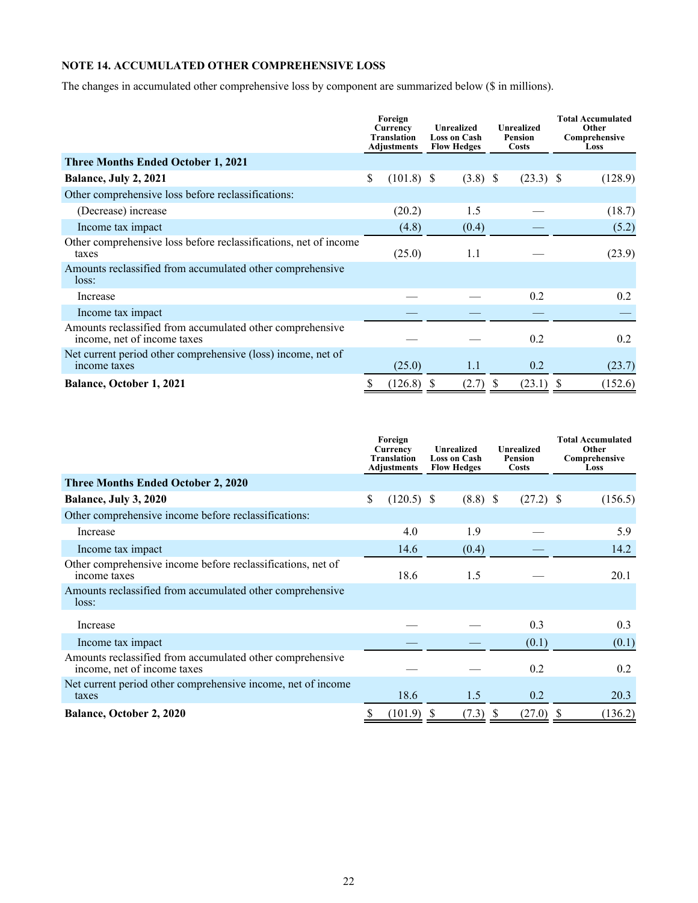## NOTE 14. ACCUMULATED OTHER COMPREHENSIVE LOSS

The changes in accumulated other comprehensive loss by component are summarized below ($ in millions).

| | Foreign Currency Translation Adjustments | Unrealized Loss on Cash Flow Hedges | Unrealized Pension Costs | Total Accumulated Other Comprehensive Loss |
|---|---|---|---|---|
| **Three Months Ended October 1, 2021** | | | | |
| **Balance, July 2, 2021** | $ (101.8) | $ (3.8) | $ (23.3) | $ (128.9) |
| Other comprehensive loss before reclassifications: | | | | |
| (Decrease) increase | (20.2) | 1.5 | — | (18.7) |
| Income tax impact | (4.8) | (0.4) | — | (5.2) |
| Other comprehensive loss before reclassifications, net of income taxes | (25.0) | 1.1 | — | (23.9) |
| Amounts reclassified from accumulated other comprehensive loss: | | | | |
| Increase | — | — | 0.2 | 0.2 |
| Income tax impact | — | — | — | — |
| Amounts reclassified from accumulated other comprehensive income, net of income taxes | — | — | 0.2 | 0.2 |
| Net current period other comprehensive (loss) income, net of income taxes | (25.0) | 1.1 | 0.2 | (23.7) |
| **Balance, October 1, 2021** | $ (126.8) | $ (2.7) | $ (23.1) | $ (152.6) |

| | Foreign Currency Translation Adjustments | Unrealized Loss on Cash Flow Hedges | Unrealized Pension Costs | Total Accumulated Other Comprehensive Loss |
|---|---|---|---|---|
| **Three Months Ended October 2, 2020** | | | | |
| **Balance, July 3, 2020** | $ (120.5) | $ (8.8) | $ (27.2) | $ (156.5) |
| Other comprehensive income before reclassifications: | | | | |
| Increase | 4.0 | 1.9 | — | 5.9 |
| Income tax impact | 14.6 | (0.4) | — | 14.2 |
| Other comprehensive income before reclassifications, net of income taxes | 18.6 | 1.5 | — | 20.1 |
| Amounts reclassified from accumulated other comprehensive loss: | | | | |
| Increase | — | — | 0.3 | 0.3 |
| Income tax impact | — | — | (0.1) | (0.1) |
| Amounts reclassified from accumulated other comprehensive income, net of income taxes | — | — | 0.2 | 0.2 |
| Net current period other comprehensive income, net of income taxes | 18.6 | 1.5 | 0.2 | 20.3 |
| **Balance, October 2, 2020** | $ (101.9) | $ (7.3) | $ (27.0) | $ (136.2) |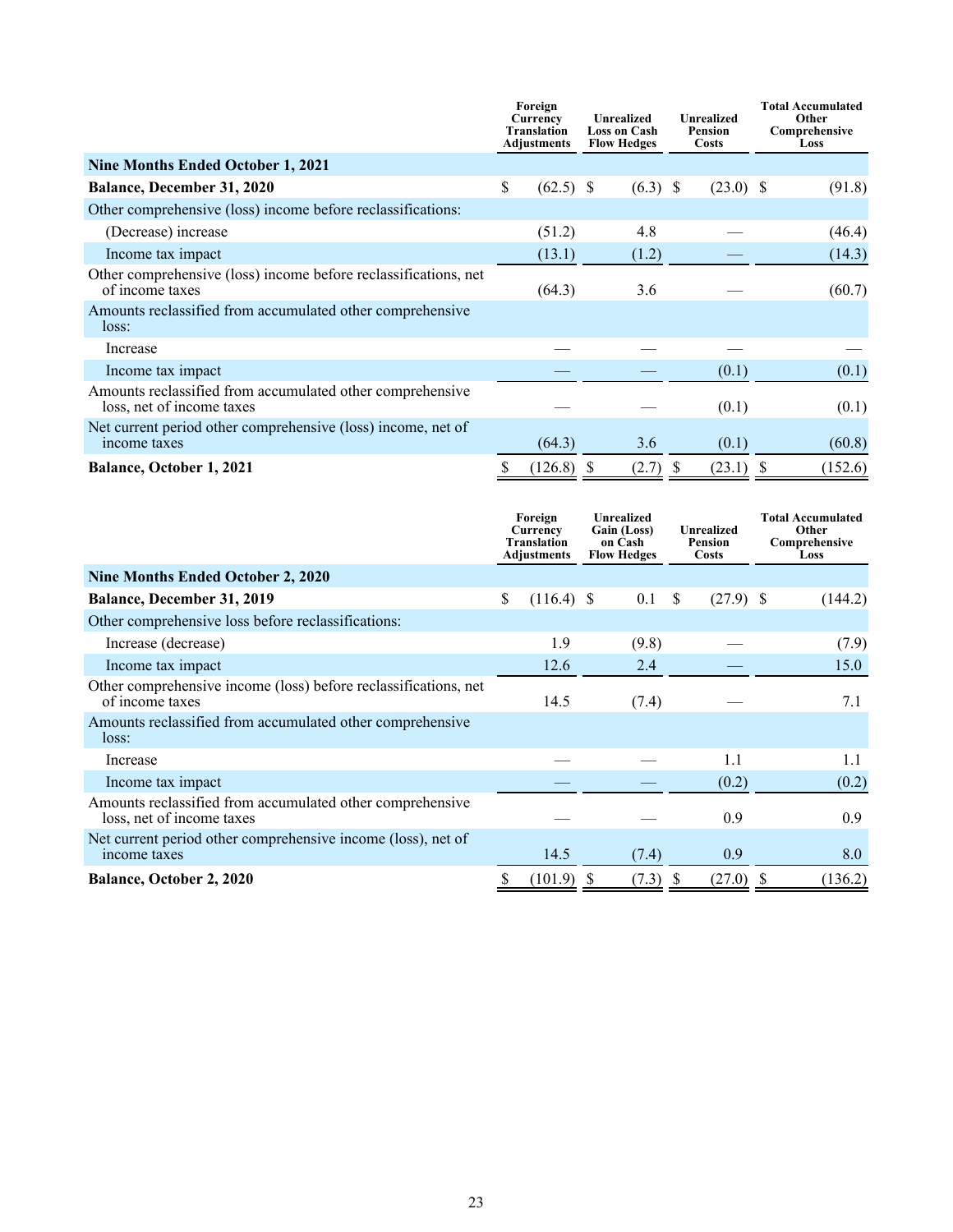| | Foreign Currency Translation Adjustments | Unrealized Loss on Cash Flow Hedges | Unrealized Pension Costs | Total Accumulated Other Comprehensive Loss |
|---|---|---|---|---|
| **Nine Months Ended October 1, 2021** | | | | |
| **Balance, December 31, 2020** | $ (62.5) | $ (6.3) | $ (23.0) | $ (91.8) |
| Other comprehensive (loss) income before reclassifications: | | | | |
| (Decrease) increase | (51.2) | 4.8 | — | (46.4) |
| Income tax impact | (13.1) | (1.2) | — | (14.3) |
| Other comprehensive (loss) income before reclassifications, net of income taxes | (64.3) | 3.6 | — | (60.7) |
| Amounts reclassified from accumulated other comprehensive loss: | | | | |
| Increase | — | — | — | — |
| Income tax impact | — | — | (0.1) | (0.1) |
| Amounts reclassified from accumulated other comprehensive loss, net of income taxes | — | — | (0.1) | (0.1) |
| Net current period other comprehensive (loss) income, net of income taxes | (64.3) | 3.6 | (0.1) | (60.8) |
| **Balance, October 1, 2021** | $ (126.8) | $ (2.7) | $ (23.1) | $ (152.6) |

| | Foreign Currency Translation Adjustments | Unrealized Gain (Loss) on Cash Flow Hedges | Unrealized Pension Costs | Total Accumulated Other Comprehensive Loss |
|---|---|---|---|---|
| **Nine Months Ended October 2, 2020** | | | | |
| **Balance, December 31, 2019** | $ (116.4) | $ 0.1 | $ (27.9) | $ (144.2) |
| Other comprehensive loss before reclassifications: | | | | |
| Increase (decrease) | 1.9 | (9.8) | — | (7.9) |
| Income tax impact | 12.6 | 2.4 | — | 15.0 |
| Other comprehensive income (loss) before reclassifications, net of income taxes | 14.5 | (7.4) | — | 7.1 |
| Amounts reclassified from accumulated other comprehensive loss: | | | | |
| Increase | — | — | 1.1 | 1.1 |
| Income tax impact | — | — | (0.2) | (0.2) |
| Amounts reclassified from accumulated other comprehensive loss, net of income taxes | — | — | 0.9 | 0.9 |
| Net current period other comprehensive income (loss), net of income taxes | 14.5 | (7.4) | 0.9 | 8.0 |
| **Balance, October 2, 2020** | $ (101.9) | $ (7.3) | $ (27.0) | $ (136.2) |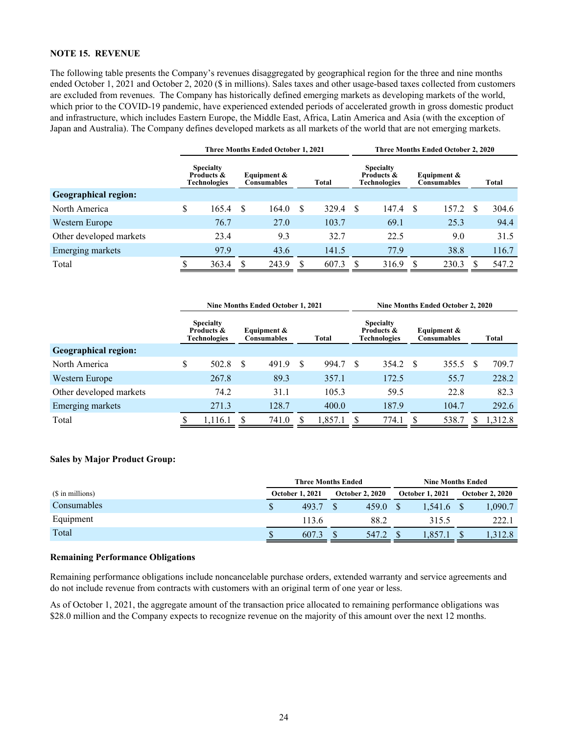## NOTE 15. REVENUE

The following table presents the Company's revenues disaggregated by geographical region for the three and nine months ended October 1, 2021 and October 2, 2020 ($ in millions). Sales taxes and other usage-based taxes collected from customers are excluded from revenues. The Company has historically defined emerging markets as developing markets of the world, which prior to the COVID-19 pandemic, have experienced extended periods of accelerated growth in gross domestic product and infrastructure, which includes Eastern Europe, the Middle East, Africa, Latin America and Asia (with the exception of Japan and Australia). The Company defines developed markets as all markets of the world that are not emerging markets.

| | Three Months Ended October 1, 2021 | | | Three Months Ended October 2, 2020 | | |
|---|---|---|---|---|---|---|
| | Specialty Products & Technologies | Equipment & Consumables | Total | Specialty Products & Technologies | Equipment & Consumables | Total |
| **Geographical region:** | | | | | | |
| North America | $ 165.4 | $ 164.0 | $ 329.4 | $ 147.4 | $ 157.2 | $ 304.6 |
| Western Europe | 76.7 | 27.0 | 103.7 | 69.1 | 25.3 | 94.4 |
| Other developed markets | 23.4 | 9.3 | 32.7 | 22.5 | 9.0 | 31.5 |
| Emerging markets | 97.9 | 43.6 | 141.5 | 77.9 | 38.8 | 116.7 |
| Total | $ 363.4 | $ 243.9 | $ 607.3 | $ 316.9 | $ 230.3 | $ 547.2 |

| | Nine Months Ended October 1, 2021 | | | Nine Months Ended October 2, 2020 | | |
|---|---|---|---|---|---|---|
| | Specialty Products & Technologies | Equipment & Consumables | Total | Specialty Products & Technologies | Equipment & Consumables | Total |
| **Geographical region:** | | | | | | |
| North America | $ 502.8 | $ 491.9 | $ 994.7 | $ 354.2 | $ 355.5 | $ 709.7 |
| Western Europe | 267.8 | 89.3 | 357.1 | 172.5 | 55.7 | 228.2 |
| Other developed markets | 74.2 | 31.1 | 105.3 | 59.5 | 22.8 | 82.3 |
| Emerging markets | 271.3 | 128.7 | 400.0 | 187.9 | 104.7 | 292.6 |
| Total | $ 1,116.1 | $ 741.0 | $ 1,857.1 | $ 774.1 | $ 538.7 | $ 1,312.8 |

**Sales by Major Product Group:**

| | Three Months Ended | | Nine Months Ended | |
|---|---|---|---|---|
| ($ in millions) | October 1, 2021 | October 2, 2020 | October 1, 2021 | October 2, 2020 |
| Consumables | $ 493.7 | $ 459.0 | $ 1,541.6 | $ 1,090.7 |
| Equipment | 113.6 | 88.2 | 315.5 | 222.1 |
| Total | $ 607.3 | $ 547.2 | $ 1,857.1 | $ 1,312.8 |

**Remaining Performance Obligations**

Remaining performance obligations include noncancelable purchase orders, extended warranty and service agreements and do not include revenue from contracts with customers with an original term of one year or less.

As of October 1, 2021, the aggregate amount of the transaction price allocated to remaining performance obligations was $28.0 million and the Company expects to recognize revenue on the majority of this amount over the next 12 months.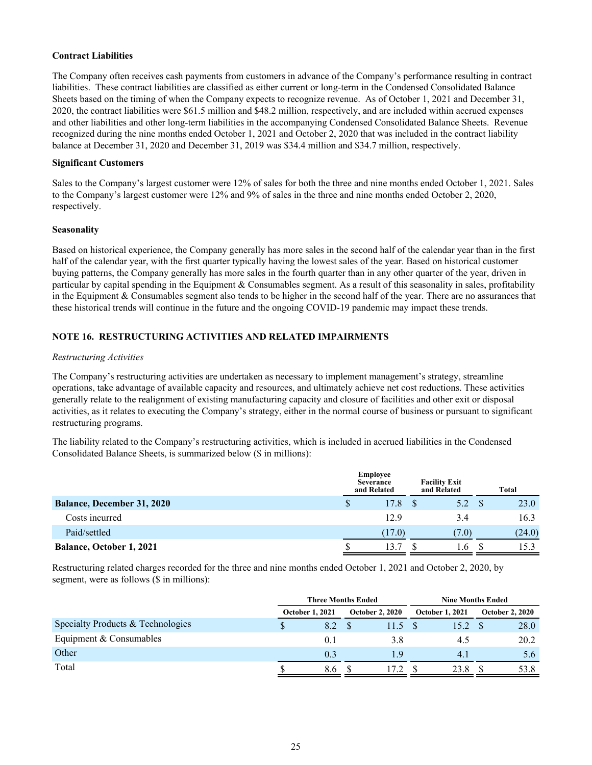**Contract Liabilities**

The Company often receives cash payments from customers in advance of the Company's performance resulting in contract liabilities. These contract liabilities are classified as either current or long-term in the Condensed Consolidated Balance Sheets based on the timing of when the Company expects to recognize revenue. As of October 1, 2021 and December 31, 2020, the contract liabilities were $61.5 million and $48.2 million, respectively, and are included within accrued expenses and other liabilities and other long-term liabilities in the accompanying Condensed Consolidated Balance Sheets. Revenue recognized during the nine months ended October 1, 2021 and October 2, 2020 that was included in the contract liability balance at December 31, 2020 and December 31, 2019 was $34.4 million and $34.7 million, respectively.

**Significant Customers**

Sales to the Company's largest customer were 12% of sales for both the three and nine months ended October 1, 2021. Sales to the Company's largest customer were 12% and 9% of sales in the three and nine months ended October 2, 2020, respectively.

**Seasonality**

Based on historical experience, the Company generally has more sales in the second half of the calendar year than in the first half of the calendar year, with the first quarter typically having the lowest sales of the year. Based on historical customer buying patterns, the Company generally has more sales in the fourth quarter than in any other quarter of the year, driven in particular by capital spending in the Equipment & Consumables segment. As a result of this seasonality in sales, profitability in the Equipment & Consumables segment also tends to be higher in the second half of the year. There are no assurances that these historical trends will continue in the future and the ongoing COVID-19 pandemic may impact these trends.

**NOTE 16. RESTRUCTURING ACTIVITIES AND RELATED IMPAIRMENTS**

*Restructuring Activities*

The Company's restructuring activities are undertaken as necessary to implement management's strategy, streamline operations, take advantage of available capacity and resources, and ultimately achieve net cost reductions. These activities generally relate to the realignment of existing manufacturing capacity and closure of facilities and other exit or disposal activities, as it relates to executing the Company's strategy, either in the normal course of business or pursuant to significant restructuring programs.

The liability related to the Company's restructuring activities, which is included in accrued liabilities in the Condensed Consolidated Balance Sheets, is summarized below ($ in millions):

| | Employee Severance and Related | Facility Exit and Related | Total |
|---|---|---|---|
| **Balance, December 31, 2020** | $ 17.8 | $ 5.2 | $ 23.0 |
| Costs incurred | 12.9 | 3.4 | 16.3 |
| Paid/settled | (17.0) | (7.0) | (24.0) |
| **Balance, October 1, 2021** | $ 13.7 | $ 1.6 | $ 15.3 |

Restructuring related charges recorded for the three and nine months ended October 1, 2021 and October 2, 2020, by segment, were as follows ($ in millions):

| | Three Months Ended | | Nine Months Ended | |
|---|---|---|---|---|
| | October 1, 2021 | October 2, 2020 | October 1, 2021 | October 2, 2020 |
| Specialty Products & Technologies | $ 8.2 | $ 11.5 | $ 15.2 | $ 28.0 |
| Equipment & Consumables | 0.1 | 3.8 | 4.5 | 20.2 |
| Other | 0.3 | 1.9 | 4.1 | 5.6 |
| Total | $ 8.6 | $ 17.2 | $ 23.8 | $ 53.8 |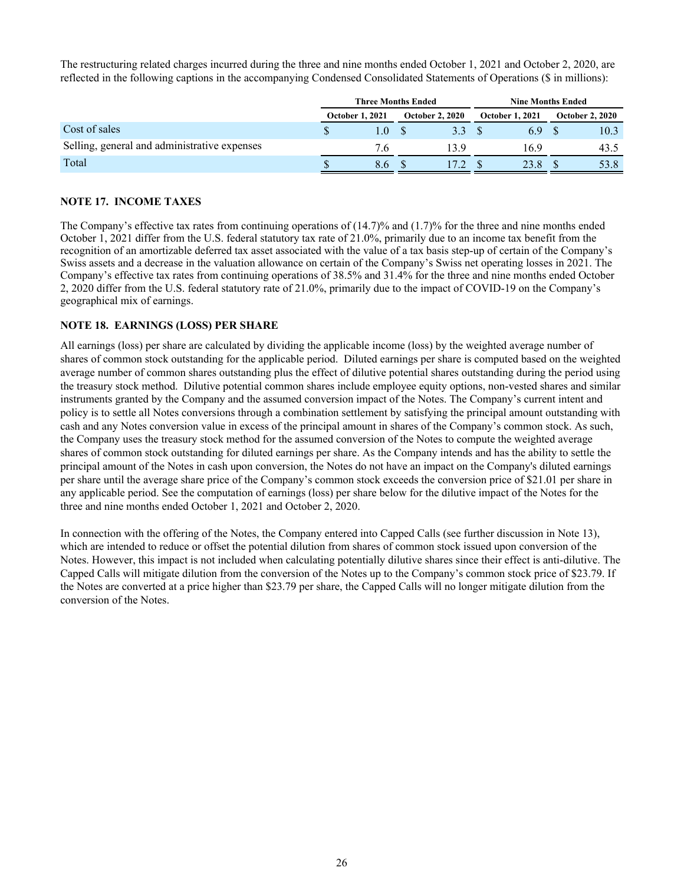The restructuring related charges incurred during the three and nine months ended October 1, 2021 and October 2, 2020, are reflected in the following captions in the accompanying Condensed Consolidated Statements of Operations ($ in millions):

| | Three Months Ended | | Nine Months Ended | |
|---|---|---|---|---|
| | October 1, 2021 | October 2, 2020 | October 1, 2021 | October 2, 2020 |
| Cost of sales | $ 1.0 | $ 3.3 | $ 6.9 | $ 10.3 |
| Selling, general and administrative expenses | 7.6 | 13.9 | 16.9 | 43.5 |
| Total | $ 8.6 | $ 17.2 | $ 23.8 | $ 53.8 |

**NOTE 17. INCOME TAXES**

The Company's effective tax rates from continuing operations of (14.7)% and (1.7)% for the three and nine months ended October 1, 2021 differ from the U.S. federal statutory tax rate of 21.0%, primarily due to an income tax benefit from the recognition of an amortizable deferred tax asset associated with the value of a tax basis step-up of certain of the Company's Swiss assets and a decrease in the valuation allowance on certain of the Company's Swiss net operating losses in 2021. The Company's effective tax rates from continuing operations of 38.5% and 31.4% for the three and nine months ended October 2, 2020 differ from the U.S. federal statutory rate of 21.0%, primarily due to the impact of COVID-19 on the Company's geographical mix of earnings.

**NOTE 18. EARNINGS (LOSS) PER SHARE**

All earnings (loss) per share are calculated by dividing the applicable income (loss) by the weighted average number of shares of common stock outstanding for the applicable period. Diluted earnings per share is computed based on the weighted average number of common shares outstanding plus the effect of dilutive potential shares outstanding during the period using the treasury stock method. Dilutive potential common shares include employee equity options, non-vested shares and similar instruments granted by the Company and the assumed conversion impact of the Notes. The Company's current intent and policy is to settle all Notes conversions through a combination settlement by satisfying the principal amount outstanding with cash and any Notes conversion value in excess of the principal amount in shares of the Company's common stock. As such, the Company uses the treasury stock method for the assumed conversion of the Notes to compute the weighted average shares of common stock outstanding for diluted earnings per share. As the Company intends and has the ability to settle the principal amount of the Notes in cash upon conversion, the Notes do not have an impact on the Company's diluted earnings per share until the average share price of the Company's common stock exceeds the conversion price of $21.01 per share in any applicable period. See the computation of earnings (loss) per share below for the dilutive impact of the Notes for the three and nine months ended October 1, 2021 and October 2, 2020.

In connection with the offering of the Notes, the Company entered into Capped Calls (see further discussion in Note 13), which are intended to reduce or offset the potential dilution from shares of common stock issued upon conversion of the Notes. However, this impact is not included when calculating potentially dilutive shares since their effect is anti-dilutive. The Capped Calls will mitigate dilution from the conversion of the Notes up to the Company's common stock price of $23.79. If the Notes are converted at a price higher than $23.79 per share, the Capped Calls will no longer mitigate dilution from the conversion of the Notes.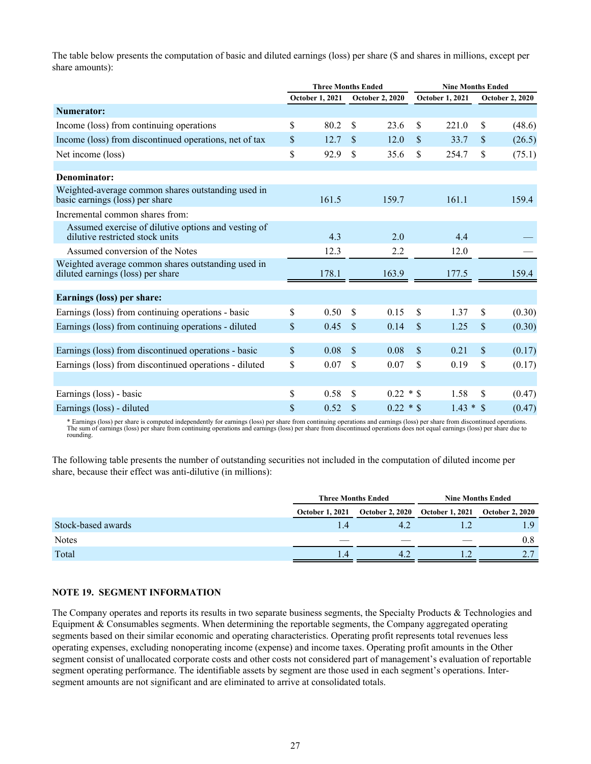The table below presents the computation of basic and diluted earnings (loss) per share ($ and shares in millions, except per share amounts):

| | Three Months Ended | | Nine Months Ended | |
|---|---|---|---|---|
| | October 1, 2021 | October 2, 2020 | October 1, 2021 | October 2, 2020 |
| **Numerator:** | | | | |
| Income (loss) from continuing operations | $ 80.2 | $ 23.6 | $ 221.0 | $ (48.6) |
| Income (loss) from discontinued operations, net of tax | $ 12.7 | $ 12.0 | $ 33.7 | $ (26.5) |
| Net income (loss) | $ 92.9 | $ 35.6 | $ 254.7 | $ (75.1) |
| | | | | |
| **Denominator:** | | | | |
| Weighted-average common shares outstanding used in basic earnings (loss) per share | 161.5 | 159.7 | 161.1 | 159.4 |
| Incremental common shares from: | | | | |
| Assumed exercise of dilutive options and vesting of dilutive restricted stock units | 4.3 | 2.0 | 4.4 | — |
| Assumed conversion of the Notes | 12.3 | 2.2 | 12.0 | — |
| Weighted average common shares outstanding used in diluted earnings (loss) per share | 178.1 | 163.9 | 177.5 | 159.4 |
| | | | | |
| **Earnings (loss) per share:** | | | | |
| Earnings (loss) from continuing operations - basic | $ 0.50 | $ 0.15 | $ 1.37 | $ (0.30) |
| Earnings (loss) from continuing operations - diluted | $ 0.45 | $ 0.14 | $ 1.25 | $ (0.30) |
| | | | | |
| Earnings (loss) from discontinued operations - basic | $ 0.08 | $ 0.08 | $ 0.21 | $ (0.17) |
| Earnings (loss) from discontinued operations - diluted | $ 0.07 | $ 0.07 | $ 0.19 | $ (0.17) |
| | | | | |
| Earnings (loss) - basic | $ 0.58 | $ 0.22 * | $ 1.58 | $ (0.47) |
| Earnings (loss) - diluted | $ 0.52 | $ 0.22 * | $ 1.43 * | $ (0.47) |

* Earnings (loss) per share is computed independently for earnings (loss) per share from continuing operations and earnings (loss) per share from discontinued operations. The sum of earnings (loss) per share from continuing operations and earnings (loss) per share from discontinued operations does not equal earnings (loss) per share due to rounding.

The following table presents the number of outstanding securities not included in the computation of diluted income per share, because their effect was anti-dilutive (in millions):

| | Three Months Ended | | Nine Months Ended | |
|---|---|---|---|---|
| | October 1, 2021 | October 2, 2020 | October 1, 2021 | October 2, 2020 |
| Stock-based awards | 1.4 | 4.2 | 1.2 | 1.9 |
| Notes | — | — | — | 0.8 |
| Total | 1.4 | 4.2 | 1.2 | 2.7 |

## NOTE 19. SEGMENT INFORMATION

The Company operates and reports its results in two separate business segments, the Specialty Products & Technologies and Equipment & Consumables segments. When determining the reportable segments, the Company aggregated operating segments based on their similar economic and operating characteristics. Operating profit represents total revenues less operating expenses, excluding nonoperating income (expense) and income taxes. Operating profit amounts in the Other segment consist of unallocated corporate costs and other costs not considered part of management's evaluation of reportable segment operating performance. The identifiable assets by segment are those used in each segment's operations. Inter-segment amounts are not significant and are eliminated to arrive at consolidated totals.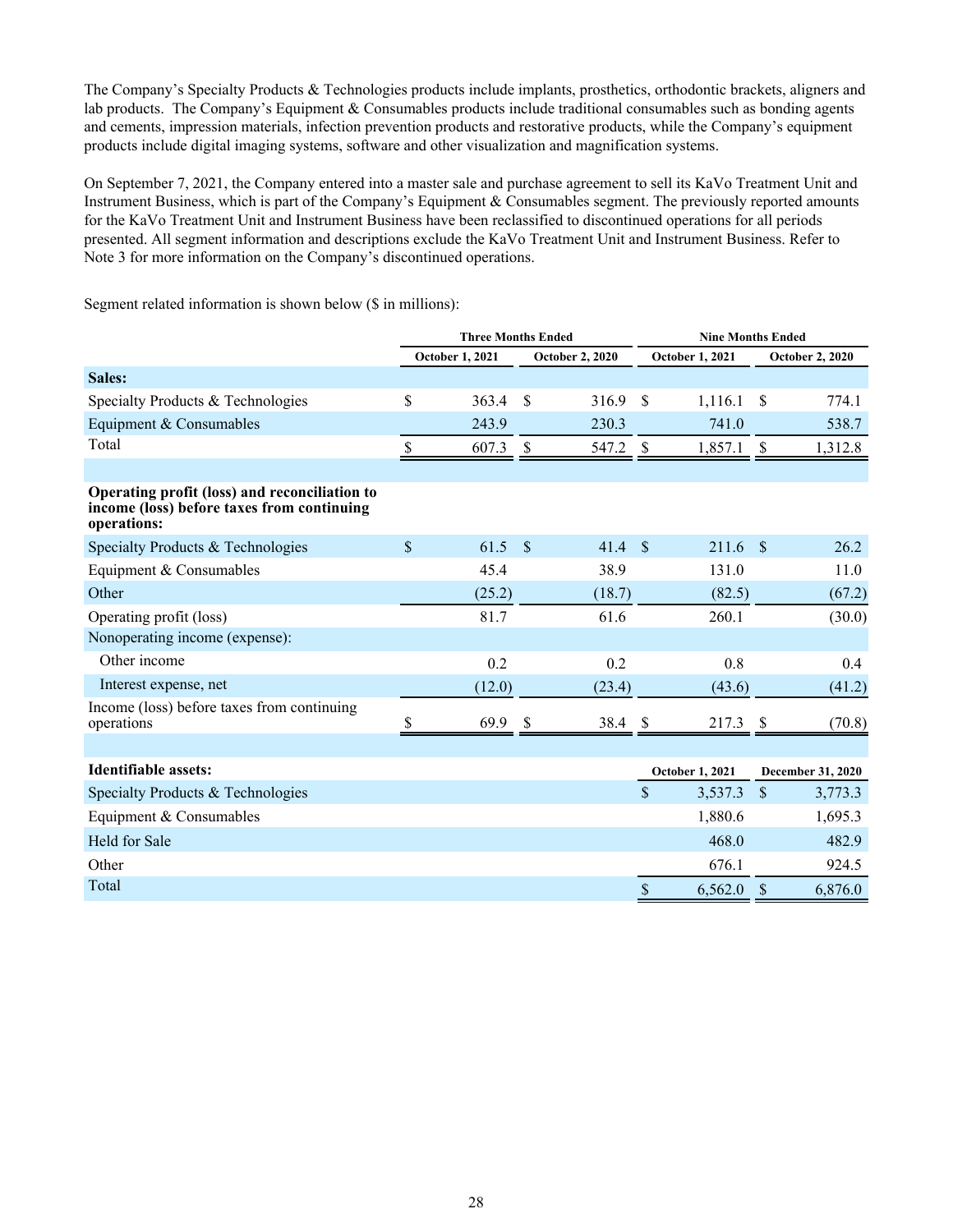The Company's Specialty Products & Technologies products include implants, prosthetics, orthodontic brackets, aligners and lab products. The Company's Equipment & Consumables products include traditional consumables such as bonding agents and cements, impression materials, infection prevention products and restorative products, while the Company's equipment products include digital imaging systems, software and other visualization and magnification systems.

On September 7, 2021, the Company entered into a master sale and purchase agreement to sell its KaVo Treatment Unit and Instrument Business, which is part of the Company's Equipment & Consumables segment. The previously reported amounts for the KaVo Treatment Unit and Instrument Business have been reclassified to discontinued operations for all periods presented. All segment information and descriptions exclude the KaVo Treatment Unit and Instrument Business. Refer to Note 3 for more information on the Company's discontinued operations.

Segment related information is shown below ($ in millions):

| | Three Months Ended | | Nine Months Ended | |
|---|---|---|---|---|
| | October 1, 2021 | October 2, 2020 | October 1, 2021 | October 2, 2020 |
| **Sales:** | | | | |
| Specialty Products & Technologies | $ 363.4 | $ 316.9 | $ 1,116.1 | $ 774.1 |
| Equipment & Consumables | 243.9 | 230.3 | 741.0 | 538.7 |
| Total | $ 607.3 | $ 547.2 | $ 1,857.1 | $ 1,312.8 |
| **Operating profit (loss) and reconciliation to income (loss) before taxes from continuing operations:** | | | | |
| Specialty Products & Technologies | $ 61.5 | $ 41.4 | $ 211.6 | $ 26.2 |
| Equipment & Consumables | 45.4 | 38.9 | 131.0 | 11.0 |
| Other | (25.2) | (18.7) | (82.5) | (67.2) |
| Operating profit (loss) | 81.7 | 61.6 | 260.1 | (30.0) |
| Nonoperating income (expense): | | | | |
| Other income | 0.2 | 0.2 | 0.8 | 0.4 |
| Interest expense, net | (12.0) | (23.4) | (43.6) | (41.2) |
| Income (loss) before taxes from continuing operations | $ 69.9 | $ 38.4 | $ 217.3 | $ (70.8) |

| **Identifiable assets:** | October 1, 2021 | December 31, 2020 |
|---|---|---|
| Specialty Products & Technologies | $ 3,537.3 | $ 3,773.3 |
| Equipment & Consumables | 1,880.6 | 1,695.3 |
| Held for Sale | 468.0 | 482.9 |
| Other | 676.1 | 924.5 |
| Total | $ 6,562.0 | $ 6,876.0 |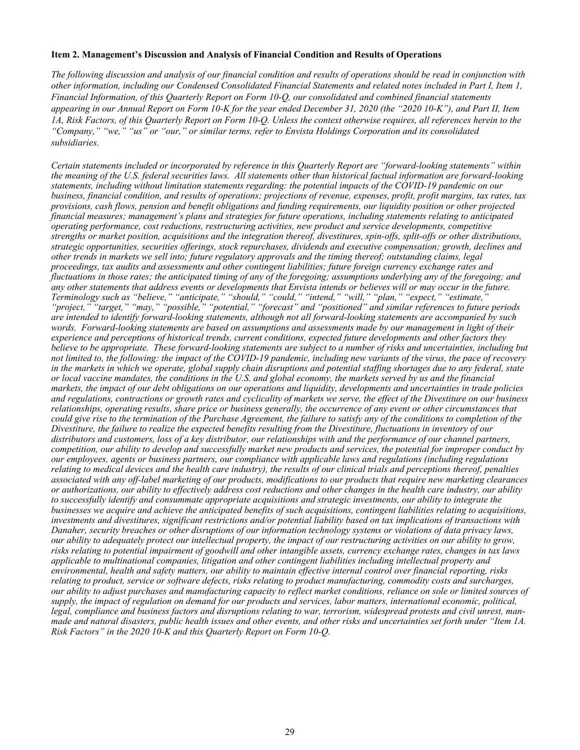**Item 2. Management's Discussion and Analysis of Financial Condition and Results of Operations**

*The following discussion and analysis of our financial condition and results of operations should be read in conjunction with other information, including our Condensed Consolidated Financial Statements and related notes included in Part I, Item 1, Financial Information, of this Quarterly Report on Form 10-Q, our consolidated and combined financial statements appearing in our Annual Report on Form 10-K for the year ended December 31, 2020 (the "2020 10-K"), and Part II, Item 1A, Risk Factors, of this Quarterly Report on Form 10-Q. Unless the context otherwise requires, all references herein to the "Company," "we," "us" or "our," or similar terms, refer to Envista Holdings Corporation and its consolidated subsidiaries.*

*Certain statements included or incorporated by reference in this Quarterly Report are "forward-looking statements" within the meaning of the U.S. federal securities laws. All statements other than historical factual information are forward-looking statements, including without limitation statements regarding: the potential impacts of the COVID-19 pandemic on our business, financial condition, and results of operations; projections of revenue, expenses, profit, profit margins, tax rates, tax provisions, cash flows, pension and benefit obligations and funding requirements, our liquidity position or other projected financial measures; management's plans and strategies for future operations, including statements relating to anticipated operating performance, cost reductions, restructuring activities, new product and service developments, competitive strengths or market position, acquisitions and the integration thereof, divestitures, spin-offs, split-offs or other distributions, strategic opportunities, securities offerings, stock repurchases, dividends and executive compensation; growth, declines and other trends in markets we sell into; future regulatory approvals and the timing thereof; outstanding claims, legal proceedings, tax audits and assessments and other contingent liabilities; future foreign currency exchange rates and fluctuations in those rates; the anticipated timing of any of the foregoing; assumptions underlying any of the foregoing; and any other statements that address events or developments that Envista intends or believes will or may occur in the future. Terminology such as "believe," "anticipate," "should," "could," "intend," "will," "plan," "expect," "estimate," "project," "target," "may," "possible," "potential," "forecast" and "positioned" and similar references to future periods are intended to identify forward-looking statements, although not all forward-looking statements are accompanied by such words. Forward-looking statements are based on assumptions and assessments made by our management in light of their experience and perceptions of historical trends, current conditions, expected future developments and other factors they believe to be appropriate. These forward-looking statements are subject to a number of risks and uncertainties, including but not limited to, the following: the impact of the COVID-19 pandemic, including new variants of the virus, the pace of recovery in the markets in which we operate, global supply chain disruptions and potential staffing shortages due to any federal, state or local vaccine mandates, the conditions in the U.S. and global economy, the markets served by us and the financial markets, the impact of our debt obligations on our operations and liquidity, developments and uncertainties in trade policies and regulations, contractions or growth rates and cyclicality of markets we serve, the effect of the Divestiture on our business relationships, operating results, share price or business generally, the occurrence of any event or other circumstances that could give rise to the termination of the Purchase Agreement, the failure to satisfy any of the conditions to completion of the Divestiture, the failure to realize the expected benefits resulting from the Divestiture, fluctuations in inventory of our distributors and customers, loss of a key distributor, our relationships with and the performance of our channel partners, competition, our ability to develop and successfully market new products and services, the potential for improper conduct by our employees, agents or business partners, our compliance with applicable laws and regulations (including regulations relating to medical devices and the health care industry), the results of our clinical trials and perceptions thereof, penalties associated with any off-label marketing of our products, modifications to our products that require new marketing clearances or authorizations, our ability to effectively address cost reductions and other changes in the health care industry, our ability to successfully identify and consummate appropriate acquisitions and strategic investments, our ability to integrate the businesses we acquire and achieve the anticipated benefits of such acquisitions, contingent liabilities relating to acquisitions, investments and divestitures, significant restrictions and/or potential liability based on tax implications of transactions with Danaher, security breaches or other disruptions of our information technology systems or violations of data privacy laws, our ability to adequately protect our intellectual property, the impact of our restructuring activities on our ability to grow, risks relating to potential impairment of goodwill and other intangible assets, currency exchange rates, changes in tax laws applicable to multinational companies, litigation and other contingent liabilities including intellectual property and environmental, health and safety matters, our ability to maintain effective internal control over financial reporting, risks relating to product, service or software defects, risks relating to product manufacturing, commodity costs and surcharges, our ability to adjust purchases and manufacturing capacity to reflect market conditions, reliance on sole or limited sources of supply, the impact of regulation on demand for our products and services, labor matters, international economic, political, legal, compliance and business factors and disruptions relating to war, terrorism, widespread protests and civil unrest, man-made and natural disasters, public health issues and other events, and other risks and uncertainties set forth under "Item 1A. Risk Factors" in the 2020 10-K and this Quarterly Report on Form 10-Q.*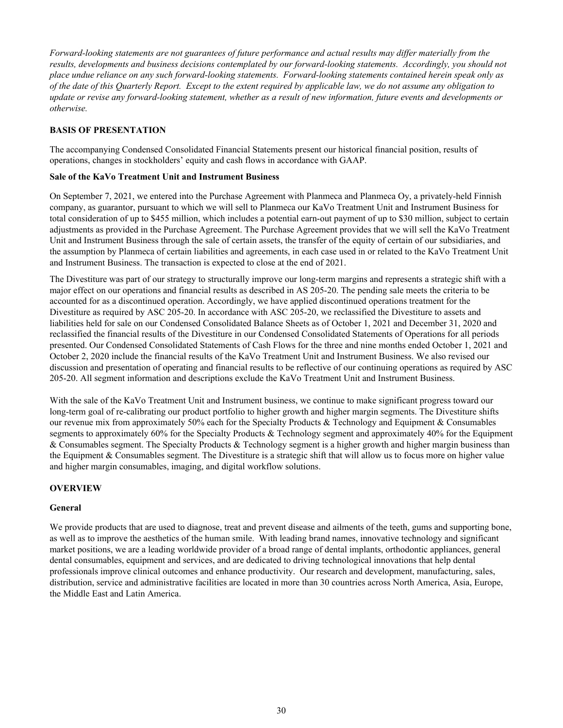*Forward-looking statements are not guarantees of future performance and actual results may differ materially from the results, developments and business decisions contemplated by our forward-looking statements. Accordingly, you should not place undue reliance on any such forward-looking statements. Forward-looking statements contained herein speak only as of the date of this Quarterly Report. Except to the extent required by applicable law, we do not assume any obligation to update or revise any forward-looking statement, whether as a result of new information, future events and developments or otherwise.*

## BASIS OF PRESENTATION

The accompanying Condensed Consolidated Financial Statements present our historical financial position, results of operations, changes in stockholders' equity and cash flows in accordance with GAAP.

### Sale of the KaVo Treatment Unit and Instrument Business

On September 7, 2021, we entered into the Purchase Agreement with Planmeca and Planmeca Oy, a privately-held Finnish company, as guarantor, pursuant to which we will sell to Planmeca our KaVo Treatment Unit and Instrument Business for total consideration of up to \$455 million, which includes a potential earn-out payment of up to \$30 million, subject to certain adjustments as provided in the Purchase Agreement. The Purchase Agreement provides that we will sell the KaVo Treatment Unit and Instrument Business through the sale of certain assets, the transfer of the equity of certain of our subsidiaries, and the assumption by Planmeca of certain liabilities and agreements, in each case used in or related to the KaVo Treatment Unit and Instrument Business. The transaction is expected to close at the end of 2021.

The Divestiture was part of our strategy to structurally improve our long-term margins and represents a strategic shift with a major effect on our operations and financial results as described in AS 205-20. The pending sale meets the criteria to be accounted for as a discontinued operation. Accordingly, we have applied discontinued operations treatment for the Divestiture as required by ASC 205-20. In accordance with ASC 205-20, we reclassified the Divestiture to assets and liabilities held for sale on our Condensed Consolidated Balance Sheets as of October 1, 2021 and December 31, 2020 and reclassified the financial results of the Divestiture in our Condensed Consolidated Statements of Operations for all periods presented. Our Condensed Consolidated Statements of Cash Flows for the three and nine months ended October 1, 2021 and October 2, 2020 include the financial results of the KaVo Treatment Unit and Instrument Business. We also revised our discussion and presentation of operating and financial results to be reflective of our continuing operations as required by ASC 205-20. All segment information and descriptions exclude the KaVo Treatment Unit and Instrument Business.

With the sale of the KaVo Treatment Unit and Instrument business, we continue to make significant progress toward our long-term goal of re-calibrating our product portfolio to higher growth and higher margin segments. The Divestiture shifts our revenue mix from approximately 50% each for the Specialty Products & Technology and Equipment & Consumables segments to approximately 60% for the Specialty Products & Technology segment and approximately 40% for the Equipment & Consumables segment. The Specialty Products & Technology segment is a higher growth and higher margin business than the Equipment & Consumables segment. The Divestiture is a strategic shift that will allow us to focus more on higher value and higher margin consumables, imaging, and digital workflow solutions.

## OVERVIEW

### General

We provide products that are used to diagnose, treat and prevent disease and ailments of the teeth, gums and supporting bone, as well as to improve the aesthetics of the human smile. With leading brand names, innovative technology and significant market positions, we are a leading worldwide provider of a broad range of dental implants, orthodontic appliances, general dental consumables, equipment and services, and are dedicated to driving technological innovations that help dental professionals improve clinical outcomes and enhance productivity. Our research and development, manufacturing, sales, distribution, service and administrative facilities are located in more than 30 countries across North America, Asia, Europe, the Middle East and Latin America.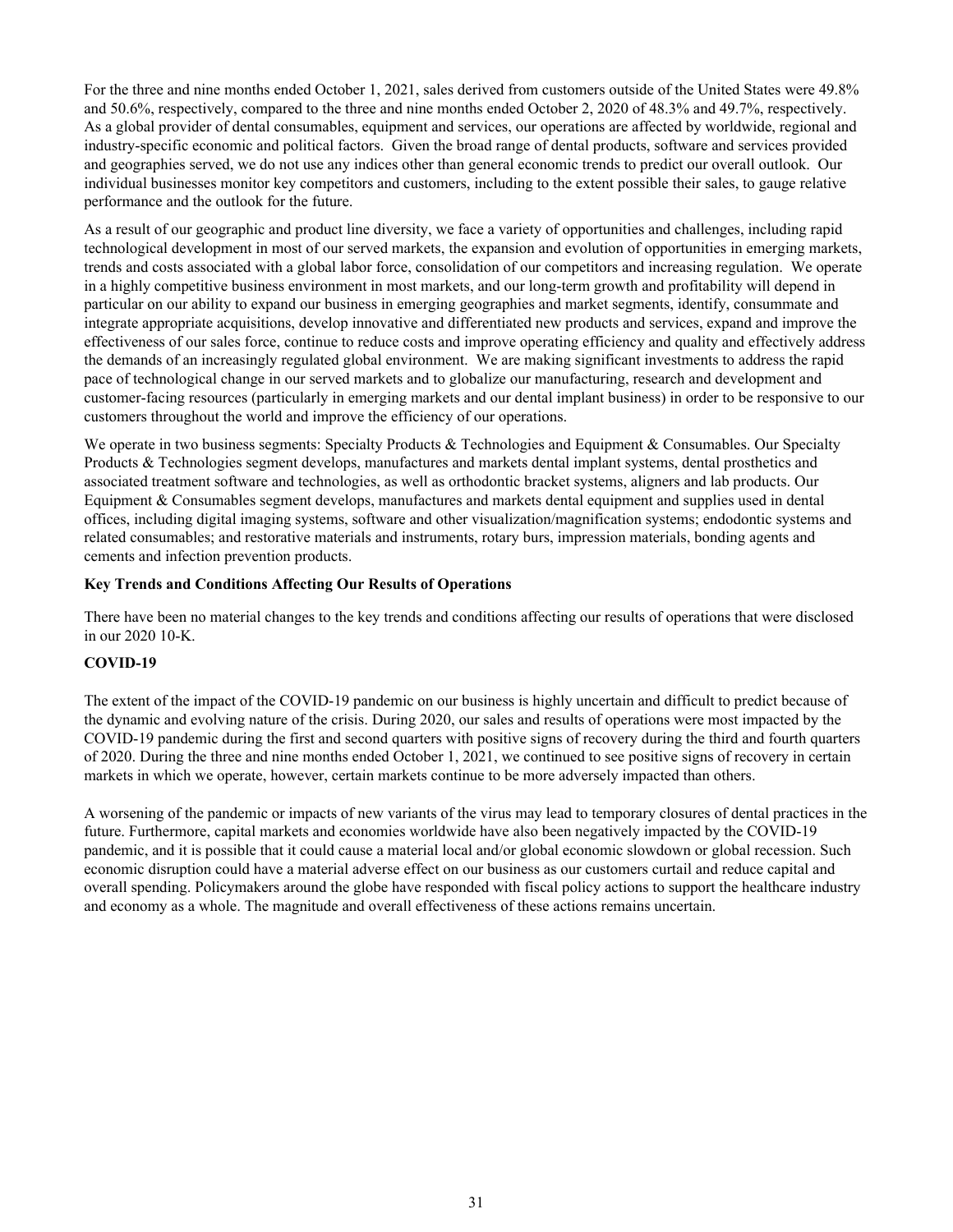For the three and nine months ended October 1, 2021, sales derived from customers outside of the United States were 49.8% and 50.6%, respectively, compared to the three and nine months ended October 2, 2020 of 48.3% and 49.7%, respectively. As a global provider of dental consumables, equipment and services, our operations are affected by worldwide, regional and industry-specific economic and political factors. Given the broad range of dental products, software and services provided and geographies served, we do not use any indices other than general economic trends to predict our overall outlook. Our individual businesses monitor key competitors and customers, including to the extent possible their sales, to gauge relative performance and the outlook for the future.

As a result of our geographic and product line diversity, we face a variety of opportunities and challenges, including rapid technological development in most of our served markets, the expansion and evolution of opportunities in emerging markets, trends and costs associated with a global labor force, consolidation of our competitors and increasing regulation. We operate in a highly competitive business environment in most markets, and our long-term growth and profitability will depend in particular on our ability to expand our business in emerging geographies and market segments, identify, consummate and integrate appropriate acquisitions, develop innovative and differentiated new products and services, expand and improve the effectiveness of our sales force, continue to reduce costs and improve operating efficiency and quality and effectively address the demands of an increasingly regulated global environment. We are making significant investments to address the rapid pace of technological change in our served markets and to globalize our manufacturing, research and development and customer-facing resources (particularly in emerging markets and our dental implant business) in order to be responsive to our customers throughout the world and improve the efficiency of our operations.

We operate in two business segments: Specialty Products & Technologies and Equipment & Consumables. Our Specialty Products & Technologies segment develops, manufactures and markets dental implant systems, dental prosthetics and associated treatment software and technologies, as well as orthodontic bracket systems, aligners and lab products. Our Equipment & Consumables segment develops, manufactures and markets dental equipment and supplies used in dental offices, including digital imaging systems, software and other visualization/magnification systems; endodontic systems and related consumables; and restorative materials and instruments, rotary burs, impression materials, bonding agents and cements and infection prevention products.

**Key Trends and Conditions Affecting Our Results of Operations**

There have been no material changes to the key trends and conditions affecting our results of operations that were disclosed in our 2020 10-K.

**COVID-19**

The extent of the impact of the COVID-19 pandemic on our business is highly uncertain and difficult to predict because of the dynamic and evolving nature of the crisis. During 2020, our sales and results of operations were most impacted by the COVID-19 pandemic during the first and second quarters with positive signs of recovery during the third and fourth quarters of 2020. During the three and nine months ended October 1, 2021, we continued to see positive signs of recovery in certain markets in which we operate, however, certain markets continue to be more adversely impacted than others.

A worsening of the pandemic or impacts of new variants of the virus may lead to temporary closures of dental practices in the future. Furthermore, capital markets and economies worldwide have also been negatively impacted by the COVID-19 pandemic, and it is possible that it could cause a material local and/or global economic slowdown or global recession. Such economic disruption could have a material adverse effect on our business as our customers curtail and reduce capital and overall spending. Policymakers around the globe have responded with fiscal policy actions to support the healthcare industry and economy as a whole. The magnitude and overall effectiveness of these actions remains uncertain.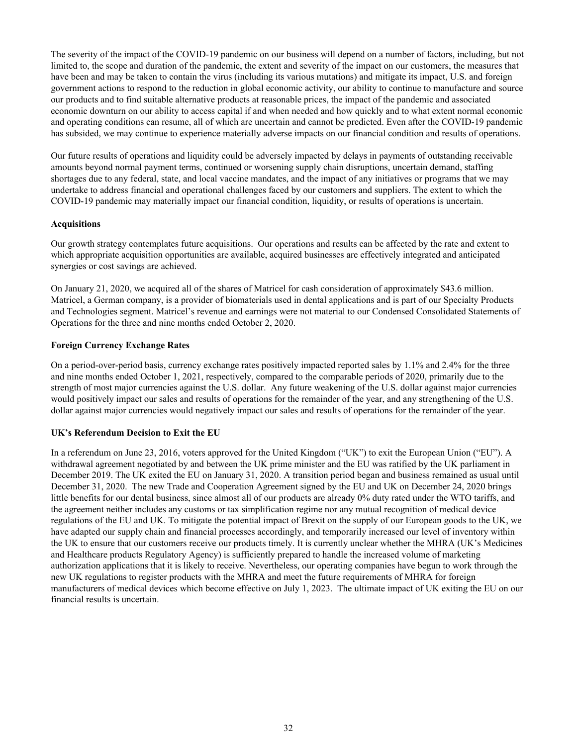The severity of the impact of the COVID-19 pandemic on our business will depend on a number of factors, including, but not limited to, the scope and duration of the pandemic, the extent and severity of the impact on our customers, the measures that have been and may be taken to contain the virus (including its various mutations) and mitigate its impact, U.S. and foreign government actions to respond to the reduction in global economic activity, our ability to continue to manufacture and source our products and to find suitable alternative products at reasonable prices, the impact of the pandemic and associated economic downturn on our ability to access capital if and when needed and how quickly and to what extent normal economic and operating conditions can resume, all of which are uncertain and cannot be predicted. Even after the COVID-19 pandemic has subsided, we may continue to experience materially adverse impacts on our financial condition and results of operations.

Our future results of operations and liquidity could be adversely impacted by delays in payments of outstanding receivable amounts beyond normal payment terms, continued or worsening supply chain disruptions, uncertain demand, staffing shortages due to any federal, state, and local vaccine mandates, and the impact of any initiatives or programs that we may undertake to address financial and operational challenges faced by our customers and suppliers. The extent to which the COVID-19 pandemic may materially impact our financial condition, liquidity, or results of operations is uncertain.

**Acquisitions**

Our growth strategy contemplates future acquisitions. Our operations and results can be affected by the rate and extent to which appropriate acquisition opportunities are available, acquired businesses are effectively integrated and anticipated synergies or cost savings are achieved.

On January 21, 2020, we acquired all of the shares of Matricel for cash consideration of approximately $43.6 million. Matricel, a German company, is a provider of biomaterials used in dental applications and is part of our Specialty Products and Technologies segment. Matricel's revenue and earnings were not material to our Condensed Consolidated Statements of Operations for the three and nine months ended October 2, 2020.

**Foreign Currency Exchange Rates**

On a period-over-period basis, currency exchange rates positively impacted reported sales by 1.1% and 2.4% for the three and nine months ended October 1, 2021, respectively, compared to the comparable periods of 2020, primarily due to the strength of most major currencies against the U.S. dollar. Any future weakening of the U.S. dollar against major currencies would positively impact our sales and results of operations for the remainder of the year, and any strengthening of the U.S. dollar against major currencies would negatively impact our sales and results of operations for the remainder of the year.

**UK's Referendum Decision to Exit the EU**

In a referendum on June 23, 2016, voters approved for the United Kingdom ("UK") to exit the European Union ("EU"). A withdrawal agreement negotiated by and between the UK prime minister and the EU was ratified by the UK parliament in December 2019. The UK exited the EU on January 31, 2020. A transition period began and business remained as usual until December 31, 2020. The new Trade and Cooperation Agreement signed by the EU and UK on December 24, 2020 brings little benefits for our dental business, since almost all of our products are already 0% duty rated under the WTO tariffs, and the agreement neither includes any customs or tax simplification regime nor any mutual recognition of medical device regulations of the EU and UK. To mitigate the potential impact of Brexit on the supply of our European goods to the UK, we have adapted our supply chain and financial processes accordingly, and temporarily increased our level of inventory within the UK to ensure that our customers receive our products timely. It is currently unclear whether the MHRA (UK's Medicines and Healthcare products Regulatory Agency) is sufficiently prepared to handle the increased volume of marketing authorization applications that it is likely to receive. Nevertheless, our operating companies have begun to work through the new UK regulations to register products with the MHRA and meet the future requirements of MHRA for foreign manufacturers of medical devices which become effective on July 1, 2023. The ultimate impact of UK exiting the EU on our financial results is uncertain.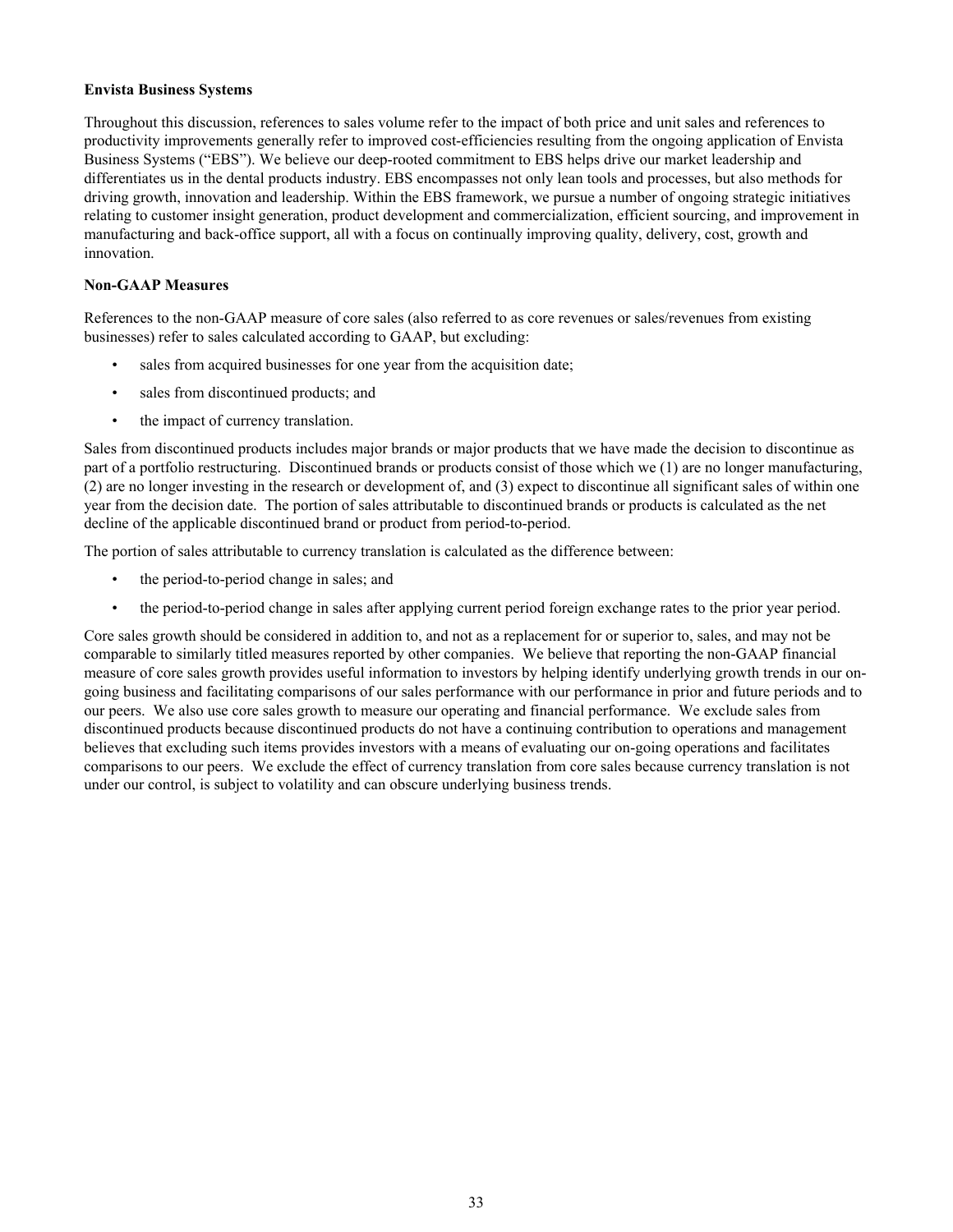**Envista Business Systems**

Throughout this discussion, references to sales volume refer to the impact of both price and unit sales and references to productivity improvements generally refer to improved cost-efficiencies resulting from the ongoing application of Envista Business Systems ("EBS"). We believe our deep-rooted commitment to EBS helps drive our market leadership and differentiates us in the dental products industry. EBS encompasses not only lean tools and processes, but also methods for driving growth, innovation and leadership. Within the EBS framework, we pursue a number of ongoing strategic initiatives relating to customer insight generation, product development and commercialization, efficient sourcing, and improvement in manufacturing and back-office support, all with a focus on continually improving quality, delivery, cost, growth and innovation.

**Non-GAAP Measures**

References to the non-GAAP measure of core sales (also referred to as core revenues or sales/revenues from existing businesses) refer to sales calculated according to GAAP, but excluding:

- sales from acquired businesses for one year from the acquisition date;
- sales from discontinued products; and
- the impact of currency translation.

Sales from discontinued products includes major brands or major products that we have made the decision to discontinue as part of a portfolio restructuring. Discontinued brands or products consist of those which we (1) are no longer manufacturing, (2) are no longer investing in the research or development of, and (3) expect to discontinue all significant sales of within one year from the decision date. The portion of sales attributable to discontinued brands or products is calculated as the net decline of the applicable discontinued brand or product from period-to-period.

The portion of sales attributable to currency translation is calculated as the difference between:

- the period-to-period change in sales; and
- the period-to-period change in sales after applying current period foreign exchange rates to the prior year period.

Core sales growth should be considered in addition to, and not as a replacement for or superior to, sales, and may not be comparable to similarly titled measures reported by other companies. We believe that reporting the non-GAAP financial measure of core sales growth provides useful information to investors by helping identify underlying growth trends in our on-going business and facilitating comparisons of our sales performance with our performance in prior and future periods and to our peers. We also use core sales growth to measure our operating and financial performance. We exclude sales from discontinued products because discontinued products do not have a continuing contribution to operations and management believes that excluding such items provides investors with a means of evaluating our on-going operations and facilitates comparisons to our peers. We exclude the effect of currency translation from core sales because currency translation is not under our control, is subject to volatility and can obscure underlying business trends.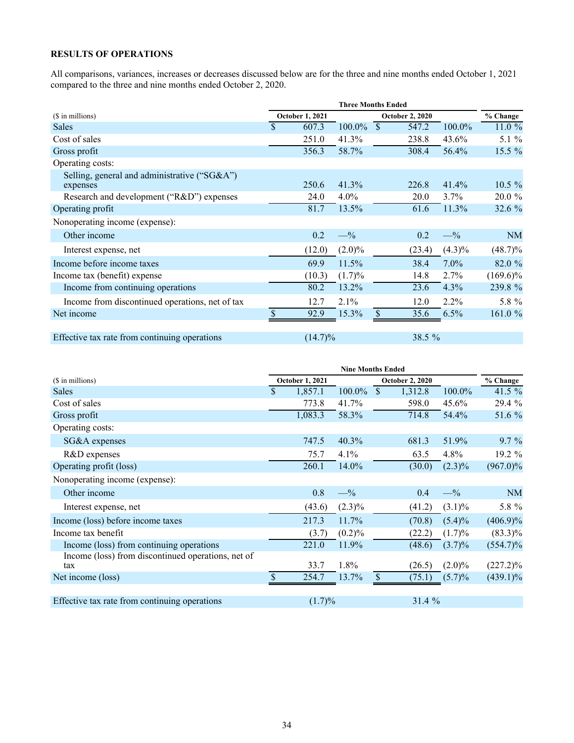## RESULTS OF OPERATIONS

All comparisons, variances, increases or decreases discussed below are for the three and nine months ended October 1, 2021 compared to the three and nine months ended October 2, 2020.

| | Three Months Ended | | | | |
|---|---|---|---|---|---|
| ($ in millions) | October 1, 2021 | | October 2, 2020 | | % Change |
| Sales | $ 607.3 | 100.0% | $ 547.2 | 100.0% | 11.0 % |
| Cost of sales | 251.0 | 41.3% | 238.8 | 43.6% | 5.1 % |
| Gross profit | 356.3 | 58.7% | 308.4 | 56.4% | 15.5 % |
| Operating costs: | | | | | |
| Selling, general and administrative ("SG&A") expenses | 250.6 | 41.3% | 226.8 | 41.4% | 10.5 % |
| Research and development ("R&D") expenses | 24.0 | 4.0% | 20.0 | 3.7% | 20.0 % |
| Operating profit | 81.7 | 13.5% | 61.6 | 11.3% | 32.6 % |
| Nonoperating income (expense): | | | | | |
| Other income | 0.2 | —% | 0.2 | —% | NM |
| Interest expense, net | (12.0) | (2.0)% | (23.4) | (4.3)% | (48.7)% |
| Income before income taxes | 69.9 | 11.5% | 38.4 | 7.0% | 82.0 % |
| Income tax (benefit) expense | (10.3) | (1.7)% | 14.8 | 2.7% | (169.6)% |
| Income from continuing operations | 80.2 | 13.2% | 23.6 | 4.3% | 239.8 % |
| Income from discontinued operations, net of tax | 12.7 | 2.1% | 12.0 | 2.2% | 5.8 % |
| Net income | $ 92.9 | 15.3% | $ 35.6 | 6.5% | 161.0 % |
| | | | | | |
| Effective tax rate from continuing operations | (14.7)% | | 38.5 % | | |

| | Nine Months Ended | | | | |
|---|---|---|---|---|---|
| ($ in millions) | October 1, 2021 | | October 2, 2020 | | % Change |
| Sales | $ 1,857.1 | 100.0% | $ 1,312.8 | 100.0% | 41.5 % |
| Cost of sales | 773.8 | 41.7% | 598.0 | 45.6% | 29.4 % |
| Gross profit | 1,083.3 | 58.3% | 714.8 | 54.4% | 51.6 % |
| Operating costs: | | | | | |
| SG&A expenses | 747.5 | 40.3% | 681.3 | 51.9% | 9.7 % |
| R&D expenses | 75.7 | 4.1% | 63.5 | 4.8% | 19.2 % |
| Operating profit (loss) | 260.1 | 14.0% | (30.0) | (2.3)% | (967.0)% |
| Nonoperating income (expense): | | | | | |
| Other income | 0.8 | —% | 0.4 | —% | NM |
| Interest expense, net | (43.6) | (2.3)% | (41.2) | (3.1)% | 5.8 % |
| Income (loss) before income taxes | 217.3 | 11.7% | (70.8) | (5.4)% | (406.9)% |
| Income tax benefit | (3.7) | (0.2)% | (22.2) | (1.7)% | (83.3)% |
| Income (loss) from continuing operations | 221.0 | 11.9% | (48.6) | (3.7)% | (554.7)% |
| Income (loss) from discontinued operations, net of tax | 33.7 | 1.8% | (26.5) | (2.0)% | (227.2)% |
| Net income (loss) | $ 254.7 | 13.7% | $ (75.1) | (5.7)% | (439.1)% |
| | | | | | |
| Effective tax rate from continuing operations | (1.7)% | | 31.4 % | | |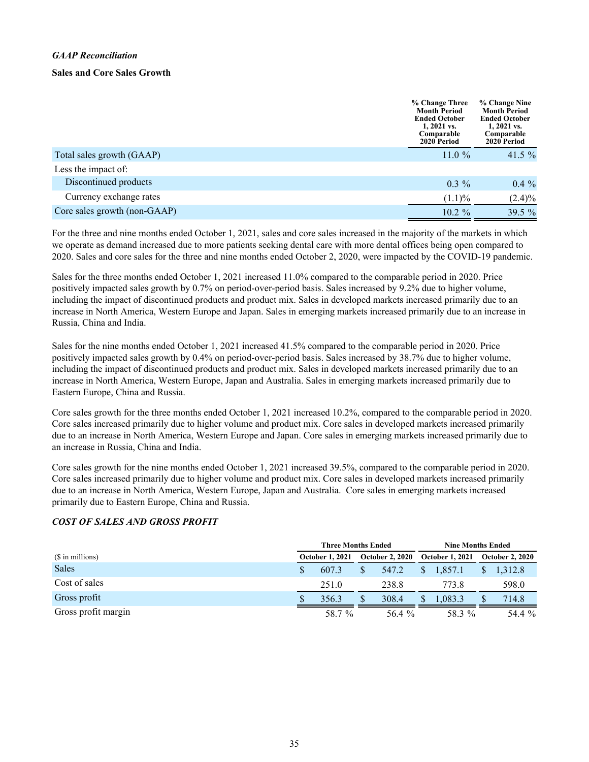*GAAP Reconciliation*

**Sales and Core Sales Growth**

| | % Change Three Month Period Ended October 1, 2021 vs. Comparable 2020 Period | % Change Nine Month Period Ended October 1, 2021 vs. Comparable 2020 Period |
|---|---|---|
| Total sales growth (GAAP) | 11.0 % | 41.5 % |
| Less the impact of: | | |
| Discontinued products | 0.3 % | 0.4 % |
| Currency exchange rates | (1.1)% | (2.4)% |
| Core sales growth (non-GAAP) | 10.2 % | 39.5 % |

For the three and nine months ended October 1, 2021, sales and core sales increased in the majority of the markets in which we operate as demand increased due to more patients seeking dental care with more dental offices being open compared to 2020. Sales and core sales for the three and nine months ended October 2, 2020, were impacted by the COVID-19 pandemic.

Sales for the three months ended October 1, 2021 increased 11.0% compared to the comparable period in 2020. Price positively impacted sales growth by 0.7% on period-over-period basis. Sales increased by 9.2% due to higher volume, including the impact of discontinued products and product mix. Sales in developed markets increased primarily due to an increase in North America, Western Europe and Japan. Sales in emerging markets increased primarily due to an increase in Russia, China and India.

Sales for the nine months ended October 1, 2021 increased 41.5% compared to the comparable period in 2020. Price positively impacted sales growth by 0.4% on period-over-period basis. Sales increased by 38.7% due to higher volume, including the impact of discontinued products and product mix. Sales in developed markets increased primarily due to an increase in North America, Western Europe, Japan and Australia. Sales in emerging markets increased primarily due to Eastern Europe, China and Russia.

Core sales growth for the three months ended October 1, 2021 increased 10.2%, compared to the comparable period in 2020. Core sales increased primarily due to higher volume and product mix. Core sales in developed markets increased primarily due to an increase in North America, Western Europe and Japan. Core sales in emerging markets increased primarily due to an increase in Russia, China and India.

Core sales growth for the nine months ended October 1, 2021 increased 39.5%, compared to the comparable period in 2020. Core sales increased primarily due to higher volume and product mix. Core sales in developed markets increased primarily due to an increase in North America, Western Europe, Japan and Australia. Core sales in emerging markets increased primarily due to Eastern Europe, China and Russia.

***COST OF SALES AND GROSS PROFIT***

| | Three Months Ended | | Nine Months Ended | |
|---|---|---|---|---|
| ($ in millions) | October 1, 2021 | October 2, 2020 | October 1, 2021 | October 2, 2020 |
| Sales | $ 607.3 | $ 547.2 | $ 1,857.1 | $ 1,312.8 |
| Cost of sales | 251.0 | 238.8 | 773.8 | 598.0 |
| Gross profit | $ 356.3 | $ 308.4 | $ 1,083.3 | $ 714.8 |
| Gross profit margin | 58.7 % | 56.4 % | 58.3 % | 54.4 % |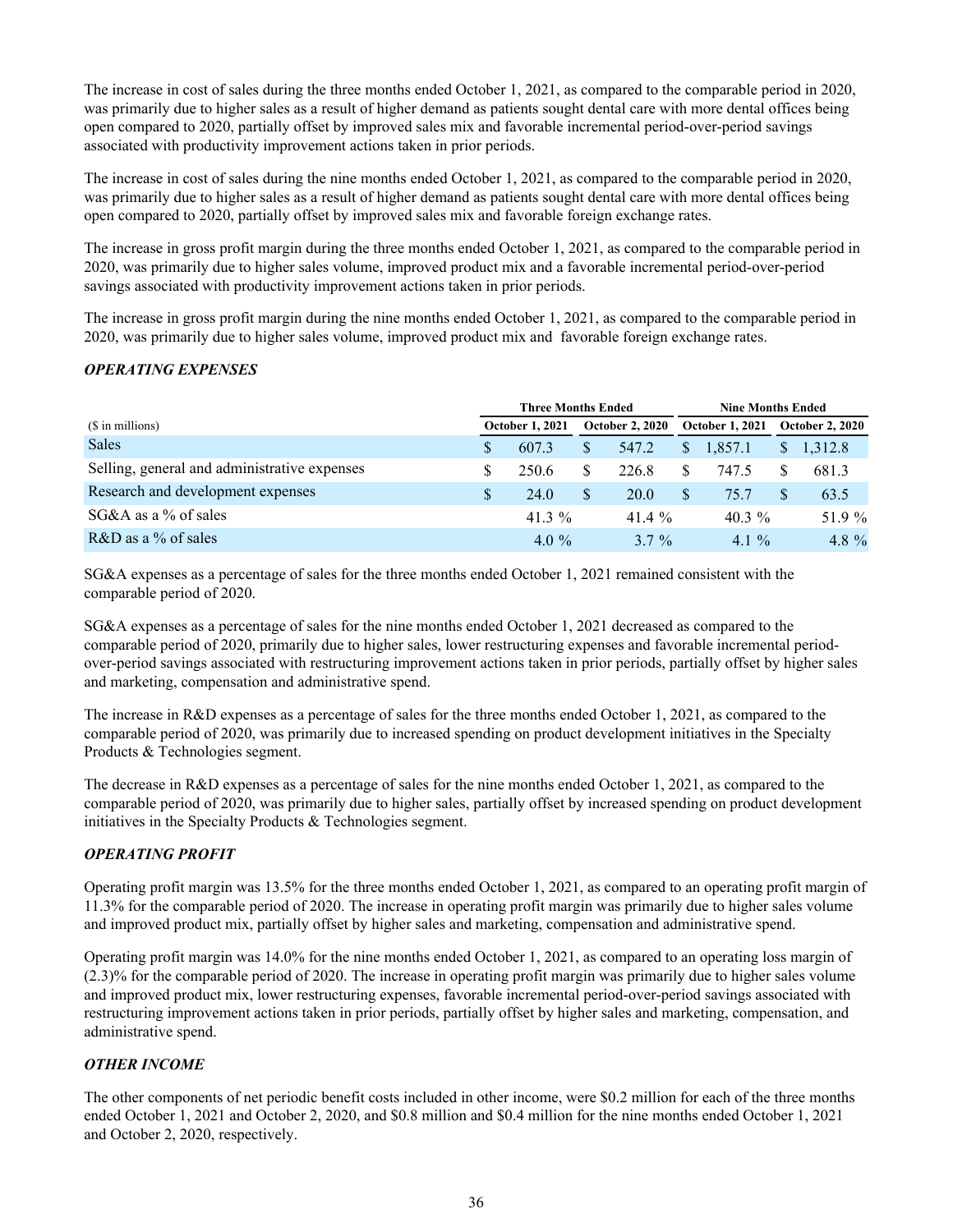The increase in cost of sales during the three months ended October 1, 2021, as compared to the comparable period in 2020, was primarily due to higher sales as a result of higher demand as patients sought dental care with more dental offices being open compared to 2020, partially offset by improved sales mix and favorable incremental period-over-period savings associated with productivity improvement actions taken in prior periods.

The increase in cost of sales during the nine months ended October 1, 2021, as compared to the comparable period in 2020, was primarily due to higher sales as a result of higher demand as patients sought dental care with more dental offices being open compared to 2020, partially offset by improved sales mix and favorable foreign exchange rates.

The increase in gross profit margin during the three months ended October 1, 2021, as compared to the comparable period in 2020, was primarily due to higher sales volume, improved product mix and a favorable incremental period-over-period savings associated with productivity improvement actions taken in prior periods.

The increase in gross profit margin during the nine months ended October 1, 2021, as compared to the comparable period in 2020, was primarily due to higher sales volume, improved product mix and favorable foreign exchange rates.

### *OPERATING EXPENSES*

| | Three Months Ended | | Nine Months Ended | |
|---|---|---|---|---|
| ($ in millions) | October 1, 2021 | October 2, 2020 | October 1, 2021 | October 2, 2020 |
| Sales | $ 607.3 | $ 547.2 | $ 1,857.1 | $ 1,312.8 |
| Selling, general and administrative expenses | $ 250.6 | $ 226.8 | $ 747.5 | $ 681.3 |
| Research and development expenses | $ 24.0 | $ 20.0 | $ 75.7 | $ 63.5 |
| SG&A as a % of sales | 41.3 % | 41.4 % | 40.3 % | 51.9 % |
| R&D as a % of sales | 4.0 % | 3.7 % | 4.1 % | 4.8 % |

SG&A expenses as a percentage of sales for the three months ended October 1, 2021 remained consistent with the comparable period of 2020.

SG&A expenses as a percentage of sales for the nine months ended October 1, 2021 decreased as compared to the comparable period of 2020, primarily due to higher sales, lower restructuring expenses and favorable incremental period-over-period savings associated with restructuring improvement actions taken in prior periods, partially offset by higher sales and marketing, compensation and administrative spend.

The increase in R&D expenses as a percentage of sales for the three months ended October 1, 2021, as compared to the comparable period of 2020, was primarily due to increased spending on product development initiatives in the Specialty Products & Technologies segment.

The decrease in R&D expenses as a percentage of sales for the nine months ended October 1, 2021, as compared to the comparable period of 2020, was primarily due to higher sales, partially offset by increased spending on product development initiatives in the Specialty Products & Technologies segment.

### *OPERATING PROFIT*

Operating profit margin was 13.5% for the three months ended October 1, 2021, as compared to an operating profit margin of 11.3% for the comparable period of 2020. The increase in operating profit margin was primarily due to higher sales volume and improved product mix, partially offset by higher sales and marketing, compensation and administrative spend.

Operating profit margin was 14.0% for the nine months ended October 1, 2021, as compared to an operating loss margin of (2.3)% for the comparable period of 2020. The increase in operating profit margin was primarily due to higher sales volume and improved product mix, lower restructuring expenses, favorable incremental period-over-period savings associated with restructuring improvement actions taken in prior periods, partially offset by higher sales and marketing, compensation, and administrative spend.

### *OTHER INCOME*

The other components of net periodic benefit costs included in other income, were $0.2 million for each of the three months ended October 1, 2021 and October 2, 2020, and $0.8 million and $0.4 million for the nine months ended October 1, 2021 and October 2, 2020, respectively.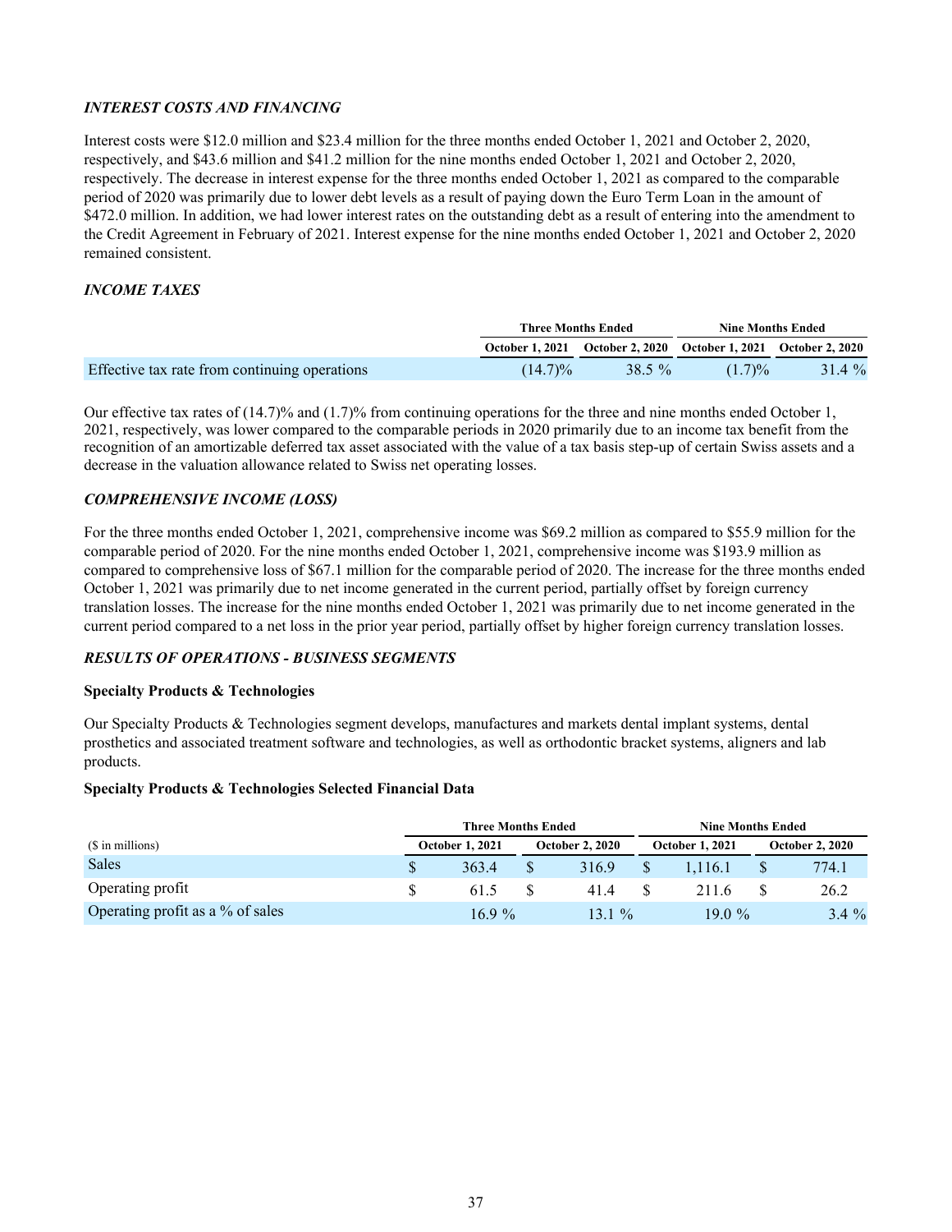### *INTEREST COSTS AND FINANCING*

Interest costs were $12.0 million and $23.4 million for the three months ended October 1, 2021 and October 2, 2020, respectively, and $43.6 million and $41.2 million for the nine months ended October 1, 2021 and October 2, 2020, respectively. The decrease in interest expense for the three months ended October 1, 2021 as compared to the comparable period of 2020 was primarily due to lower debt levels as a result of paying down the Euro Term Loan in the amount of $472.0 million. In addition, we had lower interest rates on the outstanding debt as a result of entering into the amendment to the Credit Agreement in February of 2021. Interest expense for the nine months ended October 1, 2021 and October 2, 2020 remained consistent.

### *INCOME TAXES*

| | Three Months Ended | | Nine Months Ended | |
|---|---|---|---|---|
| | October 1, 2021 | October 2, 2020 | October 1, 2021 | October 2, 2020 |
| Effective tax rate from continuing operations | (14.7)% | 38.5 % | (1.7)% | 31.4 % |

Our effective tax rates of (14.7)% and (1.7)% from continuing operations for the three and nine months ended October 1, 2021, respectively, was lower compared to the comparable periods in 2020 primarily due to an income tax benefit from the recognition of an amortizable deferred tax asset associated with the value of a tax basis step-up of certain Swiss assets and a decrease in the valuation allowance related to Swiss net operating losses.

### *COMPREHENSIVE INCOME (LOSS)*

For the three months ended October 1, 2021, comprehensive income was $69.2 million as compared to $55.9 million for the comparable period of 2020. For the nine months ended October 1, 2021, comprehensive income was $193.9 million as compared to comprehensive loss of $67.1 million for the comparable period of 2020. The increase for the three months ended October 1, 2021 was primarily due to net income generated in the current period, partially offset by foreign currency translation losses. The increase for the nine months ended October 1, 2021 was primarily due to net income generated in the current period compared to a net loss in the prior year period, partially offset by higher foreign currency translation losses.

### *RESULTS OF OPERATIONS - BUSINESS SEGMENTS*

**Specialty Products & Technologies**

Our Specialty Products & Technologies segment develops, manufactures and markets dental implant systems, dental prosthetics and associated treatment software and technologies, as well as orthodontic bracket systems, aligners and lab products.

**Specialty Products & Technologies Selected Financial Data**

| | Three Months Ended | | Nine Months Ended | |
|---|---|---|---|---|
| ($ in millions) | October 1, 2021 | October 2, 2020 | October 1, 2021 | October 2, 2020 |
| Sales | $ 363.4 | $ 316.9 | $ 1,116.1 | $ 774.1 |
| Operating profit | $ 61.5 | $ 41.4 | $ 211.6 | $ 26.2 |
| Operating profit as a % of sales | 16.9 % | 13.1 % | 19.0 % | 3.4 % |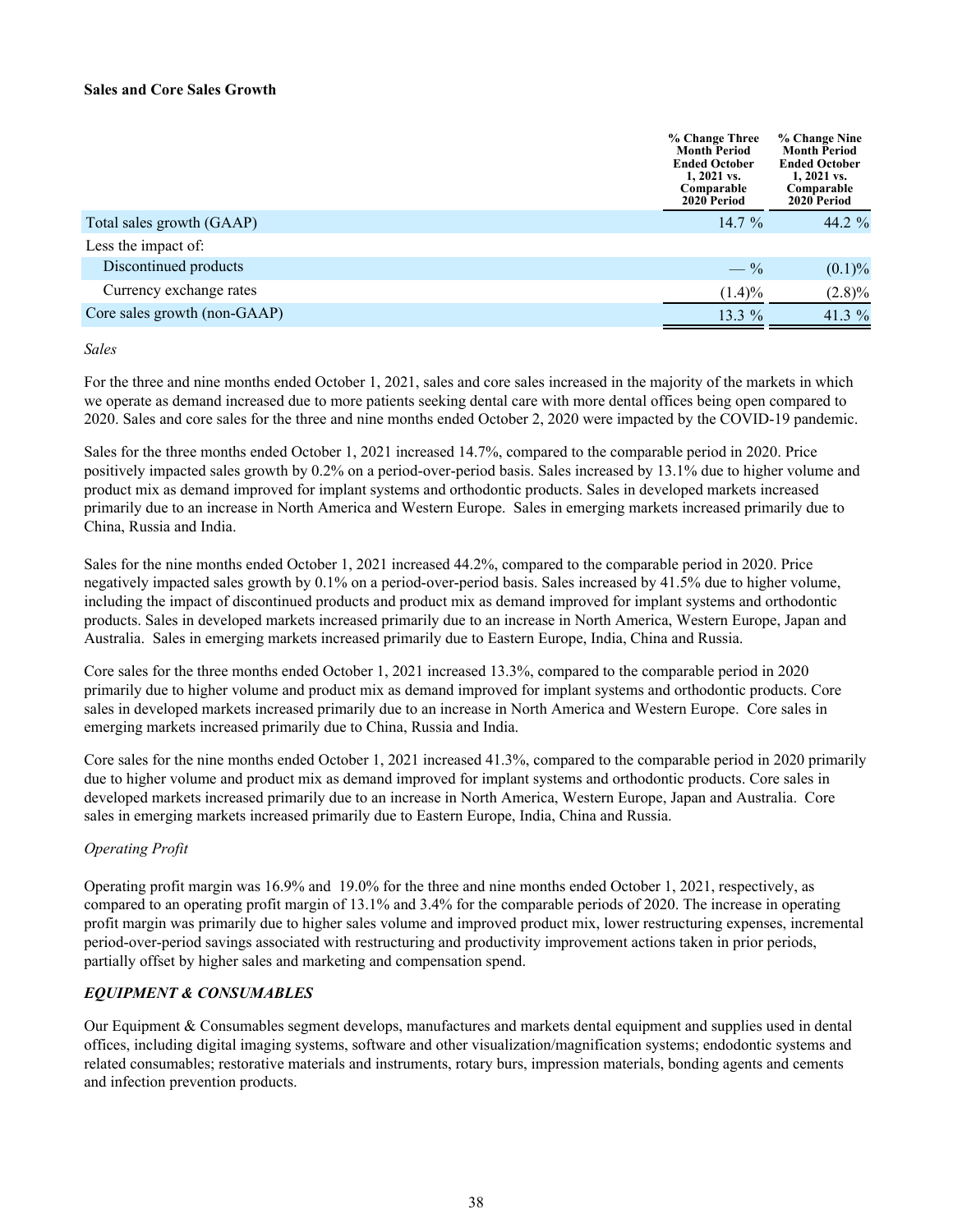**Sales and Core Sales Growth**

| | % Change Three Month Period Ended October 1, 2021 vs. Comparable 2020 Period | % Change Nine Month Period Ended October 1, 2021 vs. Comparable 2020 Period |
|---|---|---|
| Total sales growth (GAAP) | 14.7 % | 44.2 % |
| Less the impact of: | | |
| Discontinued products | — % | (0.1)% |
| Currency exchange rates | (1.4)% | (2.8)% |
| Core sales growth (non-GAAP) | 13.3 % | 41.3 % |

*Sales*

For the three and nine months ended October 1, 2021, sales and core sales increased in the majority of the markets in which we operate as demand increased due to more patients seeking dental care with more dental offices being open compared to 2020. Sales and core sales for the three and nine months ended October 2, 2020 were impacted by the COVID-19 pandemic.

Sales for the three months ended October 1, 2021 increased 14.7%, compared to the comparable period in 2020. Price positively impacted sales growth by 0.2% on a period-over-period basis. Sales increased by 13.1% due to higher volume and product mix as demand improved for implant systems and orthodontic products. Sales in developed markets increased primarily due to an increase in North America and Western Europe. Sales in emerging markets increased primarily due to China, Russia and India.

Sales for the nine months ended October 1, 2021 increased 44.2%, compared to the comparable period in 2020. Price negatively impacted sales growth by 0.1% on a period-over-period basis. Sales increased by 41.5% due to higher volume, including the impact of discontinued products and product mix as demand improved for implant systems and orthodontic products. Sales in developed markets increased primarily due to an increase in North America, Western Europe, Japan and Australia. Sales in emerging markets increased primarily due to Eastern Europe, India, China and Russia.

Core sales for the three months ended October 1, 2021 increased 13.3%, compared to the comparable period in 2020 primarily due to higher volume and product mix as demand improved for implant systems and orthodontic products. Core sales in developed markets increased primarily due to an increase in North America and Western Europe. Core sales in emerging markets increased primarily due to China, Russia and India.

Core sales for the nine months ended October 1, 2021 increased 41.3%, compared to the comparable period in 2020 primarily due to higher volume and product mix as demand improved for implant systems and orthodontic products. Core sales in developed markets increased primarily due to an increase in North America, Western Europe, Japan and Australia. Core sales in emerging markets increased primarily due to Eastern Europe, India, China and Russia.

*Operating Profit*

Operating profit margin was 16.9% and 19.0% for the three and nine months ended October 1, 2021, respectively, as compared to an operating profit margin of 13.1% and 3.4% for the comparable periods of 2020. The increase in operating profit margin was primarily due to higher sales volume and improved product mix, lower restructuring expenses, incremental period-over-period savings associated with restructuring and productivity improvement actions taken in prior periods, partially offset by higher sales and marketing and compensation spend.

***EQUIPMENT & CONSUMABLES***

Our Equipment & Consumables segment develops, manufactures and markets dental equipment and supplies used in dental offices, including digital imaging systems, software and other visualization/magnification systems; endodontic systems and related consumables; restorative materials and instruments, rotary burs, impression materials, bonding agents and cements and infection prevention products.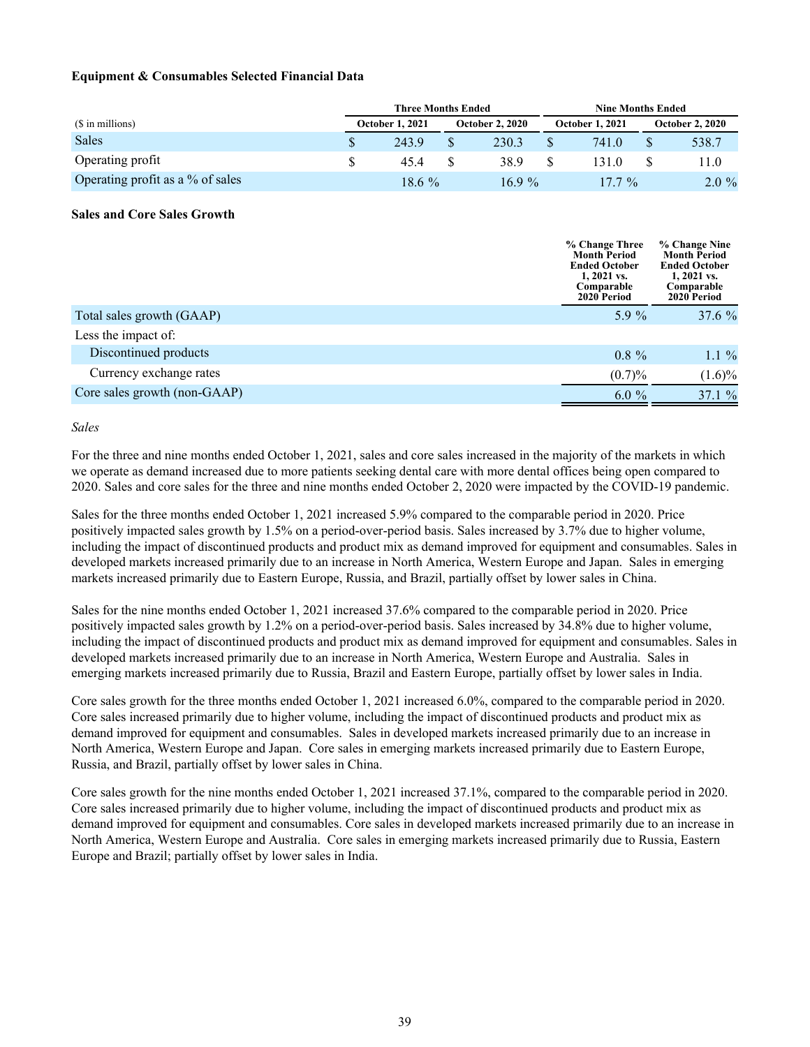**Equipment & Consumables Selected Financial Data**

| ($ in millions) | Three Months Ended | | Nine Months Ended | |
|---|---|---|---|---|
| | October 1, 2021 | October 2, 2020 | October 1, 2021 | October 2, 2020 |
| Sales | $ 243.9 | $ 230.3 | $ 741.0 | $ 538.7 |
| Operating profit | $ 45.4 | $ 38.9 | $ 131.0 | $ 11.0 |
| Operating profit as a % of sales | 18.6 % | 16.9 % | 17.7 % | 2.0 % |

**Sales and Core Sales Growth**

| | % Change Three Month Period Ended October 1, 2021 vs. Comparable 2020 Period | % Change Nine Month Period Ended October 1, 2021 vs. Comparable 2020 Period |
|---|---|---|
| Total sales growth (GAAP) | 5.9 % | 37.6 % |
| Less the impact of: | | |
| Discontinued products | 0.8 % | 1.1 % |
| Currency exchange rates | (0.7)% | (1.6)% |
| Core sales growth (non-GAAP) | 6.0 % | 37.1 % |

*Sales*

For the three and nine months ended October 1, 2021, sales and core sales increased in the majority of the markets in which we operate as demand increased due to more patients seeking dental care with more dental offices being open compared to 2020. Sales and core sales for the three and nine months ended October 2, 2020 were impacted by the COVID-19 pandemic.

Sales for the three months ended October 1, 2021 increased 5.9% compared to the comparable period in 2020. Price positively impacted sales growth by 1.5% on a period-over-period basis. Sales increased by 3.7% due to higher volume, including the impact of discontinued products and product mix as demand improved for equipment and consumables. Sales in developed markets increased primarily due to an increase in North America, Western Europe and Japan. Sales in emerging markets increased primarily due to Eastern Europe, Russia, and Brazil, partially offset by lower sales in China.

Sales for the nine months ended October 1, 2021 increased 37.6% compared to the comparable period in 2020. Price positively impacted sales growth by 1.2% on a period-over-period basis. Sales increased by 34.8% due to higher volume, including the impact of discontinued products and product mix as demand improved for equipment and consumables. Sales in developed markets increased primarily due to an increase in North America, Western Europe and Australia. Sales in emerging markets increased primarily due to Russia, Brazil and Eastern Europe, partially offset by lower sales in India.

Core sales growth for the three months ended October 1, 2021 increased 6.0%, compared to the comparable period in 2020. Core sales increased primarily due to higher volume, including the impact of discontinued products and product mix as demand improved for equipment and consumables. Sales in developed markets increased primarily due to an increase in North America, Western Europe and Japan. Core sales in emerging markets increased primarily due to Eastern Europe, Russia, and Brazil, partially offset by lower sales in China.

Core sales growth for the nine months ended October 1, 2021 increased 37.1%, compared to the comparable period in 2020. Core sales increased primarily due to higher volume, including the impact of discontinued products and product mix as demand improved for equipment and consumables. Core sales in developed markets increased primarily due to an increase in North America, Western Europe and Australia. Core sales in emerging markets increased primarily due to Russia, Eastern Europe and Brazil; partially offset by lower sales in India.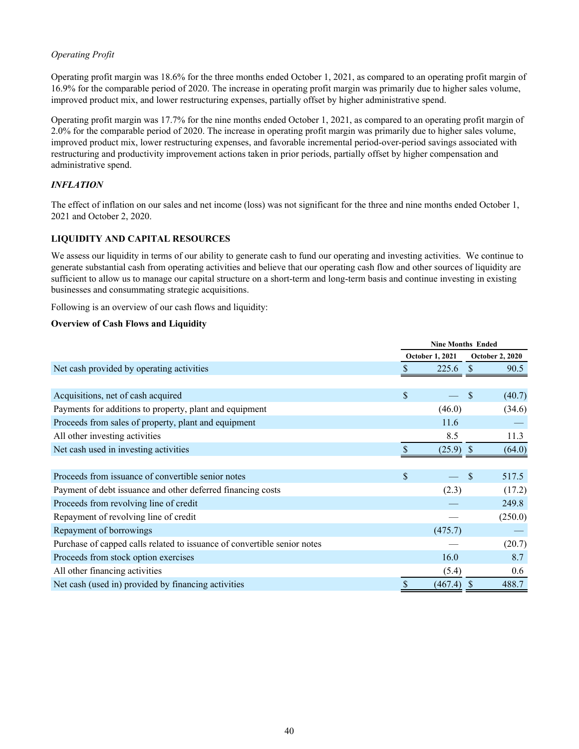*Operating Profit*

Operating profit margin was 18.6% for the three months ended October 1, 2021, as compared to an operating profit margin of 16.9% for the comparable period of 2020. The increase in operating profit margin was primarily due to higher sales volume, improved product mix, and lower restructuring expenses, partially offset by higher administrative spend.

Operating profit margin was 17.7% for the nine months ended October 1, 2021, as compared to an operating profit margin of 2.0% for the comparable period of 2020. The increase in operating profit margin was primarily due to higher sales volume, improved product mix, lower restructuring expenses, and favorable incremental period-over-period savings associated with restructuring and productivity improvement actions taken in prior periods, partially offset by higher compensation and administrative spend.

***INFLATION***

The effect of inflation on our sales and net income (loss) was not significant for the three and nine months ended October 1, 2021 and October 2, 2020.

**LIQUIDITY AND CAPITAL RESOURCES**

We assess our liquidity in terms of our ability to generate cash to fund our operating and investing activities. We continue to generate substantial cash from operating activities and believe that our operating cash flow and other sources of liquidity are sufficient to allow us to manage our capital structure on a short-term and long-term basis and continue investing in existing businesses and consummating strategic acquisitions.

Following is an overview of our cash flows and liquidity:

**Overview of Cash Flows and Liquidity**

| | Nine Months Ended | |
|---|---|---|
| | October 1, 2021 | October 2, 2020 |
| Net cash provided by operating activities | $ 225.6 | $ 90.5 |
| | | |
| Acquisitions, net of cash acquired | $ — | $ (40.7) |
| Payments for additions to property, plant and equipment | (46.0) | (34.6) |
| Proceeds from sales of property, plant and equipment | 11.6 | — |
| All other investing activities | 8.5 | 11.3 |
| Net cash used in investing activities | $ (25.9) | $ (64.0) |
| | | |
| Proceeds from issuance of convertible senior notes | $ — | $ 517.5 |
| Payment of debt issuance and other deferred financing costs | (2.3) | (17.2) |
| Proceeds from revolving line of credit | — | 249.8 |
| Repayment of revolving line of credit | — | (250.0) |
| Repayment of borrowings | (475.7) | — |
| Purchase of capped calls related to issuance of convertible senior notes | — | (20.7) |
| Proceeds from stock option exercises | 16.0 | 8.7 |
| All other financing activities | (5.4) | 0.6 |
| Net cash (used in) provided by financing activities | $ (467.4) | $ 488.7 |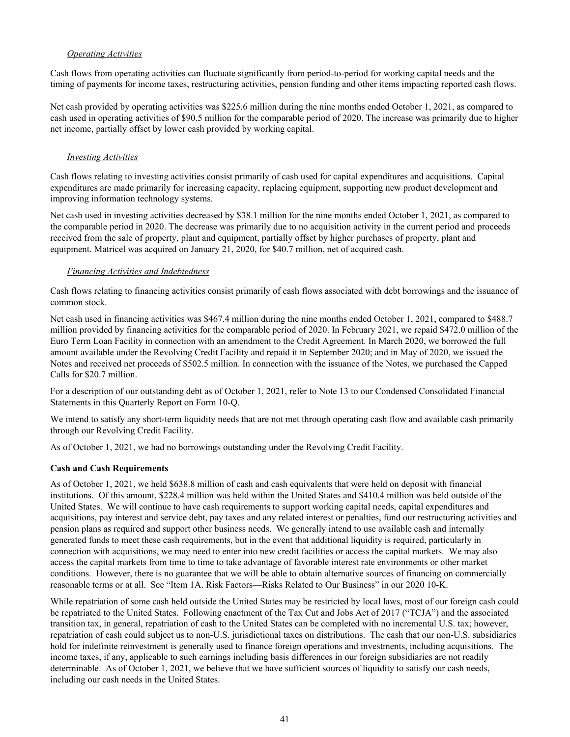*Operating Activities*

Cash flows from operating activities can fluctuate significantly from period-to-period for working capital needs and the timing of payments for income taxes, restructuring activities, pension funding and other items impacting reported cash flows.

Net cash provided by operating activities was $225.6 million during the nine months ended October 1, 2021, as compared to cash used in operating activities of $90.5 million for the comparable period of 2020. The increase was primarily due to higher net income, partially offset by lower cash provided by working capital.

*Investing Activities*

Cash flows relating to investing activities consist primarily of cash used for capital expenditures and acquisitions. Capital expenditures are made primarily for increasing capacity, replacing equipment, supporting new product development and improving information technology systems.

Net cash used in investing activities decreased by $38.1 million for the nine months ended October 1, 2021, as compared to the comparable period in 2020. The decrease was primarily due to no acquisition activity in the current period and proceeds received from the sale of property, plant and equipment, partially offset by higher purchases of property, plant and equipment. Matricel was acquired on January 21, 2020, for $40.7 million, net of acquired cash.

*Financing Activities and Indebtedness*

Cash flows relating to financing activities consist primarily of cash flows associated with debt borrowings and the issuance of common stock.

Net cash used in financing activities was $467.4 million during the nine months ended October 1, 2021, compared to $488.7 million provided by financing activities for the comparable period of 2020. In February 2021, we repaid $472.0 million of the Euro Term Loan Facility in connection with an amendment to the Credit Agreement. In March 2020, we borrowed the full amount available under the Revolving Credit Facility and repaid it in September 2020; and in May of 2020, we issued the Notes and received net proceeds of $502.5 million. In connection with the issuance of the Notes, we purchased the Capped Calls for $20.7 million.

For a description of our outstanding debt as of October 1, 2021, refer to Note 13 to our Condensed Consolidated Financial Statements in this Quarterly Report on Form 10-Q.

We intend to satisfy any short-term liquidity needs that are not met through operating cash flow and available cash primarily through our Revolving Credit Facility.

As of October 1, 2021, we had no borrowings outstanding under the Revolving Credit Facility.

**Cash and Cash Requirements**

As of October 1, 2021, we held $638.8 million of cash and cash equivalents that were held on deposit with financial institutions. Of this amount, $228.4 million was held within the United States and $410.4 million was held outside of the United States. We will continue to have cash requirements to support working capital needs, capital expenditures and acquisitions, pay interest and service debt, pay taxes and any related interest or penalties, fund our restructuring activities and pension plans as required and support other business needs. We generally intend to use available cash and internally generated funds to meet these cash requirements, but in the event that additional liquidity is required, particularly in connection with acquisitions, we may need to enter into new credit facilities or access the capital markets. We may also access the capital markets from time to time to take advantage of favorable interest rate environments or other market conditions. However, there is no guarantee that we will be able to obtain alternative sources of financing on commercially reasonable terms or at all. See "Item 1A. Risk Factors—Risks Related to Our Business" in our 2020 10-K.

While repatriation of some cash held outside the United States may be restricted by local laws, most of our foreign cash could be repatriated to the United States. Following enactment of the Tax Cut and Jobs Act of 2017 ("TCJA") and the associated transition tax, in general, repatriation of cash to the United States can be completed with no incremental U.S. tax; however, repatriation of cash could subject us to non-U.S. jurisdictional taxes on distributions. The cash that our non-U.S. subsidiaries hold for indefinite reinvestment is generally used to finance foreign operations and investments, including acquisitions. The income taxes, if any, applicable to such earnings including basis differences in our foreign subsidiaries are not readily determinable. As of October 1, 2021, we believe that we have sufficient sources of liquidity to satisfy our cash needs, including our cash needs in the United States.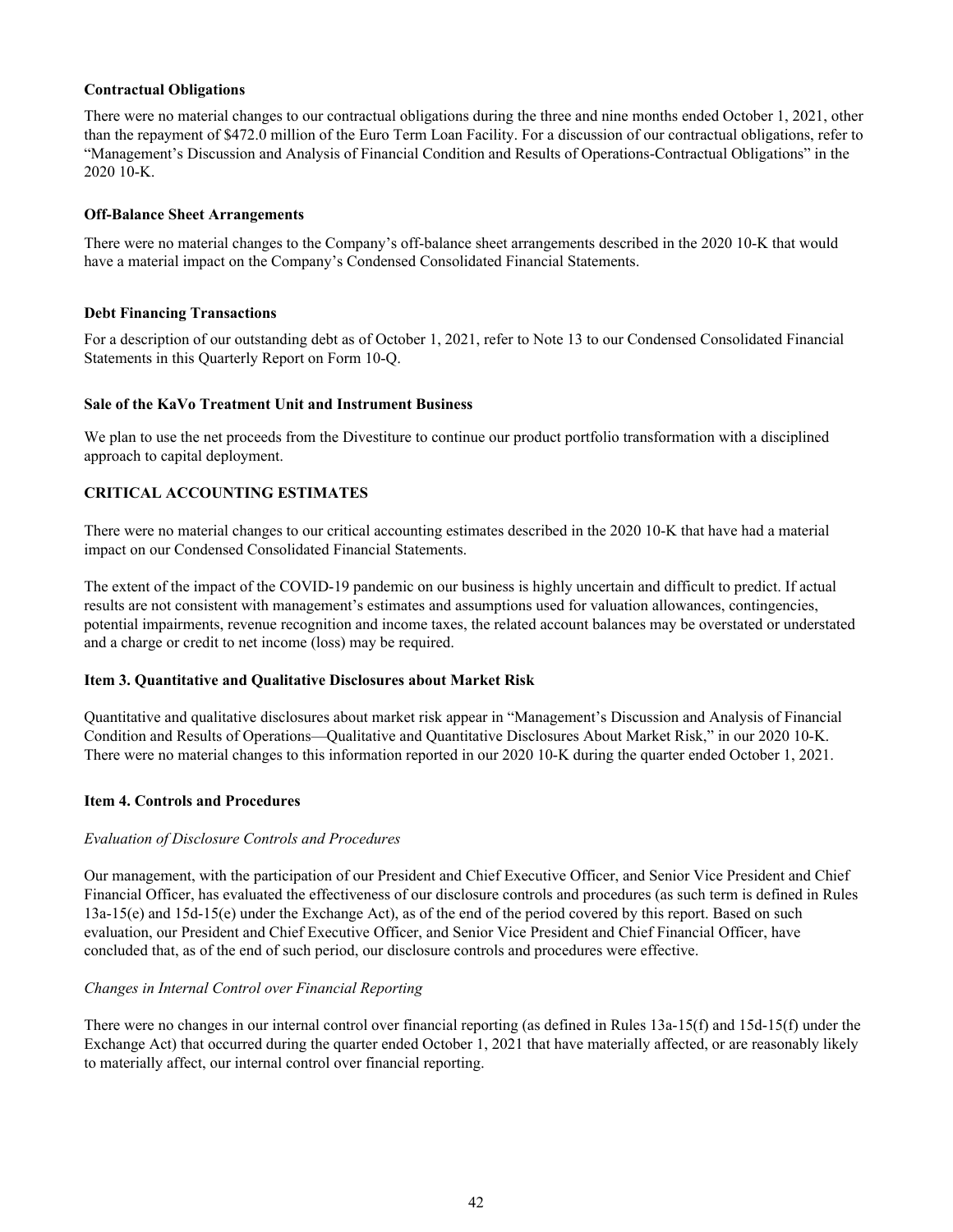**Contractual Obligations**

There were no material changes to our contractual obligations during the three and nine months ended October 1, 2021, other than the repayment of $472.0 million of the Euro Term Loan Facility. For a discussion of our contractual obligations, refer to "Management's Discussion and Analysis of Financial Condition and Results of Operations-Contractual Obligations" in the 2020 10-K.

**Off-Balance Sheet Arrangements**

There were no material changes to the Company's off-balance sheet arrangements described in the 2020 10-K that would have a material impact on the Company's Condensed Consolidated Financial Statements.

**Debt Financing Transactions**

For a description of our outstanding debt as of October 1, 2021, refer to Note 13 to our Condensed Consolidated Financial Statements in this Quarterly Report on Form 10-Q.

**Sale of the KaVo Treatment Unit and Instrument Business**

We plan to use the net proceeds from the Divestiture to continue our product portfolio transformation with a disciplined approach to capital deployment.

## CRITICAL ACCOUNTING ESTIMATES

There were no material changes to our critical accounting estimates described in the 2020 10-K that have had a material impact on our Condensed Consolidated Financial Statements.

The extent of the impact of the COVID-19 pandemic on our business is highly uncertain and difficult to predict. If actual results are not consistent with management's estimates and assumptions used for valuation allowances, contingencies, potential impairments, revenue recognition and income taxes, the related account balances may be overstated or understated and a charge or credit to net income (loss) may be required.

## Item 3. Quantitative and Qualitative Disclosures about Market Risk

Quantitative and qualitative disclosures about market risk appear in "Management's Discussion and Analysis of Financial Condition and Results of Operations—Qualitative and Quantitative Disclosures About Market Risk," in our 2020 10-K. There were no material changes to this information reported in our 2020 10-K during the quarter ended October 1, 2021.

## Item 4. Controls and Procedures

*Evaluation of Disclosure Controls and Procedures*

Our management, with the participation of our President and Chief Executive Officer, and Senior Vice President and Chief Financial Officer, has evaluated the effectiveness of our disclosure controls and procedures (as such term is defined in Rules 13a-15(e) and 15d-15(e) under the Exchange Act), as of the end of the period covered by this report. Based on such evaluation, our President and Chief Executive Officer, and Senior Vice President and Chief Financial Officer, have concluded that, as of the end of such period, our disclosure controls and procedures were effective.

*Changes in Internal Control over Financial Reporting*

There were no changes in our internal control over financial reporting (as defined in Rules 13a-15(f) and 15d-15(f) under the Exchange Act) that occurred during the quarter ended October 1, 2021 that have materially affected, or are reasonably likely to materially affect, our internal control over financial reporting.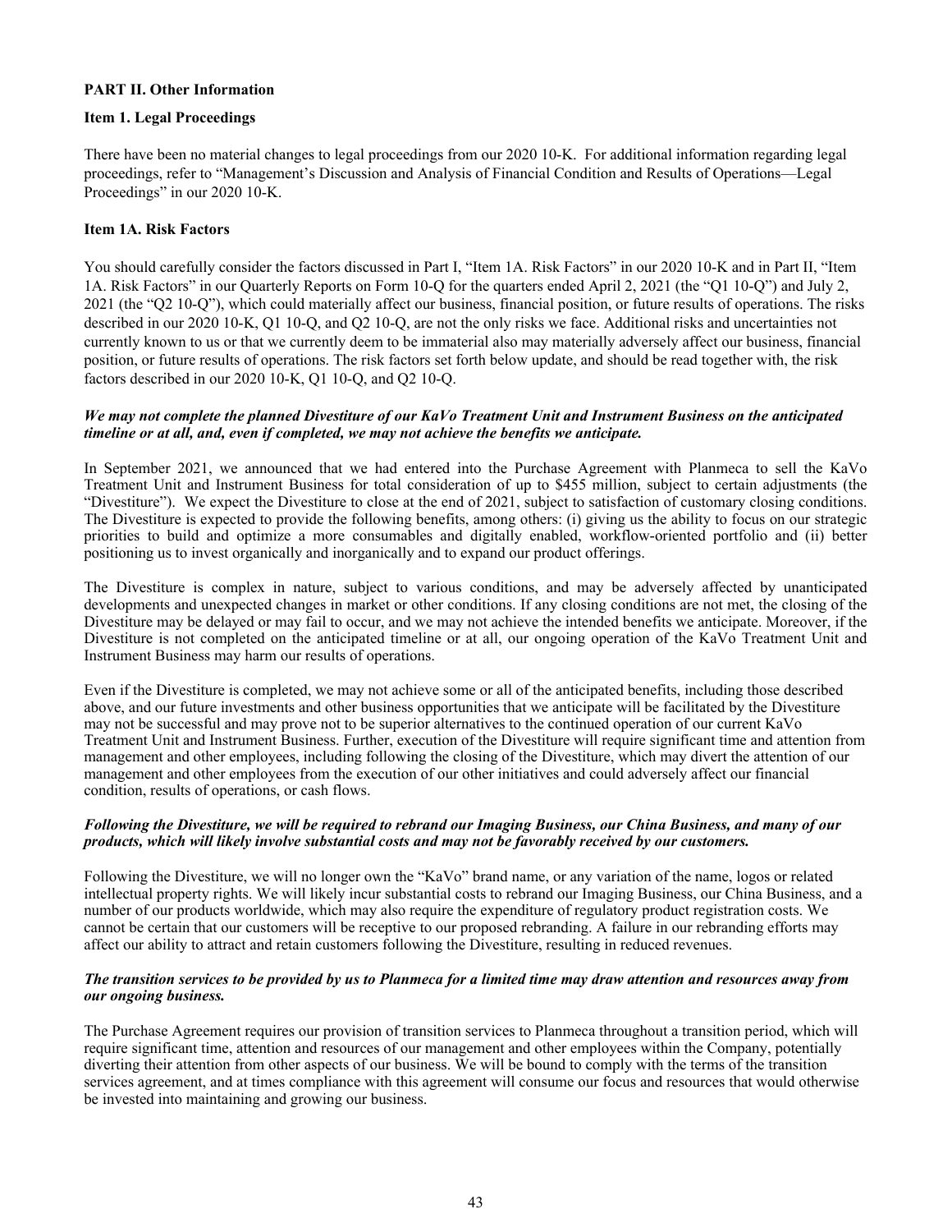## PART II. Other Information

### Item 1. Legal Proceedings

There have been no material changes to legal proceedings from our 2020 10-K. For additional information regarding legal proceedings, refer to "Management's Discussion and Analysis of Financial Condition and Results of Operations—Legal Proceedings" in our 2020 10-K.

### Item 1A. Risk Factors

You should carefully consider the factors discussed in Part I, "Item 1A. Risk Factors" in our 2020 10-K and in Part II, "Item 1A. Risk Factors" in our Quarterly Reports on Form 10-Q for the quarters ended April 2, 2021 (the "Q1 10-Q") and July 2, 2021 (the "Q2 10-Q"), which could materially affect our business, financial position, or future results of operations. The risks described in our 2020 10-K, Q1 10-Q, and Q2 10-Q, are not the only risks we face. Additional risks and uncertainties not currently known to us or that we currently deem to be immaterial also may materially adversely affect our business, financial position, or future results of operations. The risk factors set forth below update, and should be read together with, the risk factors described in our 2020 10-K, Q1 10-Q, and Q2 10-Q.

***We may not complete the planned Divestiture of our KaVo Treatment Unit and Instrument Business on the anticipated timeline or at all, and, even if completed, we may not achieve the benefits we anticipate.***

In September 2021, we announced that we had entered into the Purchase Agreement with Planmeca to sell the KaVo Treatment Unit and Instrument Business for total consideration of up to $455 million, subject to certain adjustments (the "Divestiture"). We expect the Divestiture to close at the end of 2021, subject to satisfaction of customary closing conditions. The Divestiture is expected to provide the following benefits, among others: (i) giving us the ability to focus on our strategic priorities to build and optimize a more consumables and digitally enabled, workflow-oriented portfolio and (ii) better positioning us to invest organically and inorganically and to expand our product offerings.

The Divestiture is complex in nature, subject to various conditions, and may be adversely affected by unanticipated developments and unexpected changes in market or other conditions. If any closing conditions are not met, the closing of the Divestiture may be delayed or may fail to occur, and we may not achieve the intended benefits we anticipate. Moreover, if the Divestiture is not completed on the anticipated timeline or at all, our ongoing operation of the KaVo Treatment Unit and Instrument Business may harm our results of operations.

Even if the Divestiture is completed, we may not achieve some or all of the anticipated benefits, including those described above, and our future investments and other business opportunities that we anticipate will be facilitated by the Divestiture may not be successful and may prove not to be superior alternatives to the continued operation of our current KaVo Treatment Unit and Instrument Business. Further, execution of the Divestiture will require significant time and attention from management and other employees, including following the closing of the Divestiture, which may divert the attention of our management and other employees from the execution of our other initiatives and could adversely affect our financial condition, results of operations, or cash flows.

***Following the Divestiture, we will be required to rebrand our Imaging Business, our China Business, and many of our products, which will likely involve substantial costs and may not be favorably received by our customers.***

Following the Divestiture, we will no longer own the "KaVo" brand name, or any variation of the name, logos or related intellectual property rights. We will likely incur substantial costs to rebrand our Imaging Business, our China Business, and a number of our products worldwide, which may also require the expenditure of regulatory product registration costs. We cannot be certain that our customers will be receptive to our proposed rebranding. A failure in our rebranding efforts may affect our ability to attract and retain customers following the Divestiture, resulting in reduced revenues.

***The transition services to be provided by us to Planmeca for a limited time may draw attention and resources away from our ongoing business.***

The Purchase Agreement requires our provision of transition services to Planmeca throughout a transition period, which will require significant time, attention and resources of our management and other employees within the Company, potentially diverting their attention from other aspects of our business. We will be bound to comply with the terms of the transition services agreement, and at times compliance with this agreement will consume our focus and resources that would otherwise be invested into maintaining and growing our business.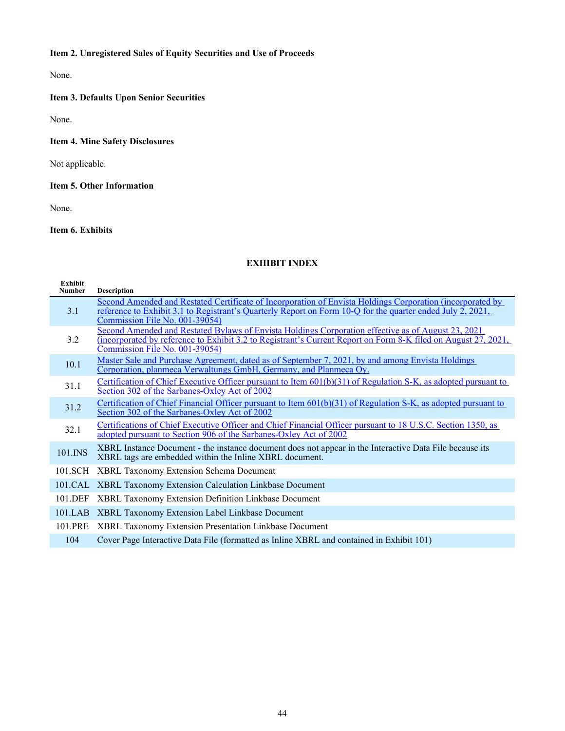**Item 2. Unregistered Sales of Equity Securities and Use of Proceeds**

None.

**Item 3. Defaults Upon Senior Securities**

None.

**Item 4. Mine Safety Disclosures**

Not applicable.

**Item 5. Other Information**

None.

**Item 6. Exhibits**

**EXHIBIT INDEX**

| Exhibit Number | Description |
|---|---|
| 3.1 | Second Amended and Restated Certificate of Incorporation of Envista Holdings Corporation (incorporated by reference to Exhibit 3.1 to Registrant's Quarterly Report on Form 10-Q for the quarter ended July 2, 2021, Commission File No. 001-39054) |
| 3.2 | Second Amended and Restated Bylaws of Envista Holdings Corporation effective as of August 23, 2021 (incorporated by reference to Exhibit 3.2 to Registrant's Current Report on Form 8-K filed on August 27, 2021, Commission File No. 001-39054) |
| 10.1 | Master Sale and Purchase Agreement, dated as of September 7, 2021, by and among Envista Holdings Corporation, planmeca Verwaltungs GmbH, Germany, and Planmeca Oy. |
| 31.1 | Certification of Chief Executive Officer pursuant to Item 601(b)(31) of Regulation S-K, as adopted pursuant to Section 302 of the Sarbanes-Oxley Act of 2002 |
| 31.2 | Certification of Chief Financial Officer pursuant to Item 601(b)(31) of Regulation S-K, as adopted pursuant to Section 302 of the Sarbanes-Oxley Act of 2002 |
| 32.1 | Certifications of Chief Executive Officer and Chief Financial Officer pursuant to 18 U.S.C. Section 1350, as adopted pursuant to Section 906 of the Sarbanes-Oxley Act of 2002 |
| 101.INS | XBRL Instance Document - the instance document does not appear in the Interactive Data File because its XBRL tags are embedded within the Inline XBRL document. |
| 101.SCH | XBRL Taxonomy Extension Schema Document |
| 101.CAL | XBRL Taxonomy Extension Calculation Linkbase Document |
| 101.DEF | XBRL Taxonomy Extension Definition Linkbase Document |
| 101.LAB | XBRL Taxonomy Extension Label Linkbase Document |
| 101.PRE | XBRL Taxonomy Extension Presentation Linkbase Document |
| 104 | Cover Page Interactive Data File (formatted as Inline XBRL and contained in Exhibit 101) |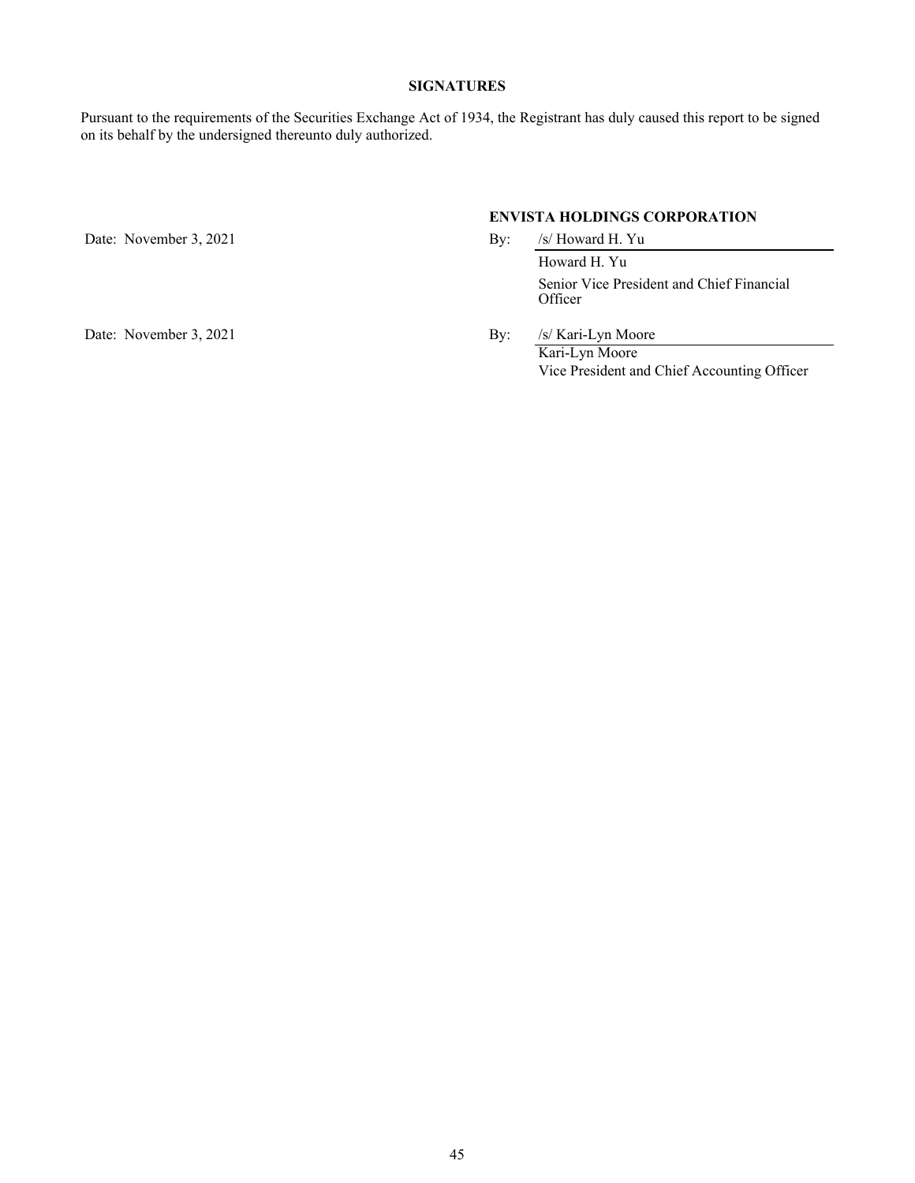**SIGNATURES**

Pursuant to the requirements of the Securities Exchange Act of 1934, the Registrant has duly caused this report to be signed on its behalf by the undersigned thereunto duly authorized.

| | | |
|---|---|---|
| | | **ENVISTA HOLDINGS CORPORATION** |
| Date: November 3, 2021 | By: | /s/ Howard H. Yu |
| | | Howard H. Yu |
| | | Senior Vice President and Chief Financial Officer |
| Date: November 3, 2021 | By: | /s/ Kari-Lyn Moore |
| | | Kari-Lyn Moore |
| | | Vice President and Chief Accounting Officer |